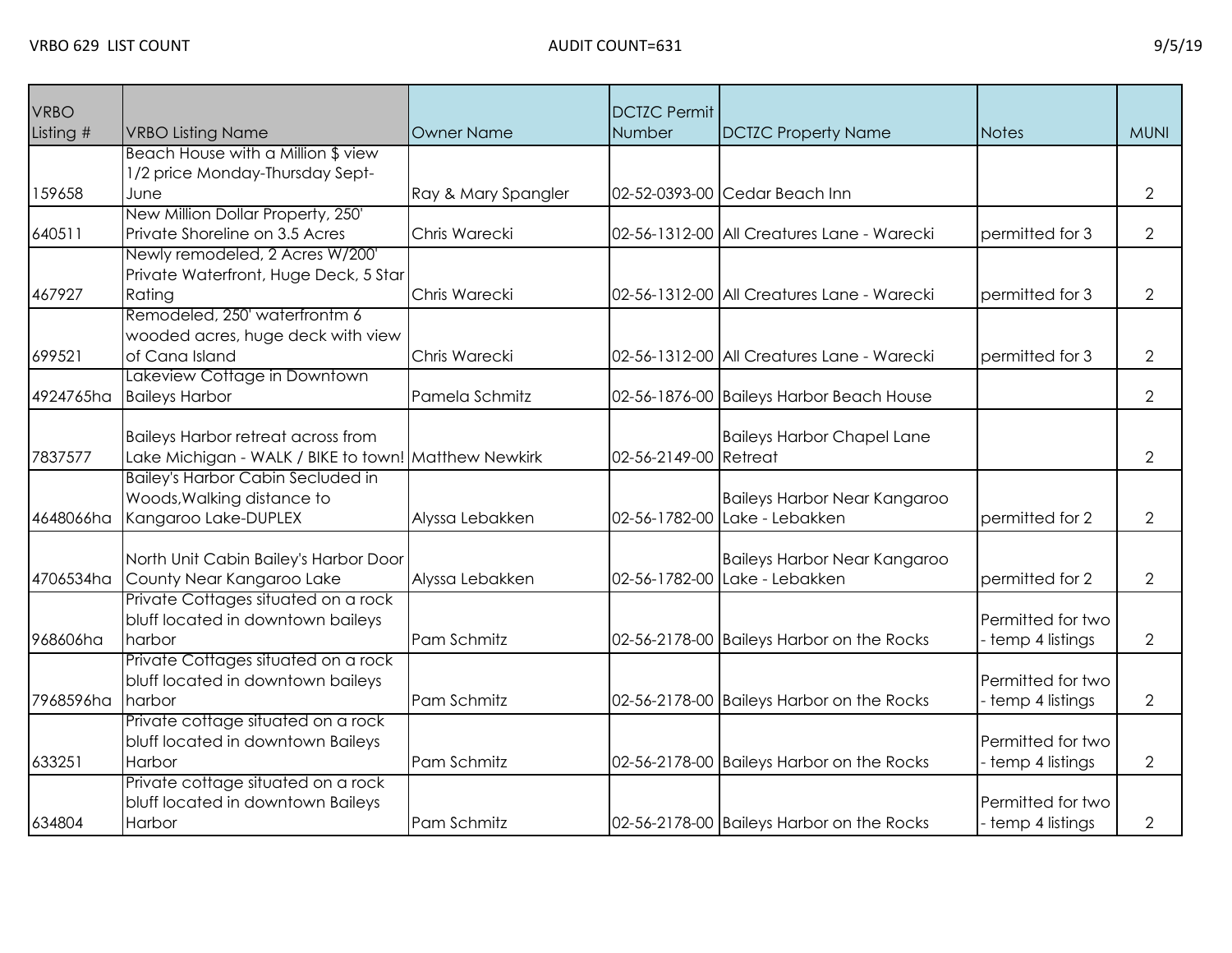VRBO 629 LIST COUNT AUDIT COUNT=631 9/5/19

| VRBO Listing # | VRBO Listing Name | Owner Name | DCTZC Permit Number | DCTZC Property Name | Notes | MUNI |
|---|---|---|---|---|---|---|
| 159658 | Beach House with a Million $ view 1/2 price Monday-Thursday Sept-June | Ray & Mary Spangler | 02-52-0393-00 | Cedar Beach Inn | | 2 |
| 640511 | New Million Dollar Property, 250' Private Shoreline on 3.5 Acres | Chris Warecki | 02-56-1312-00 | All Creatures Lane - Warecki | permitted for 3 | 2 |
| 467927 | Newly remodeled, 2 Acres W/200' Private Waterfront, Huge Deck, 5 Star Rating | Chris Warecki | 02-56-1312-00 | All Creatures Lane - Warecki | permitted for 3 | 2 |
| 699521 | Remodeled, 250' waterfrontm 6 wooded acres, huge deck with view of Cana Island | Chris Warecki | 02-56-1312-00 | All Creatures Lane - Warecki | permitted for 3 | 2 |
| 4924765ha | Lakeview Cottage in Downtown Baileys Harbor | Pamela Schmitz | 02-56-1876-00 | Baileys Harbor Beach House | | 2 |
| 7837577 | Baileys Harbor retreat across from Lake Michigan - WALK / BIKE to town! | Matthew Newkirk | 02-56-2149-00 | Baileys Harbor Chapel Lane Retreat | | 2 |
| 4648066ha | Bailey's Harbor Cabin Secluded in Woods,Walking distance to Kangaroo Lake-DUPLEX | Alyssa Lebakken | 02-56-1782-00 | Baileys Harbor Near Kangaroo Lake - Lebakken | permitted for 2 | 2 |
| 4706534ha | North Unit Cabin Bailey's Harbor Door County Near Kangaroo Lake | Alyssa Lebakken | 02-56-1782-00 | Baileys Harbor Near Kangaroo Lake - Lebakken | permitted for 2 | 2 |
| 968606ha | Private Cottages situated on a rock bluff located in downtown baileys harbor | Pam Schmitz | 02-56-2178-00 | Baileys Harbor on the Rocks | Permitted for two - temp 4 listings | 2 |
| 7968596ha | Private Cottages situated on a rock bluff located in downtown baileys harbor | Pam Schmitz | 02-56-2178-00 | Baileys Harbor on the Rocks | Permitted for two - temp 4 listings | 2 |
| 633251 | Private cottage situated on a rock bluff located in downtown Baileys Harbor | Pam Schmitz | 02-56-2178-00 | Baileys Harbor on the Rocks | Permitted for two - temp 4 listings | 2 |
| 634804 | Private cottage situated on a rock bluff located in downtown Baileys Harbor | Pam Schmitz | 02-56-2178-00 | Baileys Harbor on the Rocks | Permitted for two - temp 4 listings | 2 |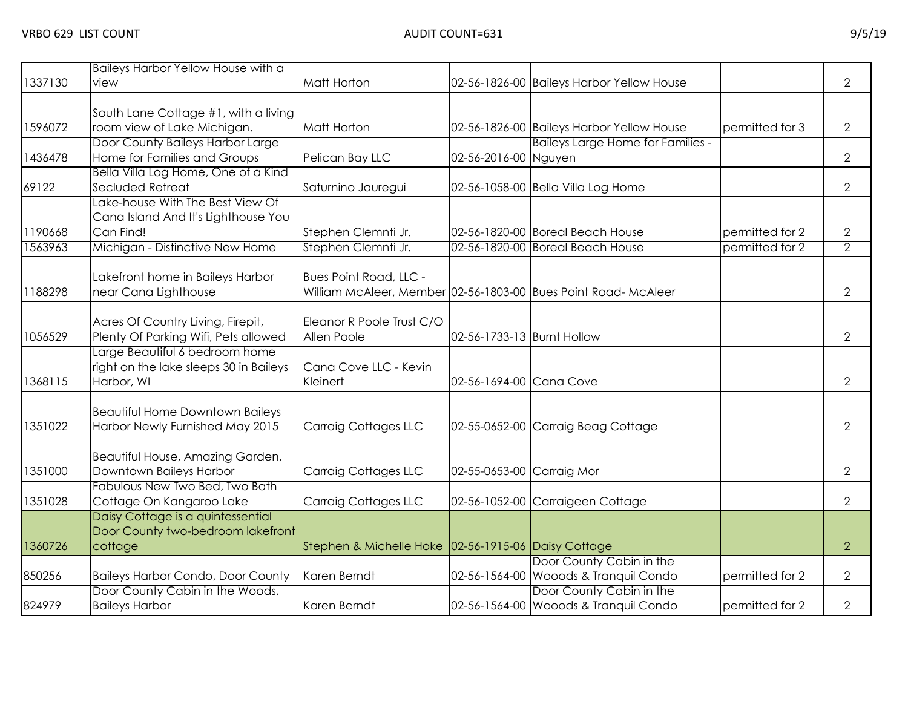| | | | | | | |
|---|---|---|---|---|---|---|
| 1337130 | Baileys Harbor Yellow House with a view | Matt Horton | 02-56-1826-00 | Baileys Harbor Yellow House | | 2 |
| 1596072 | South Lane Cottage #1, with a living room view of Lake Michigan. | Matt Horton | 02-56-1826-00 | Baileys Harbor Yellow House | permitted for 3 | 2 |
| 1436478 | Door County Baileys Harbor Large Home for Families and Groups | Pelican Bay LLC | 02-56-2016-00 | Baileys Large Home for Families - Nguyen | | 2 |
| 69122 | Bella Villa Log Home, One of a Kind Secluded Retreat | Saturnino Jauregui | 02-56-1058-00 | Bella Villa Log Home | | 2 |
| 1190668 | Lake-house With The Best View Of Cana Island And It's Lighthouse You Can Find! | Stephen Clemnti Jr. | 02-56-1820-00 | Boreal Beach House | permitted for 2 | 2 |
| 1563963 | Michigan - Distinctive New Home | Stephen Clemnti Jr. | 02-56-1820-00 | Boreal Beach House | permitted for 2 | 2 |
| 1188298 | Lakefront home in Baileys Harbor near Cana Lighthouse | Bues Point Road, LLC - William McAleer, Member | 02-56-1803-00 | Bues Point Road- McAleer | | 2 |
| 1056529 | Acres Of Country Living, Firepit, Plenty Of Parking Wifi, Pets allowed | Eleanor R Poole Trust C/O Allen Poole | 02-56-1733-13 | Burnt Hollow | | 2 |
| 1368115 | Large Beautiful 6 bedroom home right on the lake sleeps 30 in Baileys Harbor, WI | Cana Cove LLC - Kevin Kleinert | 02-56-1694-00 | Cana Cove | | 2 |
| 1351022 | Beautiful Home Downtown Baileys Harbor Newly Furnished May 2015 | Carraig Cottages LLC | 02-55-0652-00 | Carraig Beag Cottage | | 2 |
| 1351000 | Beautiful House, Amazing Garden, Downtown Baileys Harbor | Carraig Cottages LLC | 02-55-0653-00 | Carraig Mor | | 2 |
| 1351028 | Fabulous New Two Bed, Two Bath Cottage On Kangaroo Lake | Carraig Cottages LLC | 02-56-1052-00 | Carraigeen Cottage | | 2 |
| 1360726 | Daisy Cottage is a quintessential Door County two-bedroom lakefront cottage | Stephen & Michelle Hoke | 02-56-1915-06 | Daisy Cottage | | 2 |
| 850256 | Baileys Harbor Condo, Door County | Karen Berndt | 02-56-1564-00 | Door County Cabin in the Wooods & Tranquil Condo | permitted for 2 | 2 |
| 824979 | Door County Cabin in the Woods, Baileys Harbor | Karen Berndt | 02-56-1564-00 | Door County Cabin in the Wooods & Tranquil Condo | permitted for 2 | 2 |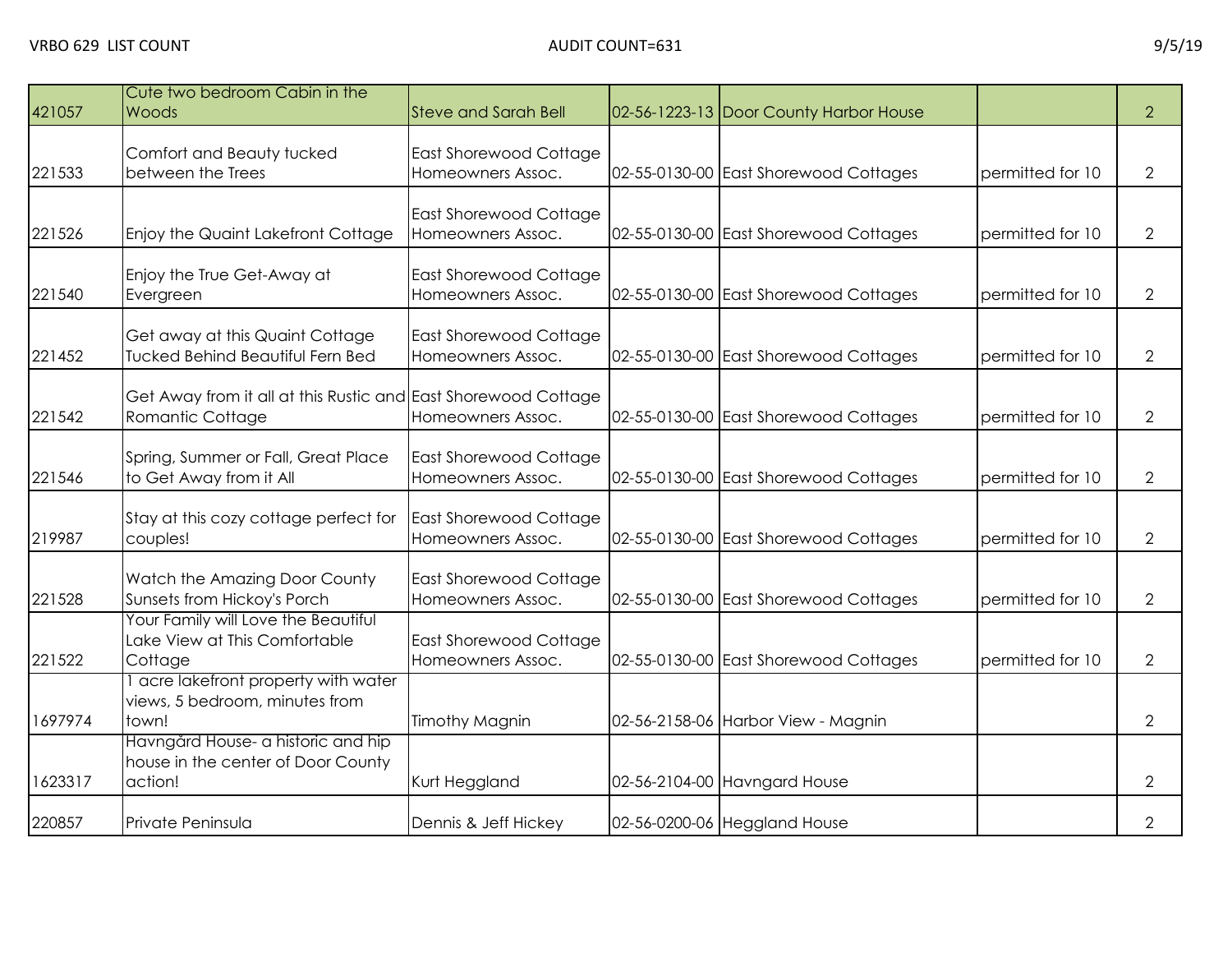| 421057 | Cute two bedroom Cabin in the Woods | Steve and Sarah Bell | 02-56-1223-13 | Door County Harbor House | | 2 |
|---|---|---|---|---|---|---|
| 221533 | Comfort and Beauty tucked between the Trees | East Shorewood Cottage Homeowners Assoc. | 02-55-0130-00 | East Shorewood Cottages | permitted for 10 | 2 |
| 221526 | Enjoy the Quaint Lakefront Cottage | East Shorewood Cottage Homeowners Assoc. | 02-55-0130-00 | East Shorewood Cottages | permitted for 10 | 2 |
| 221540 | Enjoy the True Get-Away at Evergreen | East Shorewood Cottage Homeowners Assoc. | 02-55-0130-00 | East Shorewood Cottages | permitted for 10 | 2 |
| 221452 | Get away at this Quaint Cottage Tucked Behind Beautiful Fern Bed | East Shorewood Cottage Homeowners Assoc. | 02-55-0130-00 | East Shorewood Cottages | permitted for 10 | 2 |
| 221542 | Get Away from it all at this Rustic and Romantic Cottage | East Shorewood Cottage Homeowners Assoc. | 02-55-0130-00 | East Shorewood Cottages | permitted for 10 | 2 |
| 221546 | Spring, Summer or Fall, Great Place to Get Away from it All | East Shorewood Cottage Homeowners Assoc. | 02-55-0130-00 | East Shorewood Cottages | permitted for 10 | 2 |
| 219987 | Stay at this cozy cottage perfect for couples! | East Shorewood Cottage Homeowners Assoc. | 02-55-0130-00 | East Shorewood Cottages | permitted for 10 | 2 |
| 221528 | Watch the Amazing Door County Sunsets from Hickoy's Porch | East Shorewood Cottage Homeowners Assoc. | 02-55-0130-00 | East Shorewood Cottages | permitted for 10 | 2 |
| 221522 | Your Family will Love the Beautiful Lake View at This Comfortable Cottage | East Shorewood Cottage Homeowners Assoc. | 02-55-0130-00 | East Shorewood Cottages | permitted for 10 | 2 |
| 1697974 | 1 acre lakefront property with water views, 5 bedroom, minutes from town! | Timothy Magnin | 02-56-2158-06 | Harbor View - Magnin | | 2 |
| 1623317 | Havngård House- a historic and hip house in the center of Door County action! | Kurt Heggland | 02-56-2104-00 | Havngard House | | 2 |
| 220857 | Private Peninsula | Dennis & Jeff Hickey | 02-56-0200-06 | Heggland House | | 2 |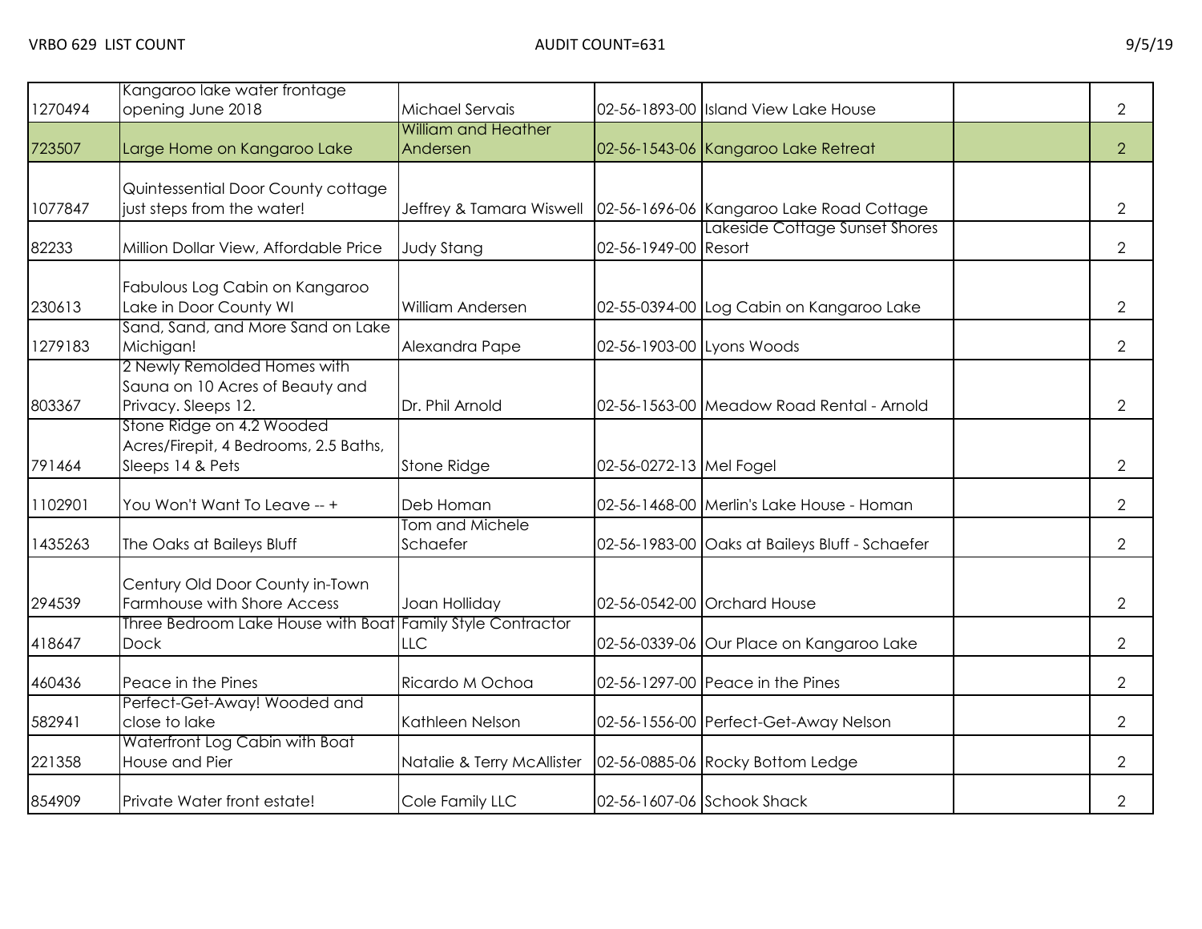| | | | | | | |
|---|---|---|---|---|---|---|
| 1270494 | Kangaroo lake water frontage opening June 2018 | Michael Servais | 02-56-1893-00 | Island View Lake House | | 2 |
| 723507 | Large Home on Kangaroo Lake | William and Heather Andersen | 02-56-1543-06 | Kangaroo Lake Retreat | | 2 |
| 1077847 | Quintessential Door County cottage just steps from the water! | Jeffrey & Tamara Wiswell | 02-56-1696-06 | Kangaroo Lake Road Cottage | | 2 |
| 82233 | Million Dollar View, Affordable Price | Judy Stang | 02-56-1949-00 | Lakeside Cottage Sunset Shores Resort | | 2 |
| 230613 | Fabulous Log Cabin on Kangaroo Lake in Door County WI | William Andersen | 02-55-0394-00 | Log Cabin on Kangaroo Lake | | 2 |
| 1279183 | Sand, Sand, and More Sand on Lake Michigan! | Alexandra Pape | 02-56-1903-00 | Lyons Woods | | 2 |
| 803367 | 2 Newly Remolded Homes with Sauna on 10 Acres of Beauty and Privacy. Sleeps 12. | Dr. Phil Arnold | 02-56-1563-00 | Meadow Road Rental - Arnold | | 2 |
| 791464 | Stone Ridge on 4.2 Wooded Acres/Firepit, 4 Bedrooms, 2.5 Baths, Sleeps 14 & Pets | Stone Ridge | 02-56-0272-13 | Mel Fogel | | 2 |
| 1102901 | You Won't Want To Leave -- + | Deb Homan | 02-56-1468-00 | Merlin's Lake House - Homan | | 2 |
| 1435263 | The Oaks at Baileys Bluff | Tom and Michele Schaefer | 02-56-1983-00 | Oaks at Baileys Bluff - Schaefer | | 2 |
| 294539 | Century Old Door County in-Town Farmhouse with Shore Access | Joan Holliday | 02-56-0542-00 | Orchard House | | 2 |
| 418647 | Three Bedroom Lake House with Boat Dock | Family Style Contractor LLC | 02-56-0339-06 | Our Place on Kangaroo Lake | | 2 |
| 460436 | Peace in the Pines | Ricardo M Ochoa | 02-56-1297-00 | Peace in the Pines | | 2 |
| 582941 | Perfect-Get-Away! Wooded and close to lake | Kathleen Nelson | 02-56-1556-00 | Perfect-Get-Away Nelson | | 2 |
| 221358 | Waterfront Log Cabin with Boat House and Pier | Natalie & Terry McAllister | 02-56-0885-06 | Rocky Bottom Ledge | | 2 |
| 854909 | Private Water front estate! | Cole Family LLC | 02-56-1607-06 | Schook Shack | | 2 |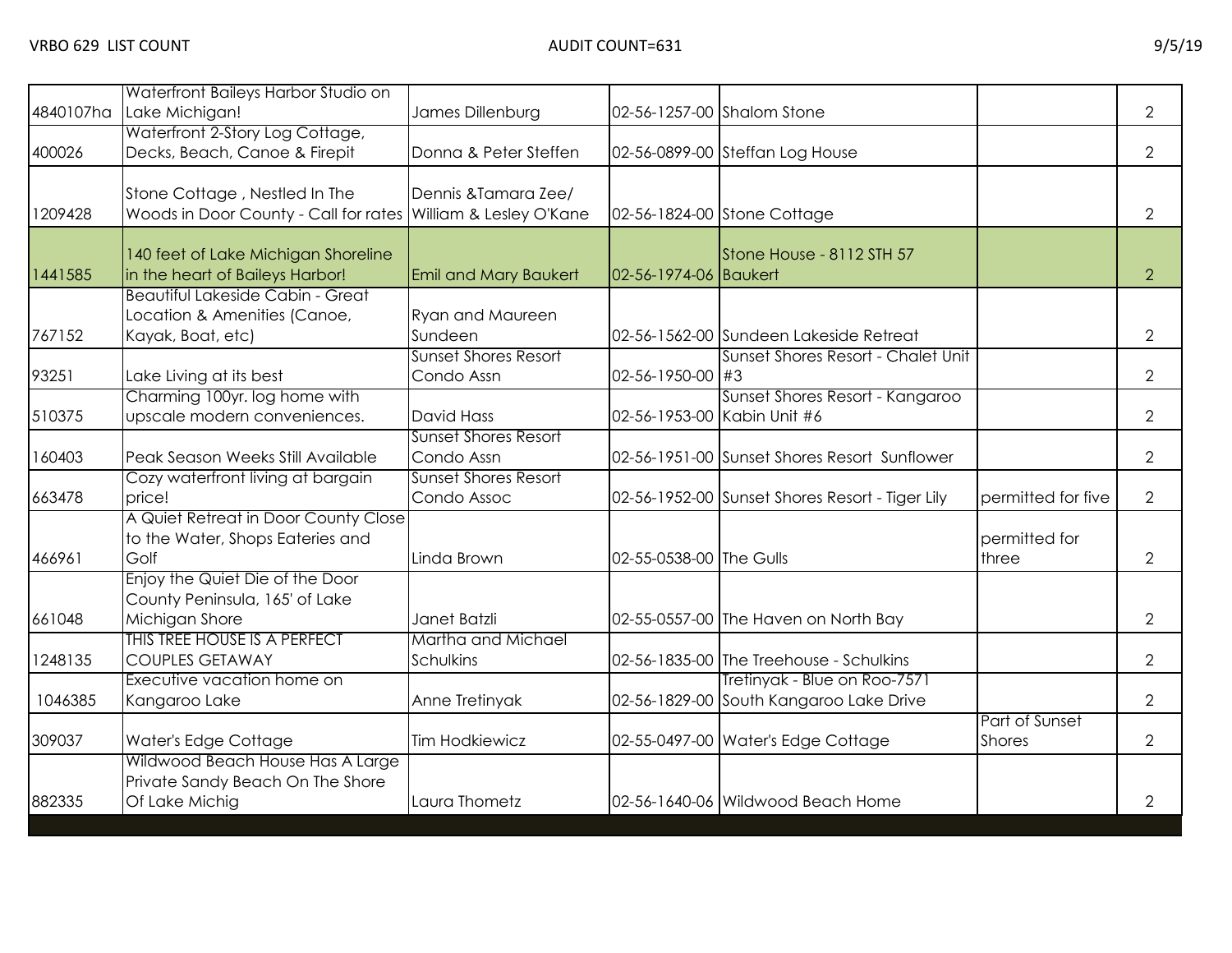| | | | | | | |
|---|---|---|---|---|---|---|
| 4840107ha | Waterfront Baileys Harbor Studio on Lake Michigan! | James Dillenburg | 02-56-1257-00 | Shalom Stone | | 2 |
| 400026 | Waterfront 2-Story Log Cottage, Decks, Beach, Canoe & Firepit | Donna & Peter Steffen | 02-56-0899-00 | Steffan Log House | | 2 |
| 1209428 | Stone Cottage , Nestled In The Woods in Door County - Call for rates | Dennis &Tamara Zee/ William & Lesley O'Kane | 02-56-1824-00 | Stone Cottage | | 2 |
| 1441585 | 140 feet of Lake Michigan Shoreline in the heart of Baileys Harbor! | Emil and Mary Baukert | 02-56-1974-06 | Stone House - 8112 STH 57 Baukert | | 2 |
| 767152 | Beautiful Lakeside Cabin - Great Location & Amenities (Canoe, Kayak, Boat, etc) | Ryan and Maureen Sundeen | 02-56-1562-00 | Sundeen Lakeside Retreat | | 2 |
| 93251 | Lake Living at its best | Sunset Shores Resort Condo Assn | 02-56-1950-00 | Sunset Shores Resort - Chalet Unit #3 | | 2 |
| 510375 | Charming 100yr. log home with upscale modern conveniences. | David Hass | 02-56-1953-00 | Sunset Shores Resort - Kangaroo Kabin Unit #6 | | 2 |
| 160403 | Peak Season Weeks Still Available | Sunset Shores Resort Condo Assn | 02-56-1951-00 | Sunset Shores Resort Sunflower | | 2 |
| 663478 | Cozy waterfront living at bargain price! | Sunset Shores Resort Condo Assoc | 02-56-1952-00 | Sunset Shores Resort - Tiger Lily | permitted for five | 2 |
| 466961 | A Quiet Retreat in Door County Close to the Water, Shops Eateries and Golf | Linda Brown | 02-55-0538-00 | The Gulls | permitted for three | 2 |
| 661048 | Enjoy the Quiet Die of the Door County Peninsula, 165' of Lake Michigan Shore | Janet Batzli | 02-55-0557-00 | The Haven on North Bay | | 2 |
| 1248135 | THIS TREE HOUSE IS A PERFECT COUPLES GETAWAY | Martha and Michael Schulkins | 02-56-1835-00 | The Treehouse - Schulkins | | 2 |
| 1046385 | Executive vacation home on Kangaroo Lake | Anne Tretinyak | 02-56-1829-00 | Tretinyak - Blue on Roo-7571 South Kangaroo Lake Drive | | 2 |
| 309037 | Water's Edge Cottage | Tim Hodkiewicz | 02-55-0497-00 | Water's Edge Cottage | Part of Sunset Shores | 2 |
| 882335 | Wildwood Beach House Has A Large Private Sandy Beach On The Shore Of Lake Michig | Laura Thometz | 02-56-1640-06 | Wildwood Beach Home | | 2 |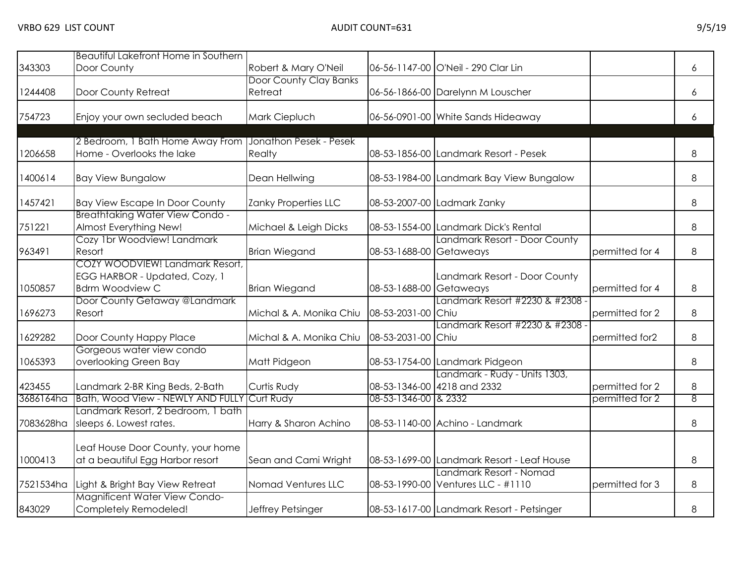VRBO 629 LIST COUNT AUDIT COUNT=631 9/5/19

| | | | | | | |
|---|---|---|---|---|---|---|
| 343303 | Beautiful Lakefront Home in Southern Door County | Robert & Mary O'Neil | 06-56-1147-00 | O'Neil - 290 Clar Lin | | 6 |
| 1244408 | Door County Retreat | Door County Clay Banks Retreat | 06-56-1866-00 | Darelynn M Louscher | | 6 |
| 754723 | Enjoy your own secluded beach | Mark Ciepluch | 06-56-0901-00 | White Sands Hideaway | | 6 |
| | | | | | | |
| 1206658 | 2 Bedroom, 1 Bath Home Away From Home - Overlooks the lake | Jonathon Pesek - Pesek Realty | 08-53-1856-00 | Landmark Resort - Pesek | | 8 |
| 1400614 | Bay View Bungalow | Dean Hellwing | 08-53-1984-00 | Landmark Bay View Bungalow | | 8 |
| 1457421 | Bay View Escape In Door County | Zanky Properties LLC | 08-53-2007-00 | Ladmark Zanky | | 8 |
| 751221 | Breathtaking Water View Condo - Almost Everything New! | Michael & Leigh Dicks | 08-53-1554-00 | Landmark Dick's Rental | | 8 |
| 963491 | Cozy 1br Woodview! Landmark Resort | Brian Wiegand | 08-53-1688-00 | Landmark Resort - Door County Getaweays | permitted for 4 | 8 |
| 1050857 | COZY WOODVIEW! Landmark Resort, EGG HARBOR - Updated, Cozy, 1 Bdrm Woodview C | Brian Wiegand | 08-53-1688-00 | Landmark Resort - Door County Getaweays | permitted for 4 | 8 |
| 1696273 | Door County Getaway @Landmark Resort | Michal & A. Monika Chiu | 08-53-2031-00 | Landmark Resort #2230 & #2308 - Chiu | permitted for 2 | 8 |
| 1629282 | Door County Happy Place | Michal & A. Monika Chiu | 08-53-2031-00 | Landmark Resort #2230 & #2308 - Chiu | permitted for2 | 8 |
| 1065393 | Gorgeous water view condo overlooking Green Bay | Matt Pidgeon | 08-53-1754-00 | Landmark Pidgeon | | 8 |
| 423455 | Landmark 2-BR King Beds, 2-Bath | Curtis Rudy | 08-53-1346-00 | Landmark - Rudy - Units 1303, 4218 and 2332 | permitted for 2 | 8 |
| 3686164ha | Bath, Wood View - NEWLY AND FULLY | Curt Rudy | 08-53-1346-00 | & 2332 | permitted for 2 | 8 |
| 7083628ha | Landmark Resort, 2 bedroom, 1 bath sleeps 6. Lowest rates. | Harry & Sharon Achino | 08-53-1140-00 | Achino - Landmark | | 8 |
| 1000413 | Leaf House Door County, your home at a beautiful Egg Harbor resort | Sean and Cami Wright | 08-53-1699-00 | Landmark Resort - Leaf House | | 8 |
| 7521534ha | Light & Bright Bay View Retreat | Nomad Ventures LLC | 08-53-1990-00 | Landmark Resort - Nomad Ventures LLC - #1110 | permitted for 3 | 8 |
| 843029 | Magnificent Water View Condo- Completely Remodeled! | Jeffrey Petsinger | 08-53-1617-00 | Landmark Resort - Petsinger | | 8 |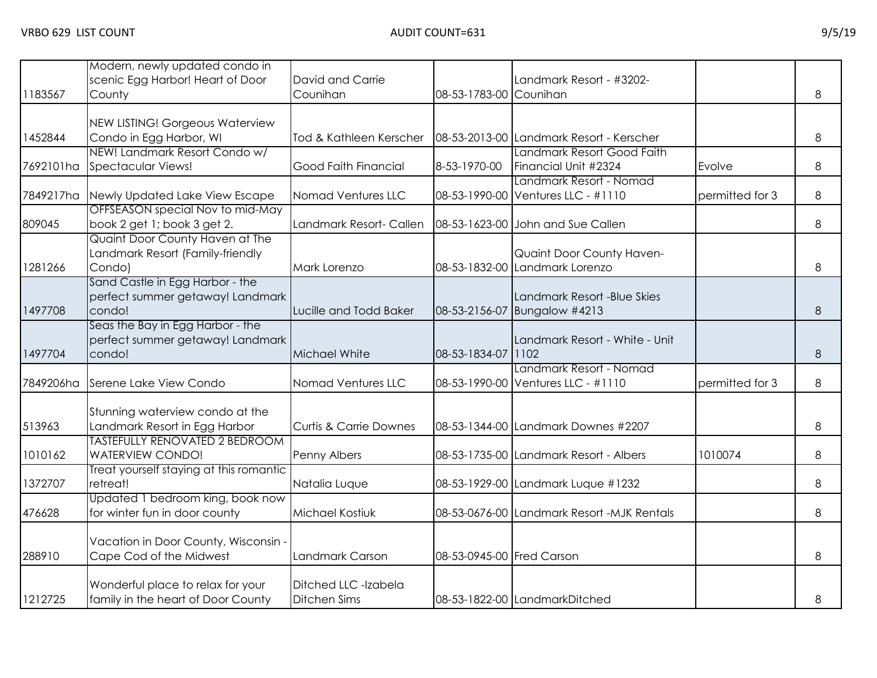| | | | | | | |
|---|---|---|---|---|---|---|
| 1183567 | Modern, newly updated condo in scenic Egg Harbor! Heart of Door County | David and Carrie Counihan | 08-53-1783-00 | Landmark Resort - #3202- Counihan | | 8 |
| 1452844 | NEW LISTING! Gorgeous Waterview Condo in Egg Harbor, WI | Tod & Kathleen Kerscher | 08-53-2013-00 | Landmark Resort - Kerscher | | 8 |
| 7692101ha | NEW! Landmark Resort Condo w/ Spectacular Views! | Good Faith Financial | 8-53-1970-00 | Landmark Resort Good Faith Financial Unit #2324 | Evolve | 8 |
| 7849217ha | Newly Updated Lake View Escape | Nomad Ventures LLC | 08-53-1990-00 | Landmark Resort - Nomad Ventures LLC - #1110 | permitted for 3 | 8 |
| 809045 | OFFSEASON special Nov to mid-May book 2 get 1; book 3 get 2. | Landmark Resort- Callen | 08-53-1623-00 | John and Sue Callen | | 8 |
| 1281266 | Quaint Door County Haven at The Landmark Resort (Family-friendly Condo) | Mark Lorenzo | 08-53-1832-00 | Quaint Door County Haven- Landmark Lorenzo | | 8 |
| 1497708 | Sand Castle in Egg Harbor - the perfect summer getaway! Landmark condo! | Lucille and Todd Baker | 08-53-2156-07 | Landmark Resort -Blue Skies Bungalow #4213 | | 8 |
| 1497704 | Seas the Bay in Egg Harbor - the perfect summer getaway! Landmark condo! | Michael White | 08-53-1834-07 | Landmark Resort - White - Unit 1102 | | 8 |
| 7849206ha | Serene Lake View Condo | Nomad Ventures LLC | 08-53-1990-00 | Landmark Resort - Nomad Ventures LLC - #1110 | permitted for 3 | 8 |
| 513963 | Stunning waterview condo at the Landmark Resort in Egg Harbor | Curtis & Carrie Downes | 08-53-1344-00 | Landmark Downes #2207 | | 8 |
| 1010162 | TASTEFULLY RENOVATED 2 BEDROOM WATERVIEW CONDO! | Penny Albers | 08-53-1735-00 | Landmark Resort - Albers | 1010074 | 8 |
| 1372707 | Treat yourself staying at this romantic retreat! | Natalia Luque | 08-53-1929-00 | Landmark Luque #1232 | | 8 |
| 476628 | Updated 1 bedroom king, book now for winter fun in door county | Michael Kostiuk | 08-53-0676-00 | Landmark Resort -MJK Rentals | | 8 |
| 288910 | Vacation in Door County, Wisconsin - Cape Cod of the Midwest | Landmark Carson | 08-53-0945-00 | Fred Carson | | 8 |
| 1212725 | Wonderful place to relax for your family in the heart of Door County | Ditched LLC -Izabela Ditchen Sims | 08-53-1822-00 | LandmarkDitched | | 8 |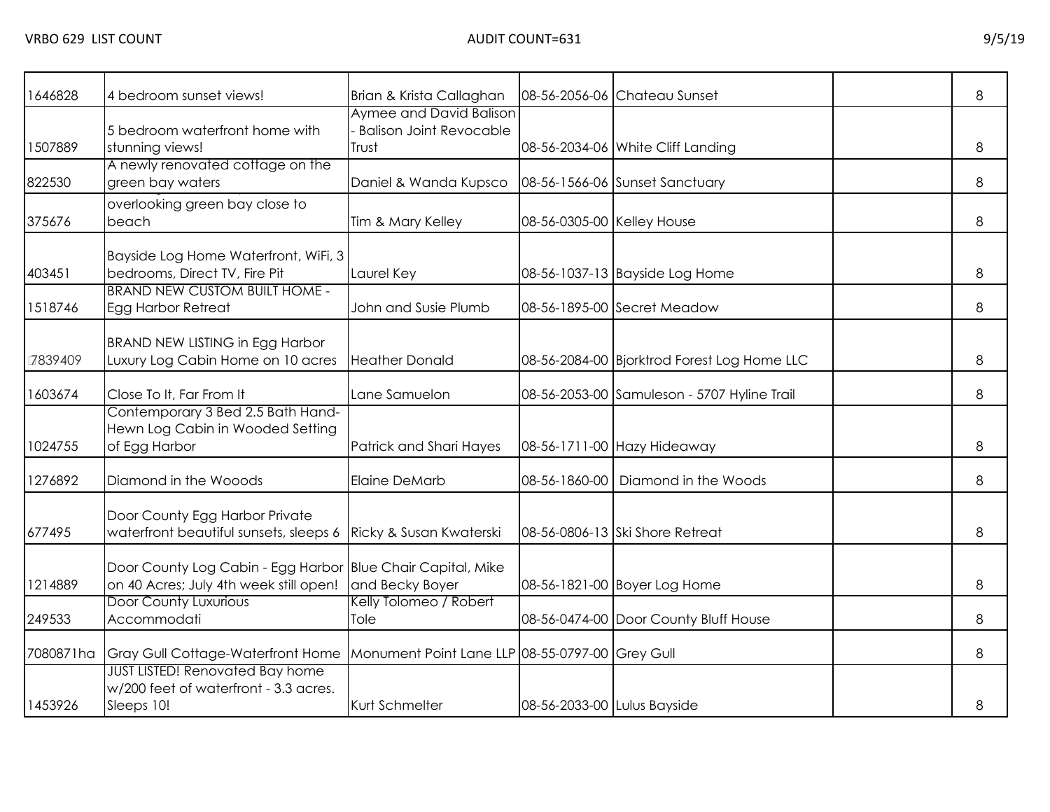| | | | | | | |
|---|---|---|---|---|---|---|
| 1646828 | 4 bedroom sunset views! | Brian & Krista Callaghan | 08-56-2056-06 | Chateau Sunset | | 8 |
| 1507889 | 5 bedroom waterfront home with stunning views! | Aymee and David Balison - Balison Joint Revocable Trust | 08-56-2034-06 | White Cliff Landing | | 8 |
| 822530 | A newly renovated cottage on the green bay waters | Daniel & Wanda Kupsco | 08-56-1566-06 | Sunset Sanctuary | | 8 |
| 375676 | overlooking green bay close to beach | Tim & Mary Kelley | 08-56-0305-00 | Kelley House | | 8 |
| 403451 | Bayside Log Home Waterfront, WiFi, 3 bedrooms, Direct TV, Fire Pit | Laurel Key | 08-56-1037-13 | Bayside Log Home | | 8 |
| 1518746 | BRAND NEW CUSTOM BUILT HOME - Egg Harbor Retreat | John and Susie Plumb | 08-56-1895-00 | Secret Meadow | | 8 |
| 7839409 | BRAND NEW LISTING in Egg Harbor Luxury Log Cabin Home on 10 acres | Heather Donald | 08-56-2084-00 | Bjorktrod Forest Log Home LLC | | 8 |
| 1603674 | Close To It, Far From It | Lane Samuelon | 08-56-2053-00 | Samuleson - 5707 Hyline Trail | | 8 |
| 1024755 | Contemporary 3 Bed 2.5 Bath Hand-Hewn Log Cabin in Wooded Setting of Egg Harbor | Patrick and Shari Hayes | 08-56-1711-00 | Hazy Hideaway | | 8 |
| 1276892 | Diamond in the Wooods | Elaine DeMarb | 08-56-1860-00 | Diamond in the Woods | | 8 |
| 677495 | Door County Egg Harbor Private waterfront beautiful sunsets, sleeps 6 | Ricky & Susan Kwaterski | 08-56-0806-13 | Ski Shore Retreat | | 8 |
| 1214889 | Door County Log Cabin - Egg Harbor on 40 Acres; July 4th week still open! | Blue Chair Capital, Mike and Becky Boyer | 08-56-1821-00 | Boyer Log Home | | 8 |
| 249533 | Door County Luxurious Accommodati | Kelly Tolomeo / Robert Tole | 08-56-0474-00 | Door County Bluff House | | 8 |
| 7080871ha | Gray Gull Cottage-Waterfront Home | Monument Point Lane LLP | 08-55-0797-00 | Grey Gull | | 8 |
| 1453926 | JUST LISTED! Renovated Bay home w/200 feet of waterfront - 3.3 acres. Sleeps 10! | Kurt Schmelter | 08-56-2033-00 | Lulus Bayside | | 8 |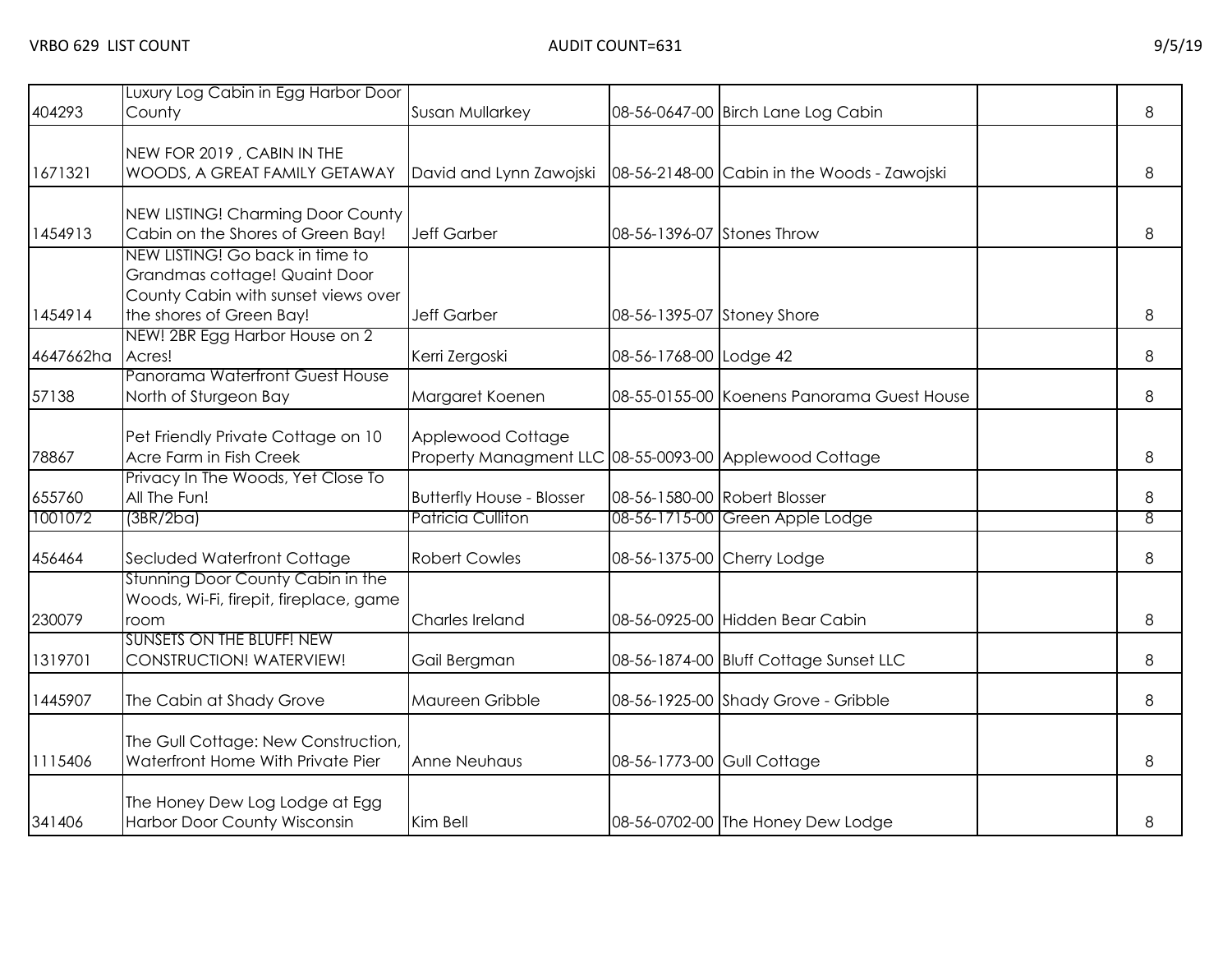| | | | | | | |
|---|---|---|---|---|---|---|
| 404293 | Luxury Log Cabin in Egg Harbor Door County | Susan Mullarkey | 08-56-0647-00 | Birch Lane Log Cabin | | 8 |
| 1671321 | NEW FOR 2019 , CABIN IN THE WOODS, A GREAT FAMILY GETAWAY | David and Lynn Zawojski | 08-56-2148-00 | Cabin in the Woods - Zawojski | | 8 |
| 1454913 | NEW LISTING! Charming Door County Cabin on the Shores of Green Bay! | Jeff Garber | 08-56-1396-07 | Stones Throw | | 8 |
| 1454914 | NEW LISTING! Go back in time to Grandmas cottage! Quaint Door County Cabin with sunset views over the shores of Green Bay! | Jeff Garber | 08-56-1395-07 | Stoney Shore | | 8 |
| 4647662ha | NEW! 2BR Egg Harbor House on 2 Acres! | Kerri Zergoski | 08-56-1768-00 | Lodge 42 | | 8 |
| 57138 | Panorama Waterfront Guest House North of Sturgeon Bay | Margaret Koenen | 08-55-0155-00 | Koenens Panorama Guest House | | 8 |
| 78867 | Pet Friendly Private Cottage on 10 Acre Farm in Fish Creek | Applewood Cottage Property Managment LLC | 08-55-0093-00 | Applewood Cottage | | 8 |
| 655760 | Privacy In The Woods, Yet Close To All The Fun! | Butterfly House - Blosser | 08-56-1580-00 | Robert Blosser | | 8 |
| 1001072 | (3BR/2ba) | Patricia Culliton | 08-56-1715-00 | Green Apple Lodge | | 8 |
| 456464 | Secluded Waterfront Cottage | Robert Cowles | 08-56-1375-00 | Cherry Lodge | | 8 |
| 230079 | Stunning Door County Cabin in the Woods, Wi-Fi, firepit, fireplace, game room | Charles Ireland | 08-56-0925-00 | Hidden Bear Cabin | | 8 |
| 1319701 | SUNSETS ON THE BLUFF! NEW CONSTRUCTION! WATERVIEW! | Gail Bergman | 08-56-1874-00 | Bluff Cottage Sunset LLC | | 8 |
| 1445907 | The Cabin at Shady Grove | Maureen Gribble | 08-56-1925-00 | Shady Grove - Gribble | | 8 |
| 1115406 | The Gull Cottage: New Construction, Waterfront Home With Private Pier | Anne Neuhaus | 08-56-1773-00 | Gull Cottage | | 8 |
| 341406 | The Honey Dew Log Lodge at Egg Harbor Door County Wisconsin | Kim Bell | 08-56-0702-00 | The Honey Dew Lodge | | 8 |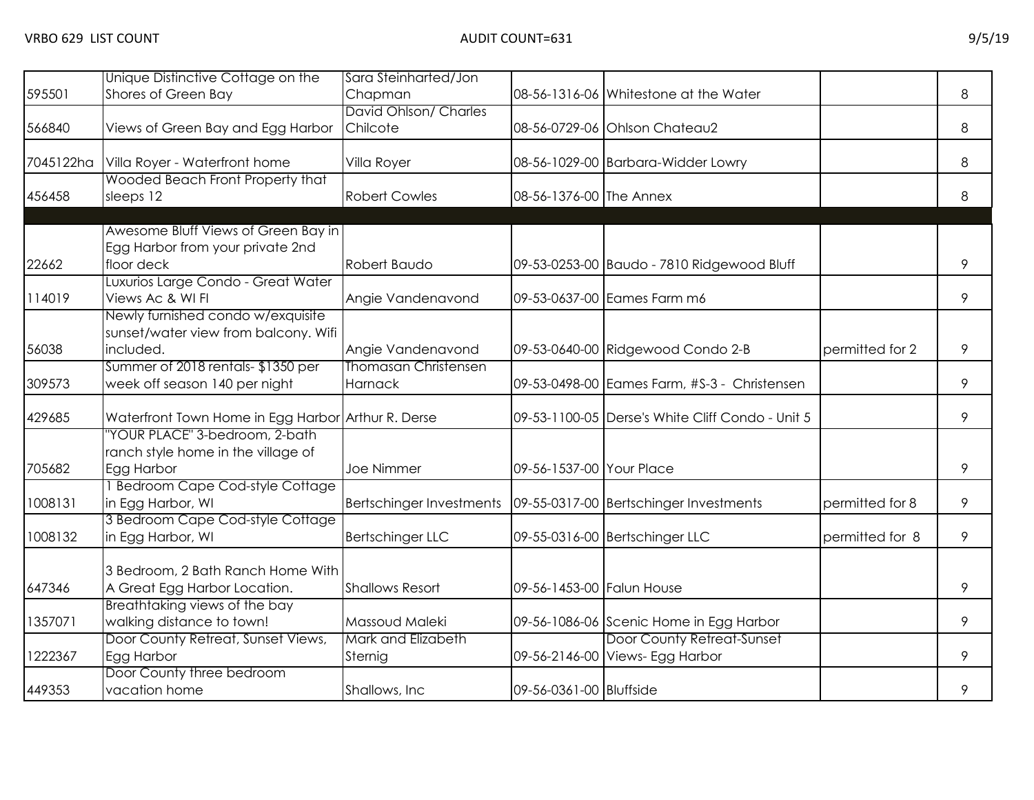| | | | | | | |
|---|---|---|---|---|---|---|
| 595501 | Unique Distinctive Cottage on the Shores of Green Bay | Sara Steinharted/Jon Chapman | 08-56-1316-06 | Whitestone at the Water | | 8 |
| 566840 | Views of Green Bay and Egg Harbor | David Ohlson/ Charles Chilcote | 08-56-0729-06 | Ohlson Chateau2 | | 8 |
| 7045122ha | Villa Royer - Waterfront home | Villa Royer | 08-56-1029-00 | Barbara-Widder Lowry | | 8 |
| 456458 | Wooded Beach Front Property that sleeps 12 | Robert Cowles | 08-56-1376-00 | The Annex | | 8 |
| | | | | | | |
| 22662 | Awesome Bluff Views of Green Bay in Egg Harbor from your private 2nd floor deck | Robert Baudo | 09-53-0253-00 | Baudo - 7810 Ridgewood Bluff | | 9 |
| 114019 | Luxurios Large Condo - Great Water Views Ac & WI FI | Angie Vandenavond | 09-53-0637-00 | Eames Farm m6 | | 9 |
| 56038 | Newly furnished condo w/exquisite sunset/water view from balcony. Wifi included. | Angie Vandenavond | 09-53-0640-00 | Ridgewood Condo 2-B | permitted for 2 | 9 |
| 309573 | Summer of 2018 rentals- $1350 per week off season 140 per night | Thomasan Christensen Harnack | 09-53-0498-00 | Eames Farm, #S-3 - Christensen | | 9 |
| 429685 | Waterfront Town Home in Egg Harbor | Arthur R. Derse | 09-53-1100-05 | Derse's White Cliff Condo - Unit 5 | | 9 |
| 705682 | "YOUR PLACE" 3-bedroom, 2-bath ranch style home in the village of Egg Harbor | Joe Nimmer | 09-56-1537-00 | Your Place | | 9 |
| 1008131 | 1 Bedroom Cape Cod-style Cottage in Egg Harbor, WI | Bertschinger Investments | 09-55-0317-00 | Bertschinger Investments | permitted for 8 | 9 |
| 1008132 | 3 Bedroom Cape Cod-style Cottage in Egg Harbor, WI | Bertschinger LLC | 09-55-0316-00 | Bertschinger LLC | permitted for 8 | 9 |
| 647346 | 3 Bedroom, 2 Bath Ranch Home With A Great Egg Harbor Location. | Shallows Resort | 09-56-1453-00 | Falun House | | 9 |
| 1357071 | Breathtaking views of the bay walking distance to town! | Massoud Maleki | 09-56-1086-06 | Scenic Home in Egg Harbor | | 9 |
| 1222367 | Door County Retreat, Sunset Views, Egg Harbor | Mark and Elizabeth Sternig | 09-56-2146-00 | Door County Retreat-Sunset Views- Egg Harbor | | 9 |
| 449353 | Door County three bedroom vacation home | Shallows, Inc | 09-56-0361-00 | Bluffside | | 9 |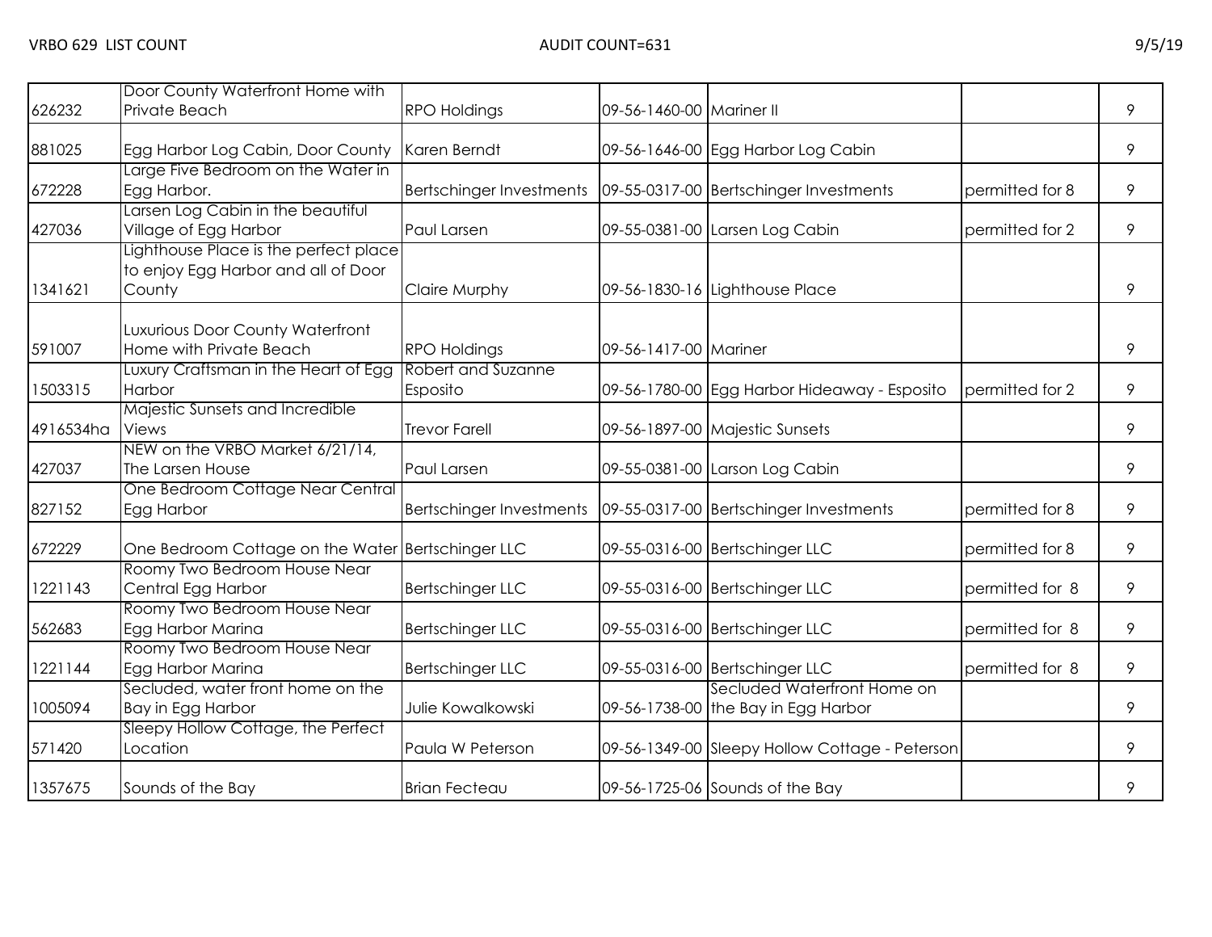| | | | | | | |
|---|---|---|---|---|---|---|
| 626232 | Door County Waterfront Home with Private Beach | RPO Holdings | 09-56-1460-00 | Mariner II | | 9 |
| 881025 | Egg Harbor Log Cabin, Door County | Karen Berndt | 09-56-1646-00 | Egg Harbor Log Cabin | | 9 |
| 672228 | Large Five Bedroom on the Water in Egg Harbor. | Bertschinger Investments | 09-55-0317-00 | Bertschinger Investments | permitted for 8 | 9 |
| 427036 | Larsen Log Cabin in the beautiful Village of Egg Harbor | Paul Larsen | 09-55-0381-00 | Larsen Log Cabin | permitted for 2 | 9 |
| 1341621 | Lighthouse Place is the perfect place to enjoy Egg Harbor and all of Door County | Claire Murphy | 09-56-1830-16 | Lighthouse Place | | 9 |
| 591007 | Luxurious Door County Waterfront Home with Private Beach | RPO Holdings | 09-56-1417-00 | Mariner | | 9 |
| 1503315 | Luxury Craftsman in the Heart of Egg Harbor | Robert and Suzanne Esposito | 09-56-1780-00 | Egg Harbor Hideaway - Esposito | permitted for 2 | 9 |
| 4916534ha | Majestic Sunsets and Incredible Views | Trevor Farell | 09-56-1897-00 | Majestic Sunsets | | 9 |
| 427037 | NEW on the VRBO Market 6/21/14, The Larsen House | Paul Larsen | 09-55-0381-00 | Larson Log Cabin | | 9 |
| 827152 | One Bedroom Cottage Near Central Egg Harbor | Bertschinger Investments | 09-55-0317-00 | Bertschinger Investments | permitted for 8 | 9 |
| 672229 | One Bedroom Cottage on the Water | Bertschinger LLC | 09-55-0316-00 | Bertschinger LLC | permitted for 8 | 9 |
| 1221143 | Roomy Two Bedroom House Near Central Egg Harbor | Bertschinger LLC | 09-55-0316-00 | Bertschinger LLC | permitted for 8 | 9 |
| 562683 | Roomy Two Bedroom House Near Egg Harbor Marina | Bertschinger LLC | 09-55-0316-00 | Bertschinger LLC | permitted for 8 | 9 |
| 1221144 | Roomy Two Bedroom House Near Egg Harbor Marina | Bertschinger LLC | 09-55-0316-00 | Bertschinger LLC | permitted for 8 | 9 |
| 1005094 | Secluded, water front home on the Bay in Egg Harbor | Julie Kowalkowski | 09-56-1738-00 | Secluded Waterfront Home on the Bay in Egg Harbor | | 9 |
| 571420 | Sleepy Hollow Cottage, the Perfect Location | Paula W Peterson | 09-56-1349-00 | Sleepy Hollow Cottage - Peterson | | 9 |
| 1357675 | Sounds of the Bay | Brian Fecteau | 09-56-1725-06 | Sounds of the Bay | | 9 |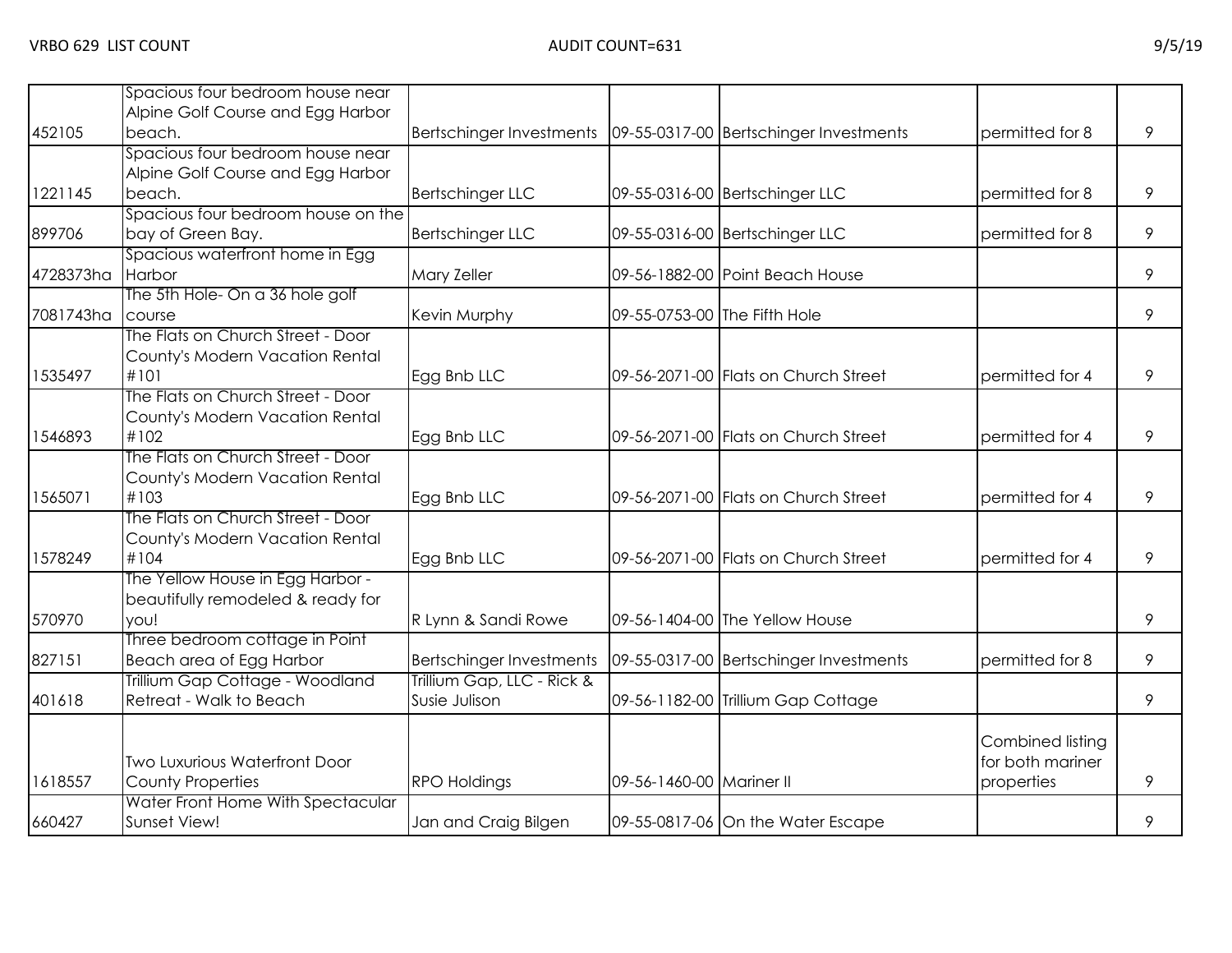VRBO 629 LIST COUNT AUDIT COUNT=631 9/5/19

| | | | | | | |
|---|---|---|---|---|---|---|
| 452105 | Spacious four bedroom house near Alpine Golf Course and Egg Harbor beach. | Bertschinger Investments | 09-55-0317-00 | Bertschinger Investments | permitted for 8 | 9 |
| 1221145 | Spacious four bedroom house near Alpine Golf Course and Egg Harbor beach. | Bertschinger LLC | 09-55-0316-00 | Bertschinger LLC | permitted for 8 | 9 |
| 899706 | Spacious four bedroom house on the bay of Green Bay. | Bertschinger LLC | 09-55-0316-00 | Bertschinger LLC | permitted for 8 | 9 |
| 4728373ha | Spacious waterfront home in Egg Harbor | Mary Zeller | 09-56-1882-00 | Point Beach House | | 9 |
| 7081743ha | The 5th Hole- On a 36 hole golf course | Kevin Murphy | 09-55-0753-00 | The Fifth Hole | | 9 |
| 1535497 | The Flats on Church Street - Door County's Modern Vacation Rental #101 | Egg Bnb LLC | 09-56-2071-00 | Flats on Church Street | permitted for 4 | 9 |
| 1546893 | The Flats on Church Street - Door County's Modern Vacation Rental #102 | Egg Bnb LLC | 09-56-2071-00 | Flats on Church Street | permitted for 4 | 9 |
| 1565071 | The Flats on Church Street - Door County's Modern Vacation Rental #103 | Egg Bnb LLC | 09-56-2071-00 | Flats on Church Street | permitted for 4 | 9 |
| 1578249 | The Flats on Church Street - Door County's Modern Vacation Rental #104 | Egg Bnb LLC | 09-56-2071-00 | Flats on Church Street | permitted for 4 | 9 |
| 570970 | The Yellow House in Egg Harbor - beautifully remodeled & ready for you! | R Lynn & Sandi Rowe | 09-56-1404-00 | The Yellow House | | 9 |
| 827151 | Three bedroom cottage in Point Beach area of Egg Harbor | Bertschinger Investments | 09-55-0317-00 | Bertschinger Investments | permitted for 8 | 9 |
| 401618 | Trillium Gap Cottage - Woodland Retreat - Walk to Beach | Trillium Gap, LLC - Rick & Susie Julison | 09-56-1182-00 | Trillium Gap Cottage | | 9 |
| 1618557 | Two Luxurious Waterfront Door County Properties | RPO Holdings | 09-56-1460-00 | Mariner II | Combined listing for both mariner properties | 9 |
| 660427 | Water Front Home With Spectacular Sunset View! | Jan and Craig Bilgen | 09-55-0817-06 | On the Water Escape | | 9 |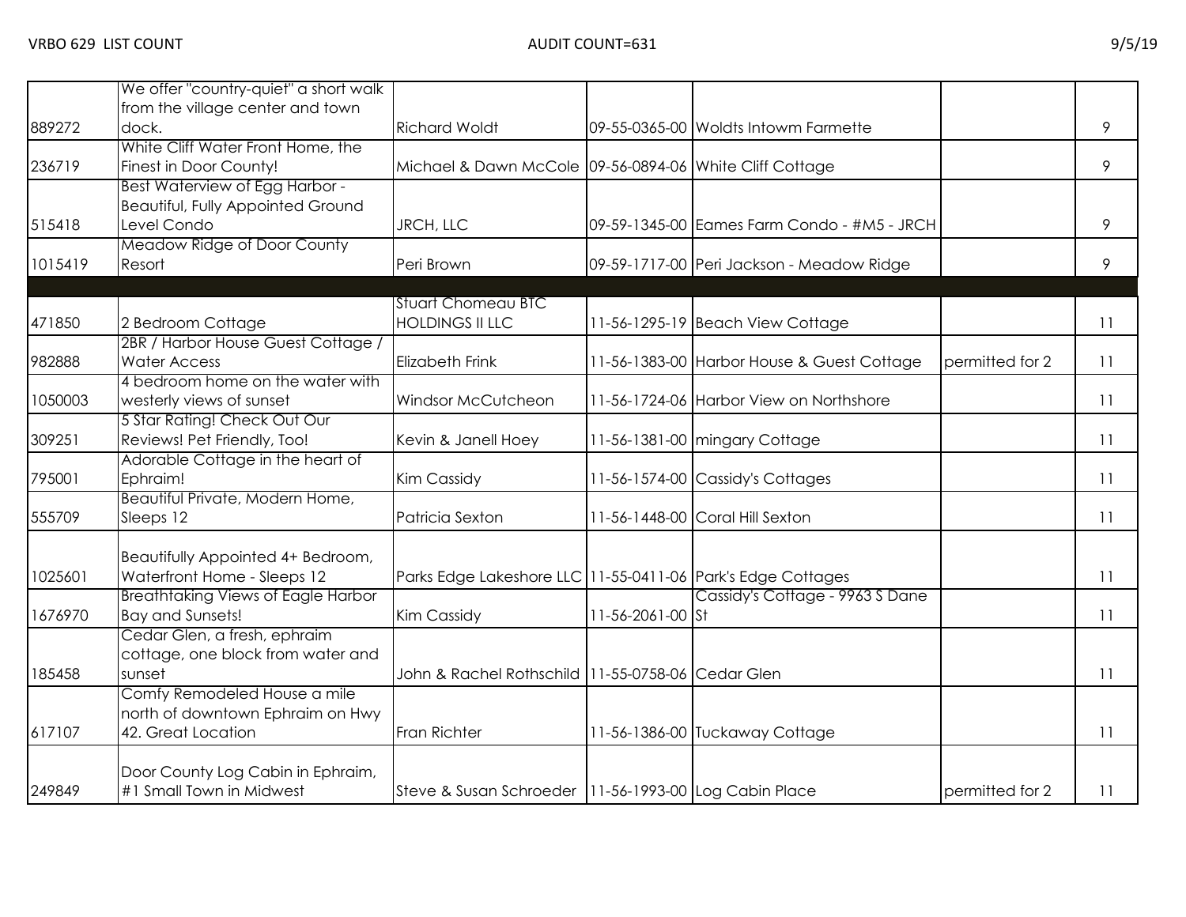| | | | | | | |
|---|---|---|---|---|---|---|
| 889272 | We offer "country-quiet" a short walk from the village center and town dock. | Richard Woldt | 09-55-0365-00 | Woldts Intowm Farmette | | 9 |
| 236719 | White Cliff Water Front Home, the Finest in Door County! | Michael & Dawn McCole | 09-56-0894-06 | White Cliff Cottage | | 9 |
| 515418 | Best Waterview of Egg Harbor - Beautiful, Fully Appointed Ground Level Condo | JRCH, LLC | 09-59-1345-00 | Eames Farm Condo - #M5 - JRCH | | 9 |
| 1015419 | Meadow Ridge of Door County Resort | Peri Brown | 09-59-1717-00 | Peri Jackson - Meadow Ridge | | 9 |
| | | | | | | |
| 471850 | 2 Bedroom Cottage | Stuart Chomeau BTC HOLDINGS II LLC | 11-56-1295-19 | Beach View Cottage | | 11 |
| 982888 | 2BR / Harbor House Guest Cottage / Water Access | Elizabeth Frink | 11-56-1383-00 | Harbor House & Guest Cottage | permitted for 2 | 11 |
| 1050003 | 4 bedroom home on the water with westerly views of sunset | Windsor McCutcheon | 11-56-1724-06 | Harbor View on Northshore | | 11 |
| 309251 | 5 Star Rating! Check Out Our Reviews! Pet Friendly, Too! | Kevin & Janell Hoey | 11-56-1381-00 | mingary Cottage | | 11 |
| 795001 | Adorable Cottage in the heart of Ephraim! | Kim Cassidy | 11-56-1574-00 | Cassidy's Cottages | | 11 |
| 555709 | Beautiful Private, Modern Home, Sleeps 12 | Patricia Sexton | 11-56-1448-00 | Coral Hill Sexton | | 11 |
| 1025601 | Beautifully Appointed 4+ Bedroom, Waterfront Home - Sleeps 12 | Parks Edge Lakeshore LLC | 11-55-0411-06 | Park's Edge Cottages | | 11 |
| 1676970 | Breathtaking Views of Eagle Harbor Bay and Sunsets! | Kim Cassidy | 11-56-2061-00 | Cassidy's Cottage - 9963 S Dane St | | 11 |
| 185458 | Cedar Glen, a fresh, ephraim cottage, one block from water and sunset | John & Rachel Rothschild | 11-55-0758-06 | Cedar Glen | | 11 |
| 617107 | Comfy Remodeled House a mile north of downtown Ephraim on Hwy 42. Great Location | Fran Richter | 11-56-1386-00 | Tuckaway Cottage | | 11 |
| 249849 | Door County Log Cabin in Ephraim, #1 Small Town in Midwest | Steve & Susan Schroeder | 11-56-1993-00 | Log Cabin Place | permitted for 2 | 11 |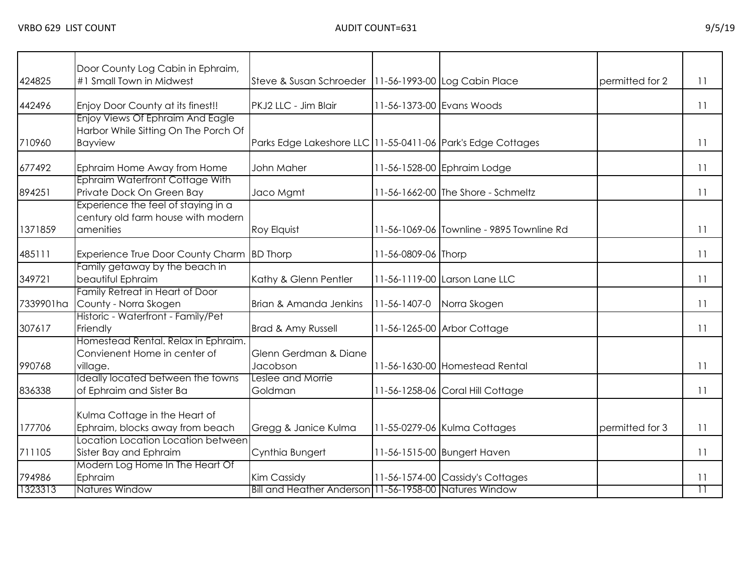| | | | | | | |
|---|---|---|---|---|---|---|
| 424825 | Door County Log Cabin in Ephraim, #1 Small Town in Midwest | Steve & Susan Schroeder | 11-56-1993-00 | Log Cabin Place | permitted for 2 | 11 |
| 442496 | Enjoy Door County at its finest!! | PKJ2 LLC - Jim Blair | 11-56-1373-00 | Evans Woods | | 11 |
| 710960 | Enjoy Views Of Ephraim And Eagle Harbor While Sitting On The Porch Of Bayview | Parks Edge Lakeshore LLC | 11-55-0411-06 | Park's Edge Cottages | | 11 |
| 677492 | Ephraim Home Away from Home | John Maher | 11-56-1528-00 | Ephraim Lodge | | 11 |
| 894251 | Ephraim Waterfront Cottage With Private Dock On Green Bay | Jaco Mgmt | 11-56-1662-00 | The Shore - Schmeltz | | 11 |
| 1371859 | Experience the feel of staying in a century old farm house with modern amenities | Roy Elquist | 11-56-1069-06 | Townline - 9895 Townline Rd | | 11 |
| 485111 | Experience True Door County Charm | BD Thorp | 11-56-0809-06 | Thorp | | 11 |
| 349721 | Family getaway by the beach in beautiful Ephraim | Kathy & Glenn Pentler | 11-56-1119-00 | Larson Lane LLC | | 11 |
| 7339901ha | Family Retreat in Heart of Door County - Norra Skogen | Brian & Amanda Jenkins | 11-56-1407-0 | Norra Skogen | | 11 |
| 307617 | Historic - Waterfront - Family/Pet Friendly | Brad & Amy Russell | 11-56-1265-00 | Arbor Cottage | | 11 |
| 990768 | Homestead Rental. Relax in Ephraim. Convienent Home in center of village. | Glenn Gerdman & Diane Jacobson | 11-56-1630-00 | Homestead Rental | | 11 |
| 836338 | Ideally located between the towns of Ephraim and Sister Ba | Leslee and Morrie Goldman | 11-56-1258-06 | Coral Hill Cottage | | 11 |
| 177706 | Kulma Cottage in the Heart of Ephraim, blocks away from beach | Gregg & Janice Kulma | 11-55-0279-06 | Kulma Cottages | permitted for 3 | 11 |
| 711105 | Location Location Location between Sister Bay and Ephraim | Cynthia Bungert | 11-56-1515-00 | Bungert Haven | | 11 |
| 794986 | Modern Log Home In The Heart Of Ephraim | Kim Cassidy | 11-56-1574-00 | Cassidy's Cottages | | 11 |
| 1323313 | Natures Window | Bill and Heather Anderson | 11-56-1958-00 | Natures Window | | 11 |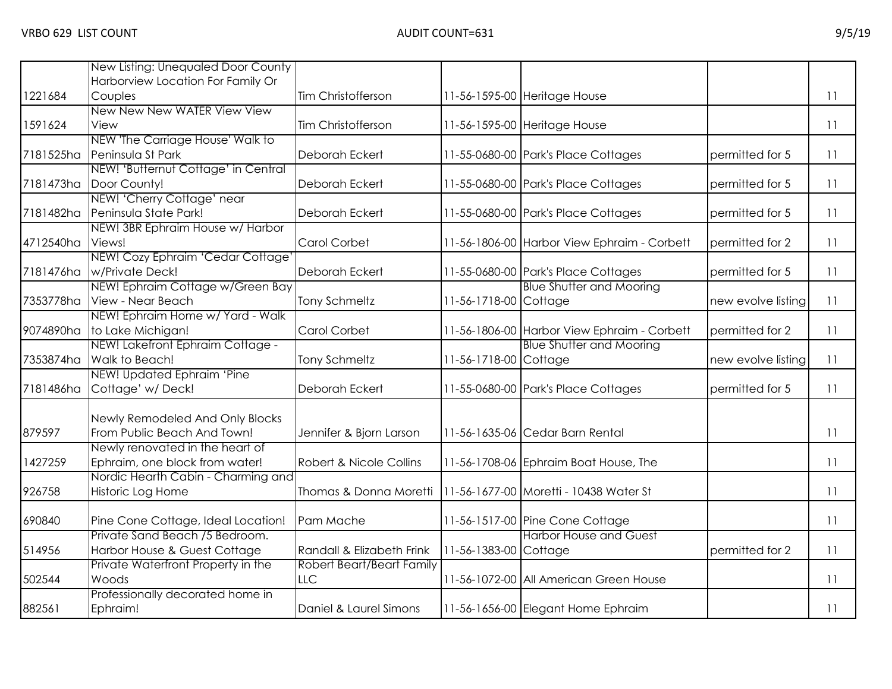| | | | | | | |
|---|---|---|---|---|---|---|
| 1221684 | New Listing: Unequaled Door County Harborview Location For Family Or Couples | Tim Christofferson | 11-56-1595-00 | Heritage House | | 11 |
| 1591624 | New New New WATER View View View | Tim Christofferson | 11-56-1595-00 | Heritage House | | 11 |
| 7181525ha | NEW 'The Carriage House' Walk to Peninsula St Park | Deborah Eckert | 11-55-0680-00 | Park's Place Cottages | permitted for 5 | 11 |
| 7181473ha | NEW! 'Butternut Cottage' in Central Door County! | Deborah Eckert | 11-55-0680-00 | Park's Place Cottages | permitted for 5 | 11 |
| 7181482ha | NEW! 'Cherry Cottage' near Peninsula State Park! | Deborah Eckert | 11-55-0680-00 | Park's Place Cottages | permitted for 5 | 11 |
| 4712540ha | NEW! 3BR Ephraim House w/ Harbor Views! | Carol Corbet | 11-56-1806-00 | Harbor View Ephraim - Corbett | permitted for 2 | 11 |
| 7181476ha | NEW! Cozy Ephraim 'Cedar Cottage' w/Private Deck! | Deborah Eckert | 11-55-0680-00 | Park's Place Cottages | permitted for 5 | 11 |
| 7353778ha | NEW! Ephraim Cottage w/Green Bay View - Near Beach | Tony Schmeltz | 11-56-1718-00 | Blue Shutter and Mooring Cottage | new evolve listing | 11 |
| 9074890ha | NEW! Ephraim Home w/ Yard - Walk to Lake Michigan! | Carol Corbet | 11-56-1806-00 | Harbor View Ephraim - Corbett | permitted for 2 | 11 |
| 7353874ha | NEW! Lakefront Ephraim Cottage - Walk to Beach! | Tony Schmeltz | 11-56-1718-00 | Blue Shutter and Mooring Cottage | new evolve listing | 11 |
| 7181486ha | NEW! Updated Ephraim 'Pine Cottage' w/ Deck! | Deborah Eckert | 11-55-0680-00 | Park's Place Cottages | permitted for 5 | 11 |
| 879597 | Newly Remodeled And Only Blocks From Public Beach And Town! | Jennifer & Bjorn Larson | 11-56-1635-06 | Cedar Barn Rental | | 11 |
| 1427259 | Newly renovated in the heart of Ephraim, one block from water! | Robert & Nicole Collins | 11-56-1708-06 | Ephraim Boat House, The | | 11 |
| 926758 | Nordic Hearth Cabin - Charming and Historic Log Home | Thomas & Donna Moretti | 11-56-1677-00 | Moretti - 10438 Water St | | 11 |
| 690840 | Pine Cone Cottage, Ideal Location! | Pam Mache | 11-56-1517-00 | Pine Cone Cottage | | 11 |
| 514956 | Private Sand Beach /5 Bedroom. Harbor House & Guest Cottage | Randall & Elizabeth Frink | 11-56-1383-00 | Harbor House and Guest Cottage | permitted for 2 | 11 |
| 502544 | Private Waterfront Property in the Woods | Robert Beart/Beart Family LLC | 11-56-1072-00 | All American Green House | | 11 |
| 882561 | Professionally decorated home in Ephraim! | Daniel & Laurel Simons | 11-56-1656-00 | Elegant Home Ephraim | | 11 |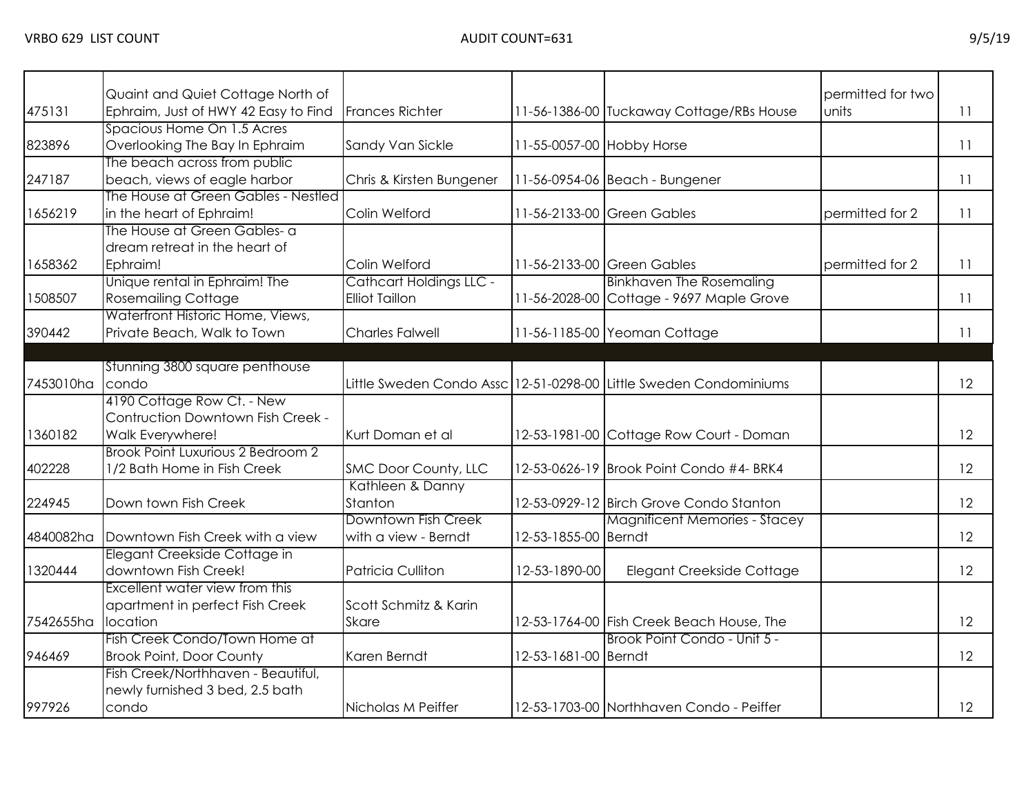VRBO 629 LIST COUNT — AUDIT COUNT=631 — 9/5/19

| | | | | | | |
|---|---|---|---|---|---|---|
| 475131 | Quaint and Quiet Cottage North of Ephraim, Just of HWY 42 Easy to Find | Frances Richter | 11-56-1386-00 | Tuckaway Cottage/RBs House | permitted for two units | 11 |
| 823896 | Spacious Home On 1.5 Acres Overlooking The Bay In Ephraim | Sandy Van Sickle | 11-55-0057-00 | Hobby Horse | | 11 |
| 247187 | The beach across from public beach, views of eagle harbor | Chris & Kirsten Bungener | 11-56-0954-06 | Beach - Bungener | | 11 |
| 1656219 | The House at Green Gables - Nestled in the heart of Ephraim! | Colin Welford | 11-56-2133-00 | Green Gables | permitted for 2 | 11 |
| 1658362 | The House at Green Gables- a dream retreat in the heart of Ephraim! | Colin Welford | 11-56-2133-00 | Green Gables | permitted for 2 | 11 |
| 1508507 | Unique rental in Ephraim! The Rosemailing Cottage | Cathcart Holdings LLC - Elliot Taillon | 11-56-2028-00 | Binkhaven The Rosemaling Cottage - 9697 Maple Grove | | 11 |
| 390442 | Waterfront Historic Home, Views, Private Beach, Walk to Town | Charles Falwell | 11-56-1185-00 | Yeoman Cottage | | 11 |
| | | | | | | |
| 7453010ha | Stunning 3800 square penthouse condo | Little Sweden Condo Assc | 12-51-0298-00 | Little Sweden Condominiums | | 12 |
| 1360182 | 4190 Cottage Row Ct. - New Contruction Downtown Fish Creek - Walk Everywhere! | Kurt Doman et al | 12-53-1981-00 | Cottage Row Court - Doman | | 12 |
| 402228 | Brook Point Luxurious 2 Bedroom 2 1/2 Bath Home in Fish Creek | SMC Door County, LLC | 12-53-0626-19 | Brook Point Condo #4- BRK4 | | 12 |
| 224945 | Down town Fish Creek | Kathleen & Danny Stanton | 12-53-0929-12 | Birch Grove Condo Stanton | | 12 |
| 4840082ha | Downtown Fish Creek with a view | Downtown Fish Creek with a view - Berndt | 12-53-1855-00 | Magnificent Memories - Stacey Berndt | | 12 |
| 1320444 | Elegant Creekside Cottage in downtown Fish Creek! | Patricia Culliton | 12-53-1890-00 | Elegant Creekside Cottage | | 12 |
| 7542655ha | Excellent water view from this apartment in perfect Fish Creek location | Scott Schmitz & Karin Skare | 12-53-1764-00 | Fish Creek Beach House, The | | 12 |
| 946469 | Fish Creek Condo/Town Home at Brook Point, Door County | Karen Berndt | 12-53-1681-00 | Brook Point Condo - Unit 5 - Berndt | | 12 |
| 997926 | Fish Creek/Northhaven - Beautiful, newly furnished 3 bed, 2.5 bath condo | Nicholas M Peiffer | 12-53-1703-00 | Northhaven Condo - Peiffer | | 12 |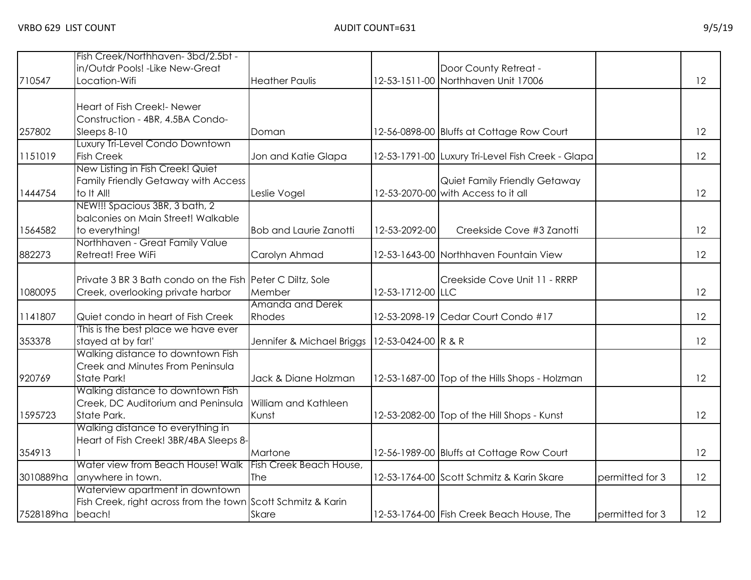VRBO 629 LIST COUNT AUDIT COUNT=631 9/5/19

| | | | | | | |
|---|---|---|---|---|---|---|
| 710547 | Fish Creek/Northhaven- 3bd/2.5bt - in/Outdr Pools! -Like New-Great Location-Wifi | Heather Paulis | 12-53-1511-00 | Door County Retreat - Northhaven Unit 17006 | | 12 |
| 257802 | Heart of Fish Creek!- Newer Construction - 4BR, 4.5BA Condo-Sleeps 8-10 | Doman | 12-56-0898-00 | Bluffs at Cottage Row Court | | 12 |
| 1151019 | Luxury Tri-Level Condo Downtown Fish Creek | Jon and Katie Glapa | 12-53-1791-00 | Luxury Tri-Level Fish Creek - Glapa | | 12 |
| 1444754 | New Listing in Fish Creek! Quiet Family Friendly Getaway with Access to It All! | Leslie Vogel | 12-53-2070-00 | Quiet Family Friendly Getaway with Access to it all | | 12 |
| 1564582 | NEW!!! Spacious 3BR, 3 bath, 2 balconies on Main Street! Walkable to everything! | Bob and Laurie Zanotti | 12-53-2092-00 | Creekside Cove #3 Zanotti | | 12 |
| 882273 | Northhaven - Great Family Value Retreat! Free WiFi | Carolyn Ahmad | 12-53-1643-00 | Northhaven Fountain View | | 12 |
| 1080095 | Private 3 BR 3 Bath condo on the Fish Creek, overlooking private harbor | Peter C Diltz, Sole Member | 12-53-1712-00 | Creekside Cove Unit 11 - RRRP LLC | | 12 |
| 1141807 | Quiet condo in heart of Fish Creek | Amanda and Derek Rhodes | 12-53-2098-19 | Cedar Court Condo #17 | | 12 |
| 353378 | 'This is the best place we have ever stayed at by far!' | Jennifer & Michael Briggs | 12-53-0424-00 | R & R | | 12 |
| 920769 | Walking distance to downtown Fish Creek and Minutes From Peninsula State Park! | Jack & Diane Holzman | 12-53-1687-00 | Top of the Hills Shops - Holzman | | 12 |
| 1595723 | Walking distance to downtown Fish Creek, DC Auditorium and Peninsula State Park. | William and Kathleen Kunst | 12-53-2082-00 | Top of the Hill Shops - Kunst | | 12 |
| 354913 | Walking distance to everything in Heart of Fish Creek! 3BR/4BA Sleeps 8-1 | Martone | 12-56-1989-00 | Bluffs at Cottage Row Court | | 12 |
| 3010889ha | Water view from Beach House! Walk anywhere in town. | Fish Creek Beach House, The | 12-53-1764-00 | Scott Schmitz & Karin Skare | permitted for 3 | 12 |
| 7528189ha | Waterview apartment in downtown Fish Creek, right across from the town beach! | Scott Schmitz & Karin Skare | 12-53-1764-00 | Fish Creek Beach House, The | permitted for 3 | 12 |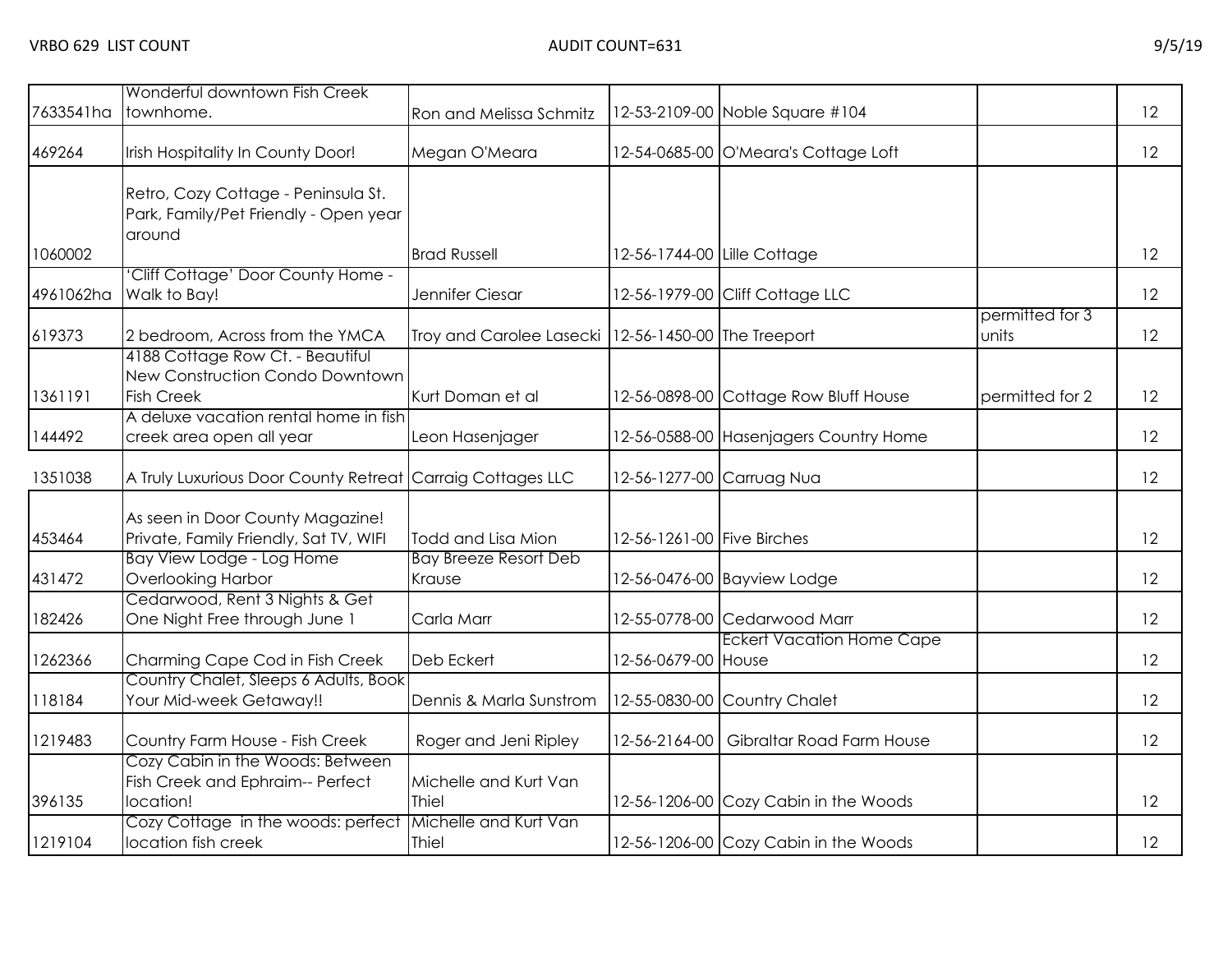| | | | | | | |
|---|---|---|---|---|---|---|
| 7633541ha | Wonderful downtown Fish Creek townhome. | Ron and Melissa Schmitz | 12-53-2109-00 | Noble Square #104 | | 12 |
| 469264 | Irish Hospitality In County Door! | Megan O'Meara | 12-54-0685-00 | O'Meara's Cottage Loft | | 12 |
| 1060002 | Retro, Cozy Cottage - Peninsula St. Park, Family/Pet Friendly - Open year around | Brad Russell | 12-56-1744-00 | Lille Cottage | | 12 |
| 4961062ha | 'Cliff Cottage' Door County Home - Walk to Bay! | Jennifer Ciesar | 12-56-1979-00 | Cliff Cottage LLC | | 12 |
| 619373 | 2 bedroom, Across from the YMCA | Troy and Carolee Lasecki | 12-56-1450-00 | The Treeport | permitted for 3 units | 12 |
| 1361191 | 4188 Cottage Row Ct. - Beautiful New Construction Condo Downtown Fish Creek | Kurt Doman et al | 12-56-0898-00 | Cottage Row Bluff House | permitted for 2 | 12 |
| 144492 | A deluxe vacation rental home in fish creek area open all year | Leon Hasenjager | 12-56-0588-00 | Hasenjagers Country Home | | 12 |
| 1351038 | A Truly Luxurious Door County Retreat | Carraig Cottages LLC | 12-56-1277-00 | Carruag Nua | | 12 |
| 453464 | As seen in Door County Magazine! Private, Family Friendly, Sat TV, WIFI | Todd and Lisa Mion | 12-56-1261-00 | Five Birches | | 12 |
| 431472 | Bay View Lodge - Log Home Overlooking Harbor | Bay Breeze Resort Deb Krause | 12-56-0476-00 | Bayview Lodge | | 12 |
| 182426 | Cedarwood, Rent 3 Nights & Get One Night Free through June 1 | Carla Marr | 12-55-0778-00 | Cedarwood Marr | | 12 |
| 1262366 | Charming Cape Cod in Fish Creek | Deb Eckert | 12-56-0679-00 | Eckert Vacation Home Cape House | | 12 |
| 118184 | Country Chalet, Sleeps 6 Adults, Book Your Mid-week Getaway!! | Dennis & Marla Sunstrom | 12-55-0830-00 | Country Chalet | | 12 |
| 1219483 | Country Farm House - Fish Creek | Roger and Jeni Ripley | 12-56-2164-00 | Gibraltar Road Farm House | | 12 |
| 396135 | Cozy Cabin in the Woods: Between Fish Creek and Ephraim-- Perfect location! | Michelle and Kurt Van Thiel | 12-56-1206-00 | Cozy Cabin in the Woods | | 12 |
| 1219104 | Cozy Cottage in the woods: perfect location fish creek | Michelle and Kurt Van Thiel | 12-56-1206-00 | Cozy Cabin in the Woods | | 12 |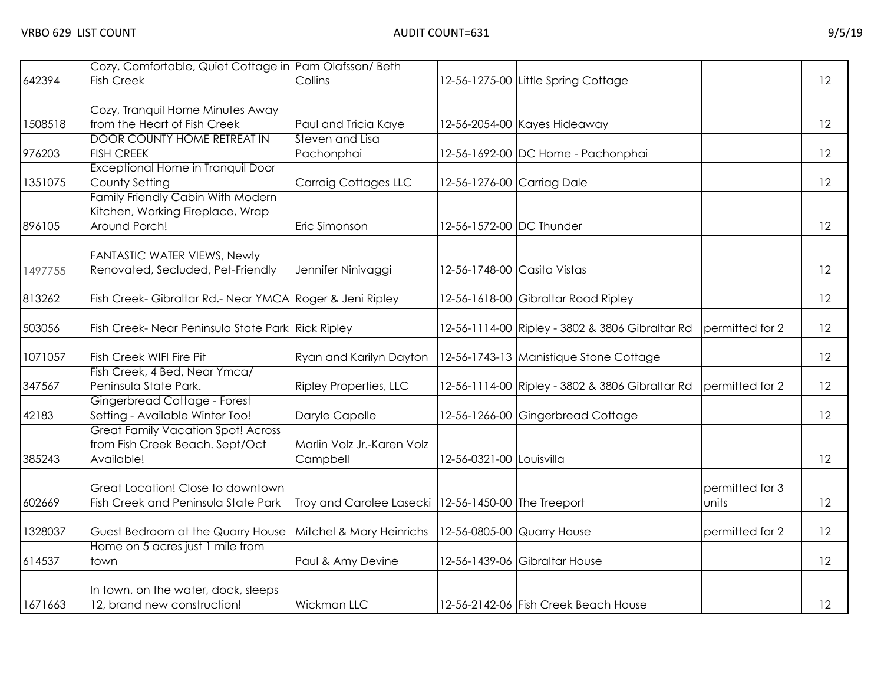VRBO 629 LIST COUNT AUDIT COUNT=631 9/5/19

| | | | | | | |
|---|---|---|---|---|---|---|
| 642394 | Cozy, Comfortable, Quiet Cottage in Fish Creek | Pam Olafsson/ Beth Collins | 12-56-1275-00 | Little Spring Cottage | | 12 |
| 1508518 | Cozy, Tranquil Home Minutes Away from the Heart of Fish Creek | Paul and Tricia Kaye | 12-56-2054-00 | Kayes Hideaway | | 12 |
| 976203 | DOOR COUNTY HOME RETREAT IN FISH CREEK | Steven and Lisa Pachonphai | 12-56-1692-00 | DC Home - Pachonphai | | 12 |
| 1351075 | Exceptional Home in Tranquil Door County Setting | Carraig Cottages LLC | 12-56-1276-00 | Carriag Dale | | 12 |
| 896105 | Family Friendly Cabin With Modern Kitchen, Working Fireplace, Wrap Around Porch! | Eric Simonson | 12-56-1572-00 | DC Thunder | | 12 |
| 1497755 | FANTASTIC WATER VIEWS, Newly Renovated, Secluded, Pet-Friendly | Jennifer Ninivaggi | 12-56-1748-00 | Casita Vistas | | 12 |
| 813262 | Fish Creek- Gibraltar Rd.- Near YMCA | Roger & Jeni Ripley | 12-56-1618-00 | Gibraltar Road Ripley | | 12 |
| 503056 | Fish Creek- Near Peninsula State Park | Rick Ripley | 12-56-1114-00 | Ripley - 3802 & 3806 Gibraltar Rd | permitted for 2 | 12 |
| 1071057 | Fish Creek WIFI Fire Pit | Ryan and Karilyn Dayton | 12-56-1743-13 | Manistique Stone Cottage | | 12 |
| 347567 | Fish Creek, 4 Bed, Near Ymca/ Peninsula State Park. | Ripley Properties, LLC | 12-56-1114-00 | Ripley - 3802 & 3806 Gibraltar Rd | permitted for 2 | 12 |
| 42183 | Gingerbread Cottage - Forest Setting - Available Winter Too! | Daryle Capelle | 12-56-1266-00 | Gingerbread Cottage | | 12 |
| 385243 | Great Family Vacation Spot! Across from Fish Creek Beach. Sept/Oct Available! | Marlin Volz Jr.-Karen Volz Campbell | 12-56-0321-00 | Louisvilla | | 12 |
| 602669 | Great Location! Close to downtown Fish Creek and Peninsula State Park | Troy and Carolee Lasecki | 12-56-1450-00 | The Treeport | permitted for 3 units | 12 |
| 1328037 | Guest Bedroom at the Quarry House | Mitchel & Mary Heinrichs | 12-56-0805-00 | Quarry House | permitted for 2 | 12 |
| 614537 | Home on 5 acres just 1 mile from town | Paul & Amy Devine | 12-56-1439-06 | Gibraltar House | | 12 |
| 1671663 | In town, on the water, dock, sleeps 12, brand new construction! | Wickman LLC | 12-56-2142-06 | Fish Creek Beach House | | 12 |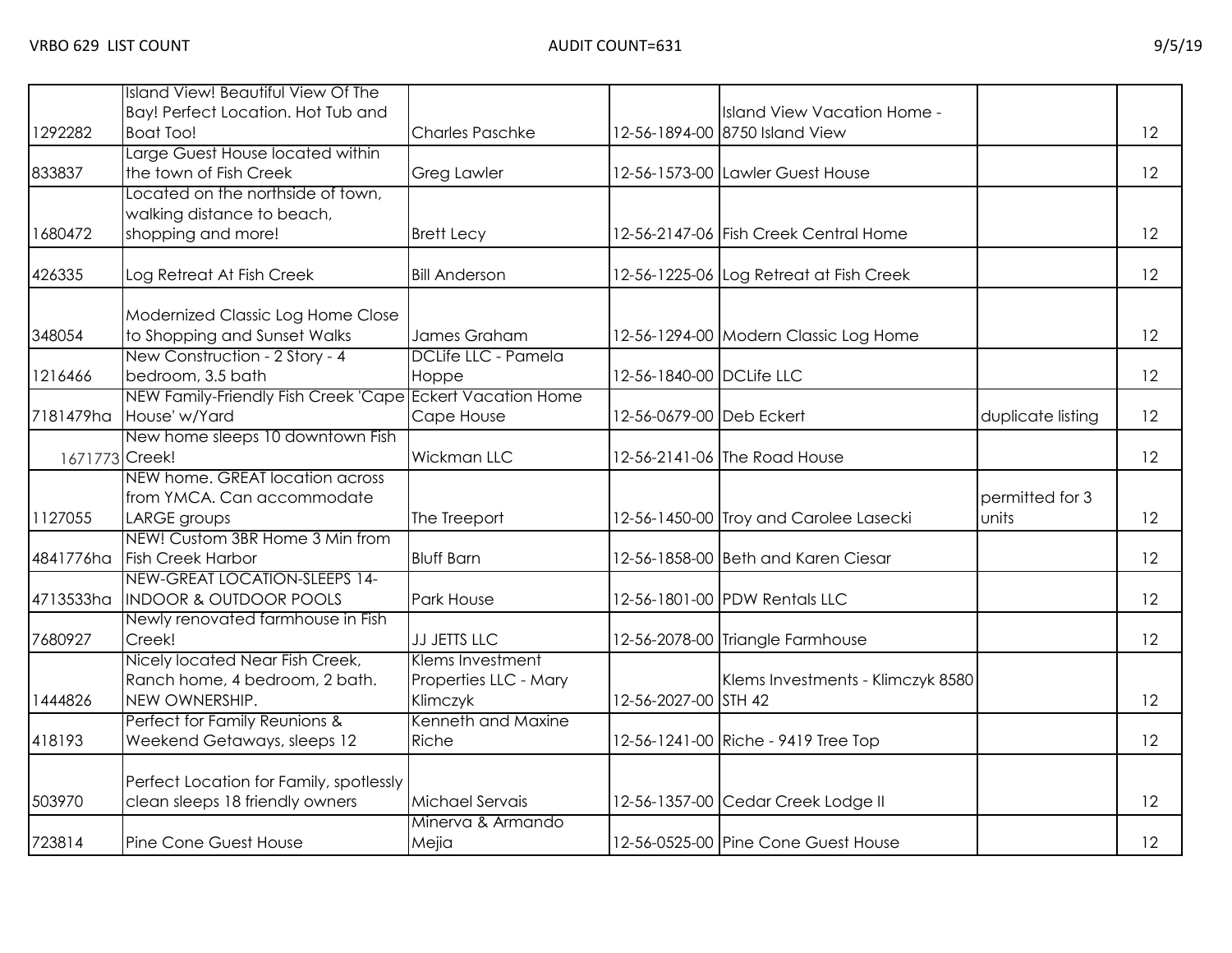| | | | | | | |
|---|---|---|---|---|---|---|
| 1292282 | Island View! Beautiful View Of The Bay! Perfect Location. Hot Tub and Boat Too! | Charles Paschke | 12-56-1894-00 | Island View Vacation Home - 8750 Island View | | 12 |
| 833837 | Large Guest House located within the town of Fish Creek | Greg Lawler | 12-56-1573-00 | Lawler Guest House | | 12 |
| 1680472 | Located on the northside of town, walking distance to beach, shopping and more! | Brett Lecy | 12-56-2147-06 | Fish Creek Central Home | | 12 |
| 426335 | Log Retreat At Fish Creek | Bill Anderson | 12-56-1225-06 | Log Retreat at Fish Creek | | 12 |
| 348054 | Modernized Classic Log Home Close to Shopping and Sunset Walks | James Graham | 12-56-1294-00 | Modern Classic Log Home | | 12 |
| 1216466 | New Construction - 2 Story - 4 bedroom, 3.5 bath | DCLife LLC - Pamela Hoppe | 12-56-1840-00 | DCLife LLC | | 12 |
| 7181479ha | NEW Family-Friendly Fish Creek 'Cape House' w/Yard | Eckert Vacation Home Cape House | 12-56-0679-00 | Deb Eckert | duplicate listing | 12 |
| 1671773 | New home sleeps 10 downtown Fish Creek! | Wickman LLC | 12-56-2141-06 | The Road House | | 12 |
| 1127055 | NEW home. GREAT location across from YMCA. Can accommodate LARGE groups | The Treeport | 12-56-1450-00 | Troy and Carolee Lasecki | permitted for 3 units | 12 |
| 4841776ha | NEW! Custom 3BR Home 3 Min from Fish Creek Harbor | Bluff Barn | 12-56-1858-00 | Beth and Karen Ciesar | | 12 |
| 4713533ha | NEW-GREAT LOCATION-SLEEPS 14-INDOOR & OUTDOOR POOLS | Park House | 12-56-1801-00 | PDW Rentals LLC | | 12 |
| 7680927 | Newly renovated farmhouse in Fish Creek! | JJ JETTS LLC | 12-56-2078-00 | Triangle Farmhouse | | 12 |
| 1444826 | Nicely located Near Fish Creek, Ranch home, 4 bedroom, 2 bath. NEW OWNERSHIP. | Klems Investment Properties LLC - Mary Klimczyk | 12-56-2027-00 | Klems Investments - Klimczyk 8580 STH 42 | | 12 |
| 418193 | Perfect for Family Reunions & Weekend Getaways, sleeps 12 | Kenneth and Maxine Riche | 12-56-1241-00 | Riche - 9419 Tree Top | | 12 |
| 503970 | Perfect Location for Family, spotlessly clean sleeps 18 friendly owners | Michael Servais | 12-56-1357-00 | Cedar Creek Lodge II | | 12 |
| 723814 | Pine Cone Guest House | Minerva & Armando Mejia | 12-56-0525-00 | Pine Cone Guest House | | 12 |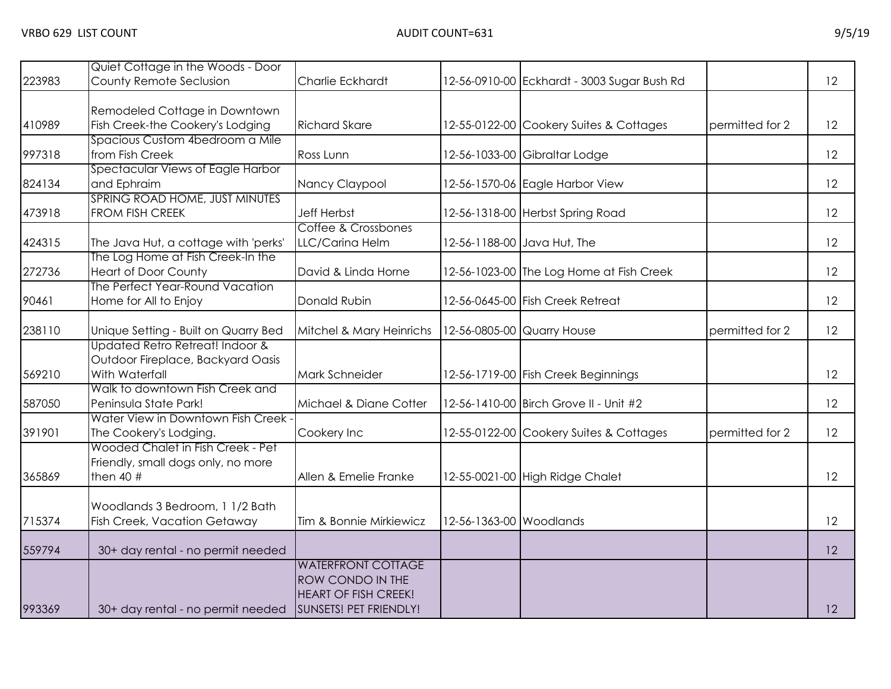VRBO 629 LIST COUNT AUDIT COUNT=631 9/5/19

| | | | | | | |
|---|---|---|---|---|---|---|
| 223983 | Quiet Cottage in the Woods - Door County Remote Seclusion | Charlie Eckhardt | 12-56-0910-00 | Eckhardt - 3003 Sugar Bush Rd | | 12 |
| 410989 | Remodeled Cottage in Downtown Fish Creek-the Cookery's Lodging | Richard Skare | 12-55-0122-00 | Cookery Suites & Cottages | permitted for 2 | 12 |
| 997318 | Spacious Custom 4bedroom a Mile from Fish Creek | Ross Lunn | 12-56-1033-00 | Gibraltar Lodge | | 12 |
| 824134 | Spectacular Views of Eagle Harbor and Ephraim | Nancy Claypool | 12-56-1570-06 | Eagle Harbor View | | 12 |
| 473918 | SPRING ROAD HOME, JUST MINUTES FROM FISH CREEK | Jeff Herbst | 12-56-1318-00 | Herbst Spring Road | | 12 |
| 424315 | The Java Hut, a cottage with 'perks' | Coffee & Crossbones LLC/Carina Helm | 12-56-1188-00 | Java Hut, The | | 12 |
| 272736 | The Log Home at Fish Creek-In the Heart of Door County | David & Linda Horne | 12-56-1023-00 | The Log Home at Fish Creek | | 12 |
| 90461 | The Perfect Year-Round Vacation Home for All to Enjoy | Donald Rubin | 12-56-0645-00 | Fish Creek Retreat | | 12 |
| 238110 | Unique Setting - Built on Quarry Bed | Mitchel & Mary Heinrichs | 12-56-0805-00 | Quarry House | permitted for 2 | 12 |
| 569210 | Updated Retro Retreat! Indoor & Outdoor Fireplace, Backyard Oasis With Waterfall | Mark Schneider | 12-56-1719-00 | Fish Creek Beginnings | | 12 |
| 587050 | Walk to downtown Fish Creek and Peninsula State Park! | Michael & Diane Cotter | 12-56-1410-00 | Birch Grove II - Unit #2 | | 12 |
| 391901 | Water View in Downtown Fish Creek - The Cookery's Lodging. | Cookery Inc | 12-55-0122-00 | Cookery Suites & Cottages | permitted for 2 | 12 |
| 365869 | Wooded Chalet in Fish Creek - Pet Friendly, small dogs only, no more then 40 # | Allen & Emelie Franke | 12-55-0021-00 | High Ridge Chalet | | 12 |
| 715374 | Woodlands 3 Bedroom, 1 1/2 Bath Fish Creek, Vacation Getaway | Tim & Bonnie Mirkiewicz | 12-56-1363-00 | Woodlands | | 12 |
| 559794 | 30+ day rental - no permit needed | | | | | 12 |
| 993369 | 30+ day rental - no permit needed | WATERFRONT COTTAGE ROW CONDO IN THE HEART OF FISH CREEK! SUNSETS! PET FRIENDLY! | | | | 12 |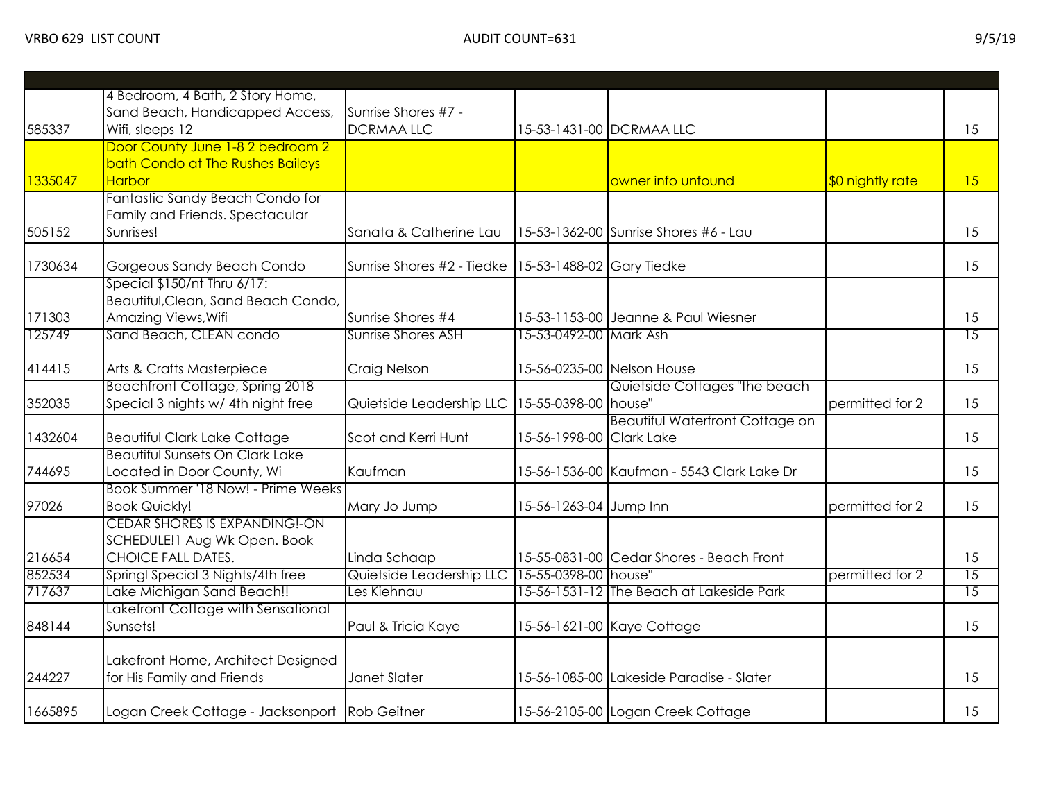VRBO 629 LIST COUNT　　AUDIT COUNT=631　　9/5/19

| | | | | | | |
|---|---|---|---|---|---|---|
| 585337 | 4 Bedroom, 4 Bath, 2 Story Home, Sand Beach, Handicapped Access, Wifi, sleeps 12 | Sunrise Shores #7 - DCRMAA LLC | 15-53-1431-00 | DCRMAA LLC | | 15 |
| 1335047 | Door County June 1-8 2 bedroom 2 bath Condo at The Rushes Baileys Harbor | | | owner info unfound | $0 nightly rate | 15 |
| 505152 | Fantastic Sandy Beach Condo for Family and Friends. Spectacular Sunrises! | Sanata & Catherine Lau | 15-53-1362-00 | Sunrise Shores #6 - Lau | | 15 |
| 1730634 | Gorgeous Sandy Beach Condo | Sunrise Shores #2 - Tiedke | 15-53-1488-02 | Gary Tiedke | | 15 |
| 171303 | Special $150/nt Thru 6/17: Beautiful,Clean, Sand Beach Condo, Amazing Views,Wifi | Sunrise Shores #4 | 15-53-1153-00 | Jeanne & Paul Wiesner | | 15 |
| 125749 | Sand Beach, CLEAN condo | Sunrise Shores ASH | 15-53-0492-00 | Mark Ash | | 15 |
| 414415 | Arts & Crafts Masterpiece | Craig Nelson | 15-56-0235-00 | Nelson House | | 15 |
| 352035 | Beachfront Cottage, Spring 2018 Special 3 nights w/ 4th night free | Quietside Leadership LLC | 15-55-0398-00 | Quietside Cottages "the beach house" | permitted for 2 | 15 |
| 1432604 | Beautiful Clark Lake Cottage | Scot and Kerri Hunt | 15-56-1998-00 | Beautiful Waterfront Cottage on Clark Lake | | 15 |
| 744695 | Beautiful Sunsets On Clark Lake Located in Door County, Wi | Kaufman | 15-56-1536-00 | Kaufman - 5543 Clark Lake Dr | | 15 |
| 97026 | Book Summer '18 Now! - Prime Weeks Book Quickly! | Mary Jo Jump | 15-56-1263-04 | Jump Inn | permitted for 2 | 15 |
| 216654 | CEDAR SHORES IS EXPANDING!-ON SCHEDULE!1 Aug Wk Open. Book CHOICE FALL DATES. | Linda Schaap | 15-55-0831-00 | Cedar Shores - Beach Front | | 15 |
| 852534 | Springl Special 3 Nights/4th free | Quietside Leadership LLC | 15-55-0398-00 | house" | permitted for 2 | 15 |
| 717637 | Lake Michigan Sand Beach!! | Les Kiehnau | 15-56-1531-12 | The Beach at Lakeside Park | | 15 |
| 848144 | Lakefront Cottage with Sensational Sunsets! | Paul & Tricia Kaye | 15-56-1621-00 | Kaye Cottage | | 15 |
| 244227 | Lakefront Home, Architect Designed for His Family and Friends | Janet Slater | 15-56-1085-00 | Lakeside Paradise - Slater | | 15 |
| 1665895 | Logan Creek Cottage - Jacksonport | Rob Geitner | 15-56-2105-00 | Logan Creek Cottage | | 15 |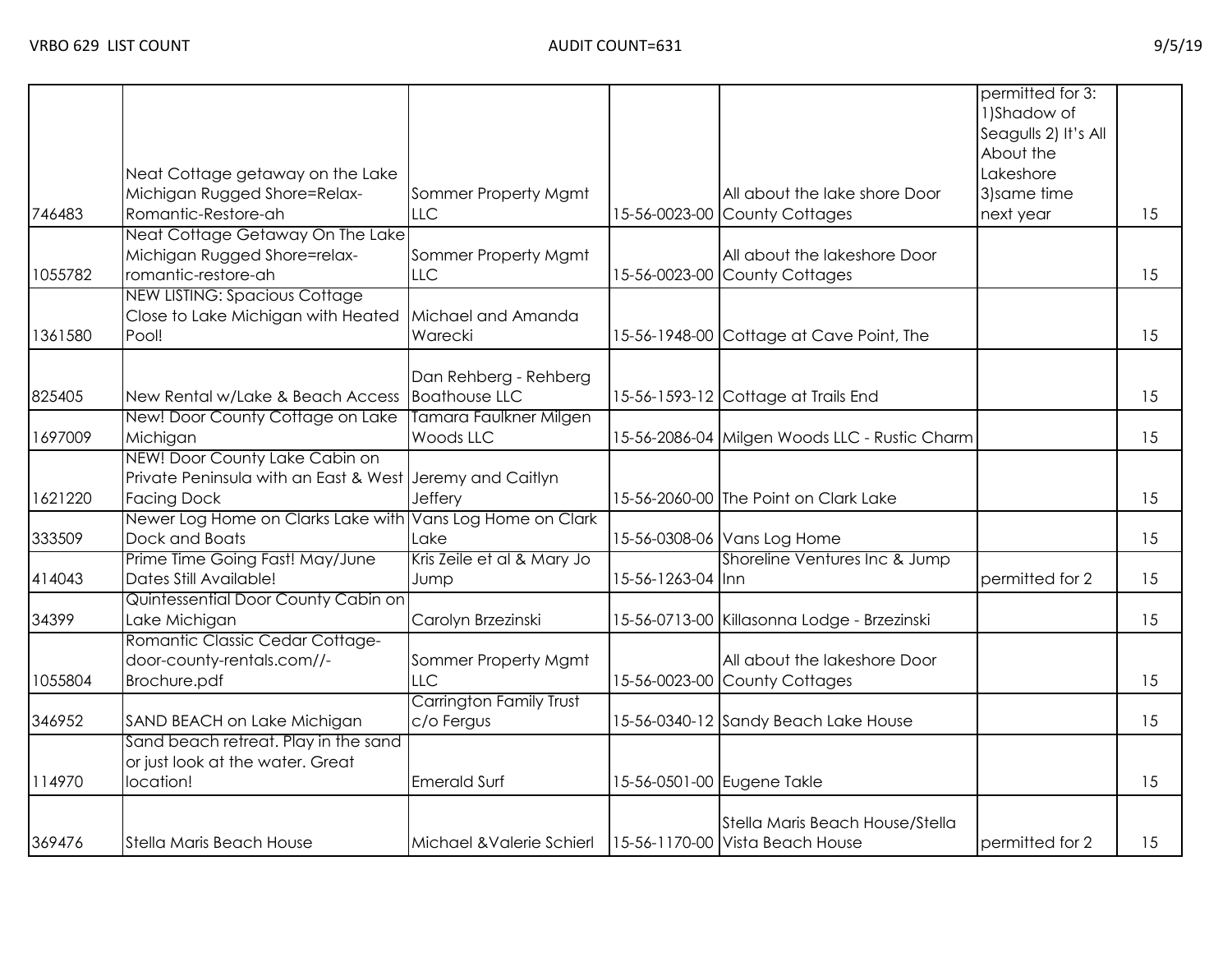| | | | | | | |
|---|---|---|---|---|---|---|
| 746483 | Neat Cottage getaway on the Lake Michigan Rugged Shore=Relax-Romantic-Restore-ah | Sommer Property Mgmt LLC | 15-56-0023-00 | All about the lake shore Door County Cottages | permitted for 3: 1)Shadow of Seagulls 2) It's All About the Lakeshore 3)same time next year | 15 |
| 1055782 | Neat Cottage Getaway On The Lake Michigan Rugged Shore=relax-romantic-restore-ah | Sommer Property Mgmt LLC | 15-56-0023-00 | All about the lakeshore Door County Cottages | | 15 |
| 1361580 | NEW LISTING: Spacious Cottage Close to Lake Michigan with Heated Pool! | Michael and Amanda Warecki | 15-56-1948-00 | Cottage at Cave Point, The | | 15 |
| 825405 | New Rental w/Lake & Beach Access | Dan Rehberg - Rehberg Boathouse LLC | 15-56-1593-12 | Cottage at Trails End | | 15 |
| 1697009 | New! Door County Cottage on Lake Michigan | Tamara Faulkner Milgen Woods LLC | 15-56-2086-04 | Milgen Woods LLC - Rustic Charm | | 15 |
| 1621220 | NEW! Door County Lake Cabin on Private Peninsula with an East & West Facing Dock | Jeremy and Caitlyn Jeffery | 15-56-2060-00 | The Point on Clark Lake | | 15 |
| 333509 | Newer Log Home on Clarks Lake with Dock and Boats | Vans Log Home on Clark Lake | 15-56-0308-06 | Vans Log Home | | 15 |
| 414043 | Prime Time Going Fast! May/June Dates Still Available! | Kris Zeile et al & Mary Jo Jump | 15-56-1263-04 | Shoreline Ventures Inc & Jump Inn | permitted for 2 | 15 |
| 34399 | Quintessential Door County Cabin on Lake Michigan | Carolyn Brzezinski | 15-56-0713-00 | Killasonna Lodge - Brzezinski | | 15 |
| 1055804 | Romantic Classic Cedar Cottage-door-county-rentals.com//-Brochure.pdf | Sommer Property Mgmt LLC | 15-56-0023-00 | All about the lakeshore Door County Cottages | | 15 |
| 346952 | SAND BEACH on Lake Michigan | Carrington Family Trust c/o Fergus | 15-56-0340-12 | Sandy Beach Lake House | | 15 |
| 114970 | Sand beach retreat. Play in the sand or just look at the water. Great location! | Emerald Surf | 15-56-0501-00 | Eugene Takle | | 15 |
| 369476 | Stella Maris Beach House | Michael &Valerie Schierl | 15-56-1170-00 | Stella Maris Beach House/Stella Vista Beach House | permitted for 2 | 15 |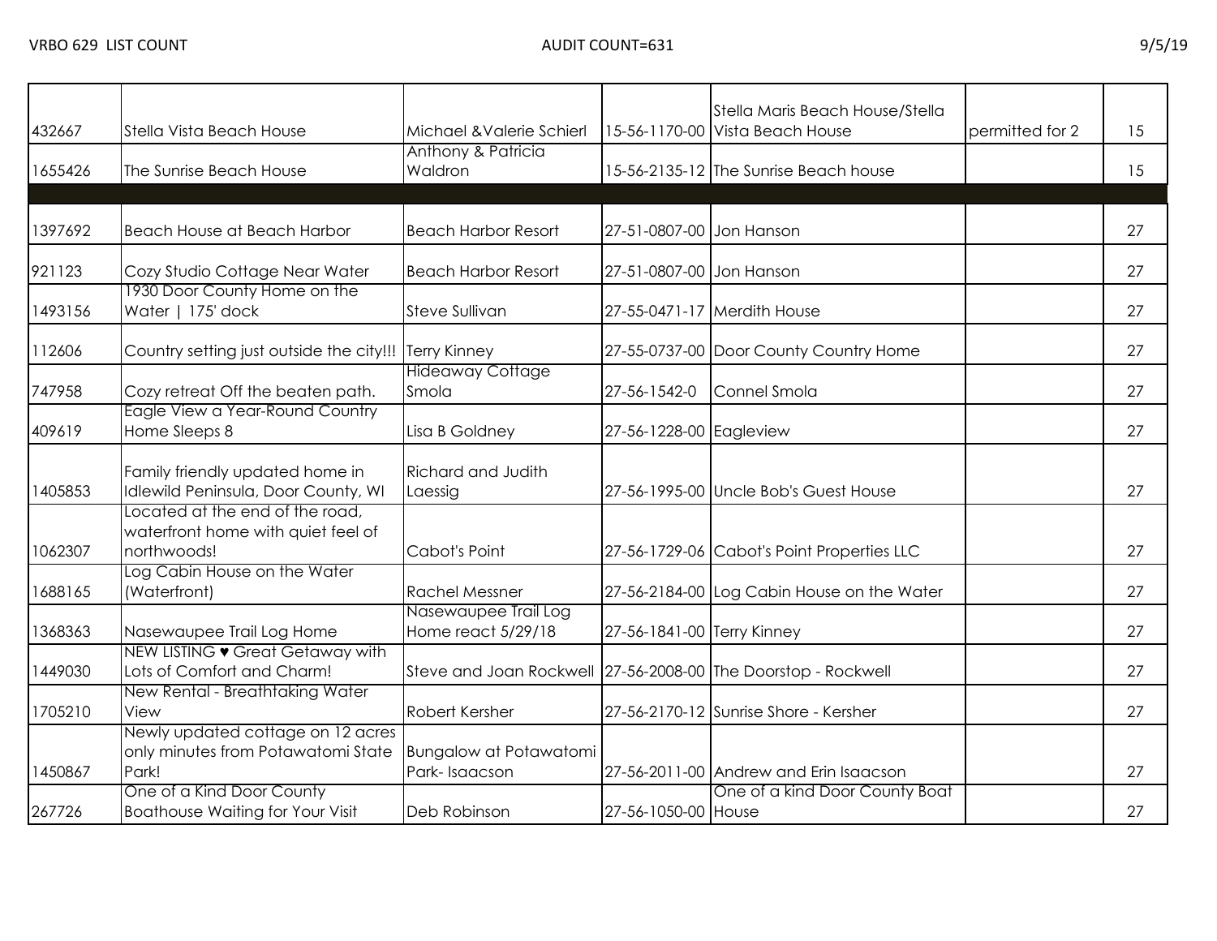VRBO 629 LIST COUNT AUDIT COUNT=631 9/5/19

| | | | | | | |
|---|---|---|---|---|---|---|
| 432667 | Stella Vista Beach House | Michael &Valerie Schierl | 15-56-1170-00 | Stella Maris Beach House/Stella Vista Beach House | permitted for 2 | 15 |
| 1655426 | The Sunrise Beach House | Anthony & Patricia Waldron | 15-56-2135-12 | The Sunrise Beach house | | 15 |
| | | | | | | |
| 1397692 | Beach House at Beach Harbor | Beach Harbor Resort | 27-51-0807-00 | Jon Hanson | | 27 |
| 921123 | Cozy Studio Cottage Near Water | Beach Harbor Resort | 27-51-0807-00 | Jon Hanson | | 27 |
| 1493156 | 1930 Door County Home on the Water \| 175' dock | Steve Sullivan | 27-55-0471-17 | Merdith House | | 27 |
| 112606 | Country setting just outside the city!!! | Terry Kinney | 27-55-0737-00 | Door County Country Home | | 27 |
| 747958 | Cozy retreat Off the beaten path. | Hideaway Cottage Smola | 27-56-1542-0 | Connel Smola | | 27 |
| 409619 | Eagle View a Year-Round Country Home Sleeps 8 | Lisa B Goldney | 27-56-1228-00 | Eagleview | | 27 |
| 1405853 | Family friendly updated home in Idlewild Peninsula, Door County, WI | Richard and Judith Laessig | 27-56-1995-00 | Uncle Bob's Guest House | | 27 |
| 1062307 | Located at the end of the road, waterfront home with quiet feel of northwoods! | Cabot's Point | 27-56-1729-06 | Cabot's Point Properties LLC | | 27 |
| 1688165 | Log Cabin House on the Water (Waterfront) | Rachel Messner | 27-56-2184-00 | Log Cabin House on the Water | | 27 |
| 1368363 | Nasewaupee Trail Log Home | Nasewaupee Trail Log Home react 5/29/18 | 27-56-1841-00 | Terry Kinney | | 27 |
| 1449030 | NEW LISTING ♥ Great Getaway with Lots of Comfort and Charm! | Steve and Joan Rockwell | 27-56-2008-00 | The Doorstop - Rockwell | | 27 |
| 1705210 | New Rental - Breathtaking Water View | Robert Kersher | 27-56-2170-12 | Sunrise Shore - Kersher | | 27 |
| 1450867 | Newly updated cottage on 12 acres only minutes from Potawatomi State Park! | Bungalow at Potawatomi Park- Isaacson | 27-56-2011-00 | Andrew and Erin Isaacson | | 27 |
| 267726 | One of a Kind Door County Boathouse Waiting for Your Visit | Deb Robinson | 27-56-1050-00 | One of a kind Door County Boat House | | 27 |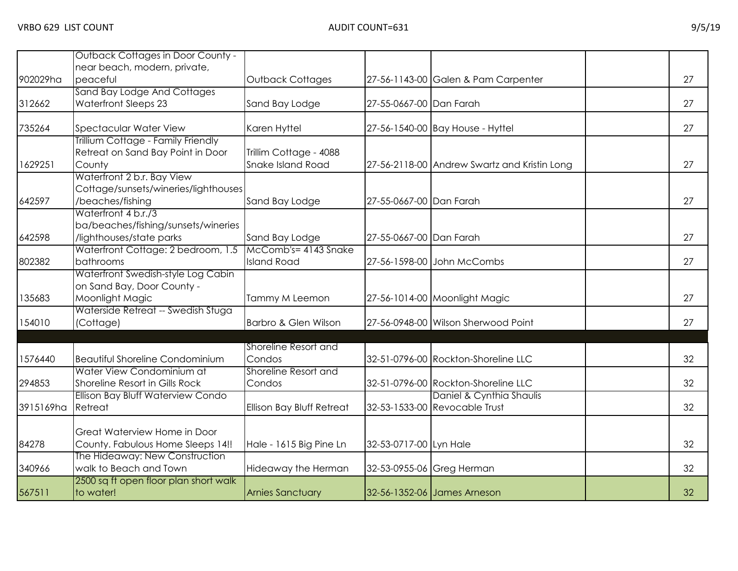VRBO 629 LIST COUNT AUDIT COUNT=631 9/5/19

| | | | | | | |
|---|---|---|---|---|---|---|
| 902029ha | Outback Cottages in Door County - near beach, modern, private, peaceful | Outback Cottages | 27-56-1143-00 | Galen & Pam Carpenter | | 27 |
| 312662 | Sand Bay Lodge And Cottages Waterfront Sleeps 23 | Sand Bay Lodge | 27-55-0667-00 | Dan Farah | | 27 |
| 735264 | Spectacular Water View | Karen Hyttel | 27-56-1540-00 | Bay House - Hyttel | | 27 |
| 1629251 | Trillium Cottage - Family Friendly Retreat on Sand Bay Point in Door County | Trillim Cottage - 4088 Snake Island Road | 27-56-2118-00 | Andrew Swartz and Kristin Long | | 27 |
| 642597 | Waterfront 2 b.r. Bay View Cottage/sunsets/wineries/lighthouses/beaches/fishing | Sand Bay Lodge | 27-55-0667-00 | Dan Farah | | 27 |
| 642598 | Waterfront 4 b.r./3 ba/beaches/fishing/sunsets/wineries/lighthouses/state parks | Sand Bay Lodge | 27-55-0667-00 | Dan Farah | | 27 |
| 802382 | Waterfront Cottage: 2 bedroom, 1.5 bathrooms | McComb's= 4143 Snake Island Road | 27-56-1598-00 | John McCombs | | 27 |
| 135683 | Waterfront Swedish-style Log Cabin on Sand Bay, Door County - Moonlight Magic | Tammy M Leemon | 27-56-1014-00 | Moonlight Magic | | 27 |
| 154010 | Waterside Retreat -- Swedish Stuga (Cottage) | Barbro & Glen Wilson | 27-56-0948-00 | Wilson Sherwood Point | | 27 |
| | | | | | | |
| 1576440 | Beautiful Shoreline Condominium | Shoreline Resort and Condos | 32-51-0796-00 | Rockton-Shoreline LLC | | 32 |
| 294853 | Water View Condominium at Shoreline Resort in Gills Rock | Shoreline Resort and Condos | 32-51-0796-00 | Rockton-Shoreline LLC | | 32 |
| 3915169ha | Ellison Bay Bluff Waterview Condo Retreat | Ellison Bay Bluff Retreat | 32-53-1533-00 | Daniel & Cynthia Shaulis Revocable Trust | | 32 |
| 84278 | Great Waterview Home in Door County. Fabulous Home Sleeps 14!! | Hale - 1615 Big Pine Ln | 32-53-0717-00 | Lyn Hale | | 32 |
| 340966 | The Hideaway: New Construction walk to Beach and Town | Hideaway the Herman | 32-53-0955-06 | Greg Herman | | 32 |
| 567511 | 2500 sq ft open floor plan short walk to water! | Arnies Sanctuary | 32-56-1352-06 | James Arneson | | 32 |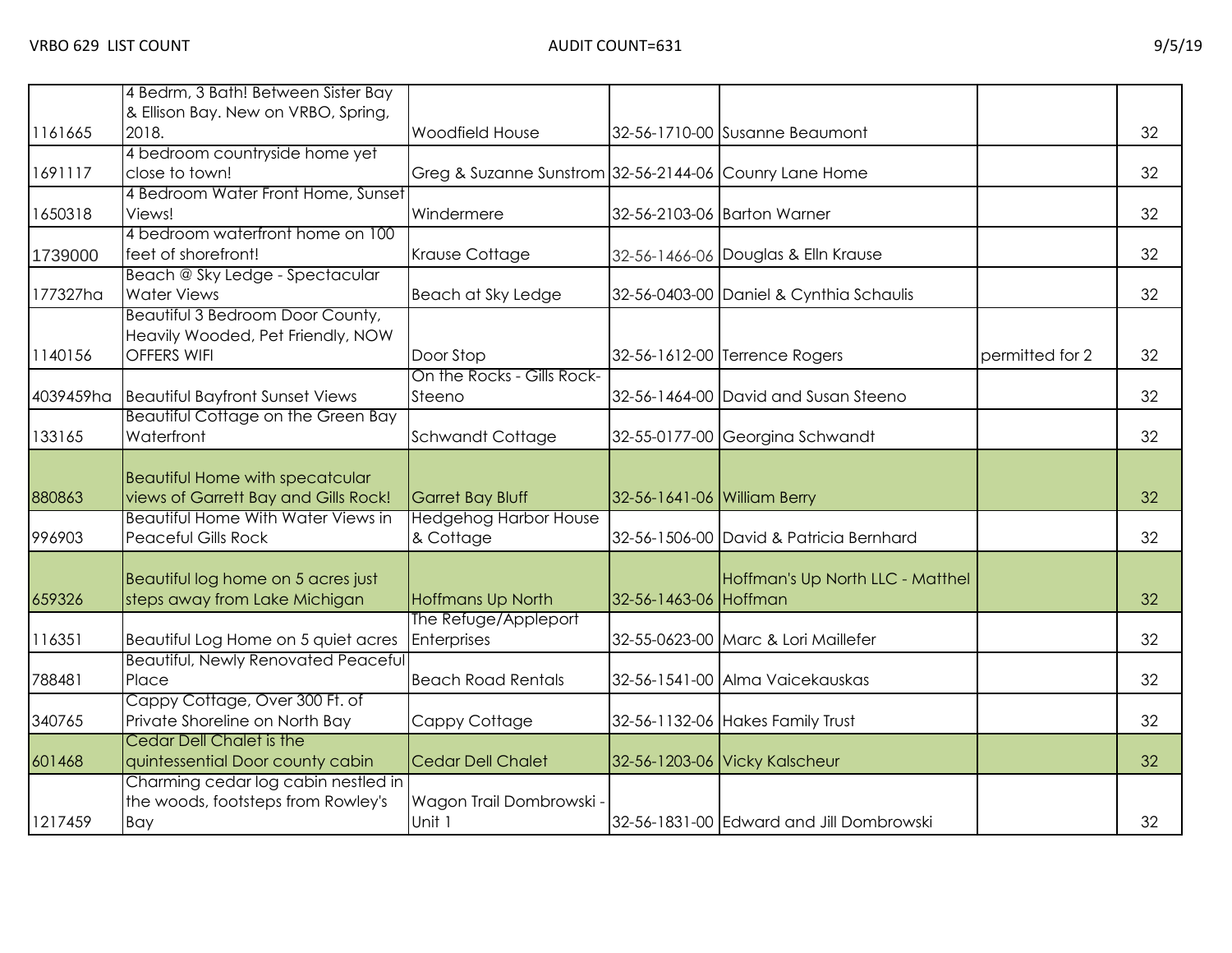| | | | | | | |
|---|---|---|---|---|---|---|
| 1161665 | 4 Bedrm, 3 Bath! Between Sister Bay & Ellison Bay. New on VRBO, Spring, 2018. | Woodfield House | 32-56-1710-00 | Susanne Beaumont | | 32 |
| 1691117 | 4 bedroom countryside home yet close to town! | Greg & Suzanne Sunstrom | 32-56-2144-06 | Counry Lane Home | | 32 |
| 1650318 | 4 Bedroom Water Front Home, Sunset Views! | Windermere | 32-56-2103-06 | Barton Warner | | 32 |
| 1739000 | 4 bedroom waterfront home on 100 feet of shorefront! | Krause Cottage | 32-56-1466-06 | Douglas & Elln Krause | | 32 |
| 177327ha | Beach @ Sky Ledge - Spectacular Water Views | Beach at Sky Ledge | 32-56-0403-00 | Daniel & Cynthia Schaulis | | 32 |
| 1140156 | Beautiful 3 Bedroom Door County, Heavily Wooded, Pet Friendly, NOW OFFERS WIFI | Door Stop | 32-56-1612-00 | Terrence Rogers | permitted for 2 | 32 |
| 4039459ha | Beautiful Bayfront Sunset Views | On the Rocks - Gills Rock-Steeno | 32-56-1464-00 | David and Susan Steeno | | 32 |
| 133165 | Beautiful Cottage on the Green Bay Waterfront | Schwandt Cottage | 32-55-0177-00 | Georgina Schwandt | | 32 |
| 880863 | Beautiful Home with specatcular views of Garrett Bay and Gills Rock! | Garret Bay Bluff | 32-56-1641-06 | William Berry | | 32 |
| 996903 | Beautiful Home With Water Views in Peaceful Gills Rock | Hedgehog Harbor House & Cottage | 32-56-1506-00 | David & Patricia Bernhard | | 32 |
| 659326 | Beautiful log home on 5 acres just steps away from Lake Michigan | Hoffmans Up North | 32-56-1463-06 | Hoffman's Up North LLC - Matthel Hoffman | | 32 |
| 116351 | Beautiful Log Home on 5 quiet acres | The Refuge/Appleport Enterprises | 32-55-0623-00 | Marc & Lori Maillefer | | 32 |
| 788481 | Beautiful, Newly Renovated Peaceful Place | Beach Road Rentals | 32-56-1541-00 | Alma Vaicekauskas | | 32 |
| 340765 | Cappy Cottage, Over 300 Ft. of Private Shoreline on North Bay | Cappy Cottage | 32-56-1132-06 | Hakes Family Trust | | 32 |
| 601468 | Cedar Dell Chalet is the quintessential Door county cabin | Cedar Dell Chalet | 32-56-1203-06 | Vicky Kalscheur | | 32 |
| 1217459 | Charming cedar log cabin nestled in the woods, footsteps from Rowley's Bay | Wagon Trail Dombrowski - Unit 1 | 32-56-1831-00 | Edward and Jill Dombrowski | | 32 |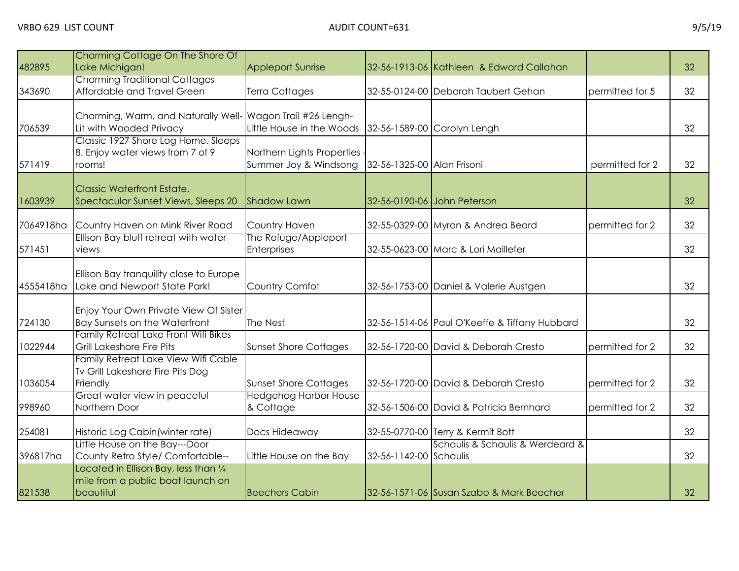VRBO 629 LIST COUNT AUDIT COUNT=631 9/5/19

| | | | | | | |
|---|---|---|---|---|---|---|
| 482895 | Charming Cottage On The Shore Of Lake Michigan! | Appleport Sunrise | 32-56-1913-06 | Kathleen & Edward Callahan | | 32 |
| 343690 | Charming Traditional Cottages Affordable and Travel Green | Terra Cottages | 32-55-0124-00 | Deborah Taubert Gehan | permitted for 5 | 32 |
| 706539 | Charming, Warm, and Naturally Well-Lit with Wooded Privacy | Wagon Trail #26 Lengh-Little House in the Woods | 32-56-1589-00 | Carolyn Lengh | | 32 |
| 571419 | Classic 1927 Shore Log Home. Sleeps 8. Enjoy water views from 7 of 9 rooms! | Northern Lights Properties - Summer Joy & Windsong | 32-56-1325-00 | Alan Frisoni | permitted for 2 | 32 |
| 1603939 | Classic Waterfront Estate, Spectacular Sunset Views, Sleeps 20 | Shadow Lawn | 32-56-0190-06 | John Peterson | | 32 |
| 7064918ha | Country Haven on Mink River Road | Country Haven | 32-55-0329-00 | Myron & Andrea Beard | permitted for 2 | 32 |
| 571451 | Ellison Bay bluff retreat with water views | The Refuge/Appleport Enterprises | 32-55-0623-00 | Marc & Lori Maillefer | | 32 |
| 4555418ha | Ellison Bay tranquility close to Europe Lake and Newport State Park! | Country Comfot | 32-56-1753-00 | Daniel & Valerie Austgen | | 32 |
| 724130 | Enjoy Your Own Private View Of Sister Bay Sunsets on the Waterfront | The Nest | 32-56-1514-06 | Paul O'Keeffe & Tiffany Hubbard | | 32 |
| 1022944 | Family Retreat Lake Front Wifi Bikes Grill Lakeshore Fire Pits | Sunset Shore Cottages | 32-56-1720-00 | David & Deborah Cresto | permitted for 2 | 32 |
| 1036054 | Family Retreat Lake View Wifi Cable Tv Grill Lakeshore Fire Pits Dog Friendly | Sunset Shore Cottages | 32-56-1720-00 | David & Deborah Cresto | permitted for 2 | 32 |
| 998960 | Great water view in peaceful Northern Door | Hedgehog Harbor House & Cottage | 32-56-1506-00 | David & Patricia Bernhard | permitted for 2 | 32 |
| 254081 | Historic Log Cabin(winter rate) | Docs Hideaway | 32-55-0770-00 | Terry & Kermit Bott | | 32 |
| 396817ha | Little House on the Bay---Door County Retro Style/ Comfortable-- | Little House on the Bay | 32-56-1142-00 | Schaulis & Schaulis & Werdeard & Schaulis | | 32 |
| 821538 | Located in Ellison Bay, less than ¼ mile from a public boat launch on beautiful | Beechers Cabin | 32-56-1571-06 | Susan Szabo & Mark Beecher | | 32 |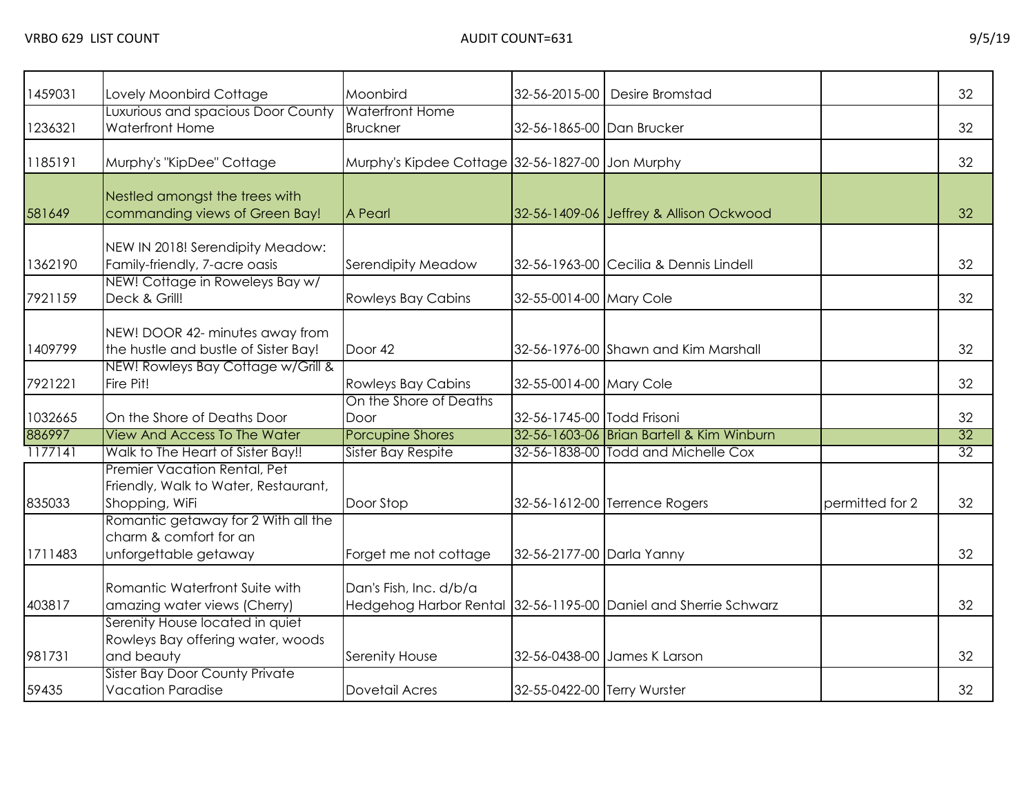VRBO 629 LIST COUNT AUDIT COUNT=631 9/5/19

| | | | | | | |
|---|---|---|---|---|---|---|
| 1459031 | Lovely Moonbird Cottage | Moonbird | 32-56-2015-00 | Desire Bromstad | | 32 |
| 1236321 | Luxurious and spacious Door County Waterfront Home | Waterfront Home Bruckner | 32-56-1865-00 | Dan Brucker | | 32 |
| 1185191 | Murphy's "KipDee" Cottage | Murphy's Kipdee Cottage | 32-56-1827-00 | Jon Murphy | | 32 |
| 581649 | Nestled amongst the trees with commanding views of Green Bay! | A Pearl | 32-56-1409-06 | Jeffrey & Allison Ockwood | | 32 |
| 1362190 | NEW IN 2018! Serendipity Meadow: Family-friendly, 7-acre oasis | Serendipity Meadow | 32-56-1963-00 | Cecilia & Dennis Lindell | | 32 |
| 7921159 | NEW! Cottage in Roweleys Bay w/ Deck & Grill! | Rowleys Bay Cabins | 32-55-0014-00 | Mary Cole | | 32 |
| 1409799 | NEW! DOOR 42- minutes away from the hustle and bustle of Sister Bay! | Door 42 | 32-56-1976-00 | Shawn and Kim Marshall | | 32 |
| 7921221 | NEW! Rowleys Bay Cottage w/Grill & Fire Pit! | Rowleys Bay Cabins | 32-55-0014-00 | Mary Cole | | 32 |
| 1032665 | On the Shore of Deaths Door | On the Shore of Deaths Door | 32-56-1745-00 | Todd Frisoni | | 32 |
| 886997 | View And Access To The Water | Porcupine Shores | 32-56-1603-06 | Brian Bartell & Kim Winburn | | 32 |
| 1177141 | Walk to The Heart of Sister Bay!! | Sister Bay Respite | 32-56-1838-00 | Todd and Michelle Cox | | 32 |
| 835033 | Premier Vacation Rental, Pet Friendly, Walk to Water, Restaurant, Shopping, WiFi | Door Stop | 32-56-1612-00 | Terrence Rogers | permitted for 2 | 32 |
| 1711483 | Romantic getaway for 2 With all the charm & comfort for an unforgettable getaway | Forget me not cottage | 32-56-2177-00 | Darla Yanny | | 32 |
| 403817 | Romantic Waterfront Suite with amazing water views (Cherry) | Dan's Fish, Inc. d/b/a Hedgehog Harbor Rental | 32-56-1195-00 | Daniel and Sherrie Schwarz | | 32 |
| 981731 | Serenity House located in quiet Rowleys Bay offering water, woods and beauty | Serenity House | 32-56-0438-00 | James K Larson | | 32 |
| 59435 | Sister Bay Door County Private Vacation Paradise | Dovetail Acres | 32-55-0422-00 | Terry Wurster | | 32 |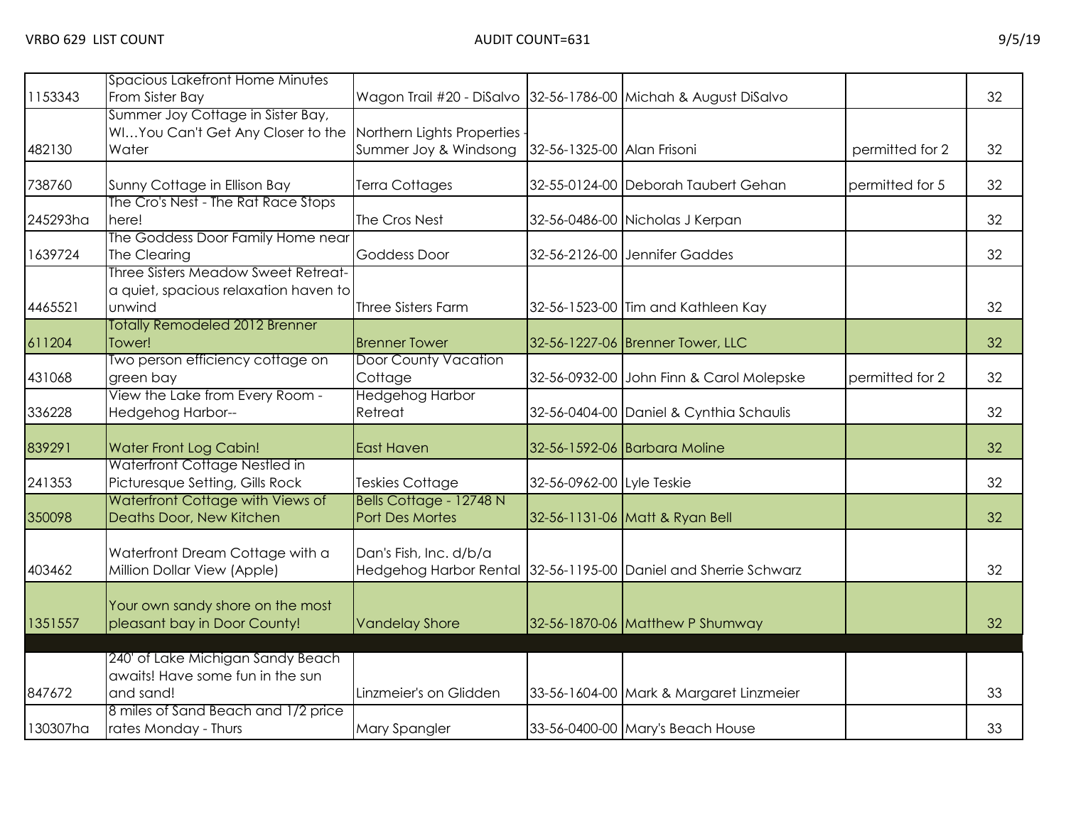VRBO 629 LIST COUNT AUDIT COUNT=631 9/5/19

| | | | | | | |
|---|---|---|---|---|---|---|
| 1153343 | Spacious Lakefront Home Minutes From Sister Bay | Wagon Trail #20 - DiSalvo | 32-56-1786-00 | Michah & August DiSalvo | | 32 |
| 482130 | Summer Joy Cottage in Sister Bay, WI…You Can't Get Any Closer to the Water | Northern Lights Properties - Summer Joy & Windsong | 32-56-1325-00 | Alan Frisoni | permitted for 2 | 32 |
| 738760 | Sunny Cottage in Ellison Bay | Terra Cottages | 32-55-0124-00 | Deborah Taubert Gehan | permitted for 5 | 32 |
| 245293ha | The Cro's Nest - The Rat Race Stops here! | The Cros Nest | 32-56-0486-00 | Nicholas J Kerpan | | 32 |
| 1639724 | The Goddess Door Family Home near The Clearing | Goddess Door | 32-56-2126-00 | Jennifer Gaddes | | 32 |
| 4465521 | Three Sisters Meadow Sweet Retreat-a quiet, spacious relaxation haven to unwind | Three Sisters Farm | 32-56-1523-00 | Tim and Kathleen Kay | | 32 |
| 611204 | Totally Remodeled 2012 Brenner Tower! | Brenner Tower | 32-56-1227-06 | Brenner Tower, LLC | | 32 |
| 431068 | Two person efficiency cottage on green bay | Door County Vacation Cottage | 32-56-0932-00 | John Finn & Carol Molepske | permitted for 2 | 32 |
| 336228 | View the Lake from Every Room - Hedgehog Harbor-- | Hedgehog Harbor Retreat | 32-56-0404-00 | Daniel & Cynthia Schaulis | | 32 |
| 839291 | Water Front Log Cabin! | East Haven | 32-56-1592-06 | Barbara Moline | | 32 |
| 241353 | Waterfront Cottage Nestled in Picturesque Setting, Gills Rock | Teskies Cottage | 32-56-0962-00 | Lyle Teskie | | 32 |
| 350098 | Waterfront Cottage with Views of Deaths Door, New Kitchen | Bells Cottage - 12748 N Port Des Mortes | 32-56-1131-06 | Matt & Ryan Bell | | 32 |
| 403462 | Waterfront Dream Cottage with a Million Dollar View (Apple) | Dan's Fish, Inc. d/b/a Hedgehog Harbor Rental | 32-56-1195-00 | Daniel and Sherrie Schwarz | | 32 |
| 1351557 | Your own sandy shore on the most pleasant bay in Door County! | Vandelay Shore | 32-56-1870-06 | Matthew P Shumway | | 32 |
| | | | | | | |
| 847672 | 240' of Lake Michigan Sandy Beach awaits! Have some fun in the sun and sand! | Linzmeier's on Glidden | 33-56-1604-00 | Mark & Margaret Linzmeier | | 33 |
| 130307ha | 8 miles of Sand Beach and 1/2 price rates Monday - Thurs | Mary Spangler | 33-56-0400-00 | Mary's Beach House | | 33 |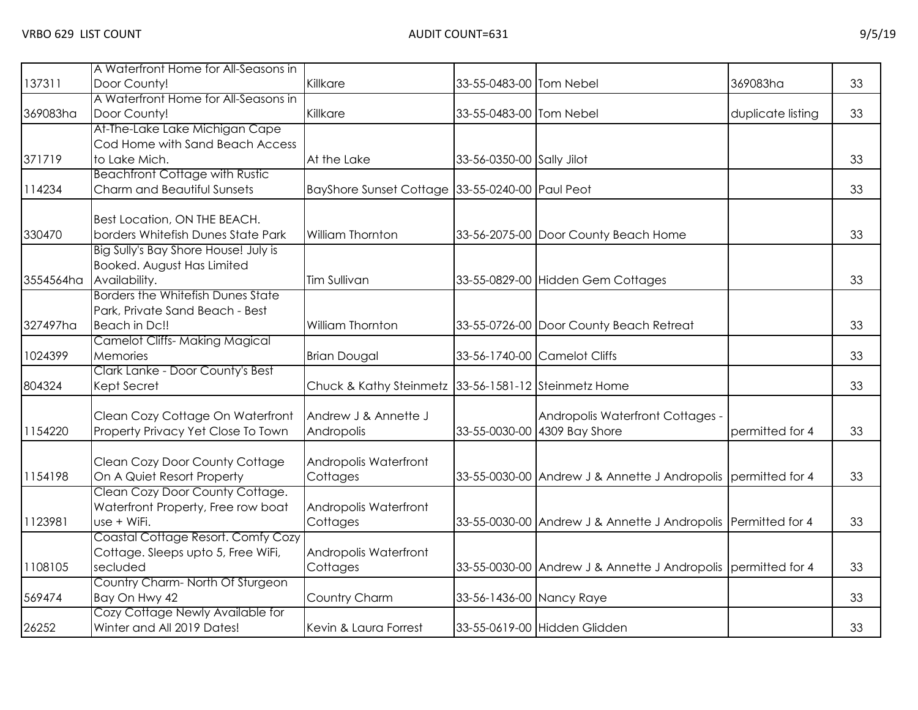VRBO 629 LIST COUNT AUDIT COUNT=631 9/5/19

| | | | | | | |
|---|---|---|---|---|---|---|
| 137311 | A Waterfront Home for All-Seasons in Door County! | Killkare | 33-55-0483-00 | Tom Nebel | 369083ha | 33 |
| 369083ha | A Waterfront Home for All-Seasons in Door County! | Killkare | 33-55-0483-00 | Tom Nebel | duplicate listing | 33 |
| 371719 | At-The-Lake Lake Michigan Cape Cod Home with Sand Beach Access to Lake Mich. | At the Lake | 33-56-0350-00 | Sally Jilot | | 33 |
| 114234 | Beachfront Cottage with Rustic Charm and Beautiful Sunsets | BayShore Sunset Cottage | 33-55-0240-00 | Paul Peot | | 33 |
| 330470 | Best Location, ON THE BEACH. borders Whitefish Dunes State Park | William Thornton | 33-56-2075-00 | Door County Beach Home | | 33 |
| 3554564ha | Big Sully's Bay Shore House! July is Booked. August Has Limited Availability. | Tim Sullivan | 33-55-0829-00 | Hidden Gem Cottages | | 33 |
| 327497ha | Borders the Whitefish Dunes State Park, Private Sand Beach - Best Beach in Dc!! | William Thornton | 33-55-0726-00 | Door County Beach Retreat | | 33 |
| 1024399 | Camelot Cliffs- Making Magical Memories | Brian Dougal | 33-56-1740-00 | Camelot Cliffs | | 33 |
| 804324 | Clark Lanke - Door County's Best Kept Secret | Chuck & Kathy Steinmetz | 33-56-1581-12 | Steinmetz Home | | 33 |
| 1154220 | Clean Cozy Cottage On Waterfront Property Privacy Yet Close To Town | Andrew J & Annette J Andropolis | 33-55-0030-00 | Andropolis Waterfront Cottages - 4309 Bay Shore | permitted for 4 | 33 |
| 1154198 | Clean Cozy Door County Cottage On A Quiet Resort Property | Andropolis Waterfront Cottages | 33-55-0030-00 | Andrew J & Annette J Andropolis | permitted for 4 | 33 |
| 1123981 | Clean Cozy Door County Cottage. Waterfront Property, Free row boat use + WiFi. | Andropolis Waterfront Cottages | 33-55-0030-00 | Andrew J & Annette J Andropolis | Permitted for 4 | 33 |
| 1108105 | Coastal Cottage Resort. Comfy Cozy Cottage. Sleeps upto 5, Free WiFi, secluded | Andropolis Waterfront Cottages | 33-55-0030-00 | Andrew J & Annette J Andropolis | permitted for 4 | 33 |
| 569474 | Country Charm- North Of Sturgeon Bay On Hwy 42 | Country Charm | 33-56-1436-00 | Nancy Raye | | 33 |
| 26252 | Cozy Cottage Newly Available for Winter and All 2019 Dates! | Kevin & Laura Forrest | 33-55-0619-00 | Hidden Glidden | | 33 |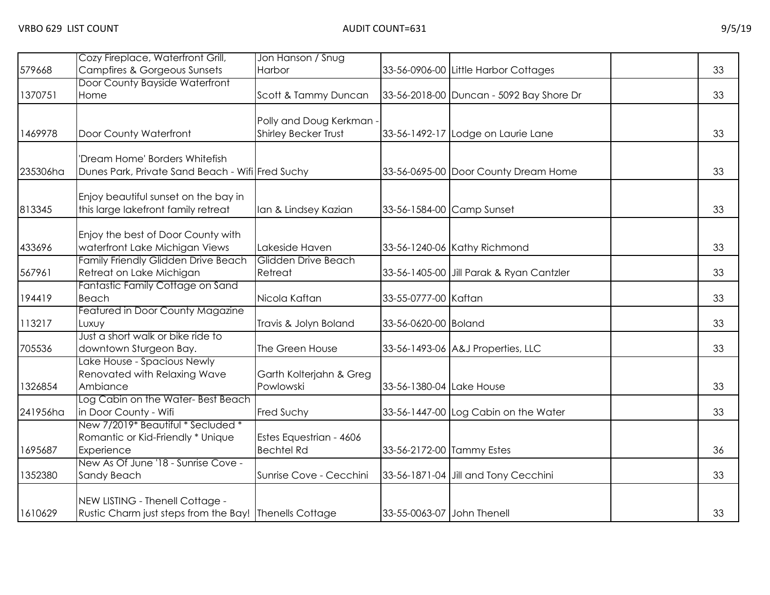| | | | | | | |
|---|---|---|---|---|---|---|
| 579668 | Cozy Fireplace, Waterfront Grill, Campfires & Gorgeous Sunsets | Jon Hanson / Snug Harbor | 33-56-0906-00 | Little Harbor Cottages | | 33 |
| 1370751 | Door County Bayside Waterfront Home | Scott & Tammy Duncan | 33-56-2018-00 | Duncan - 5092 Bay Shore Dr | | 33 |
| 1469978 | Door County Waterfront | Polly and Doug Kerkman - Shirley Becker Trust | 33-56-1492-17 | Lodge on Laurie Lane | | 33 |
| 235306ha | 'Dream Home' Borders Whitefish Dunes Park, Private Sand Beach - Wifi | Fred Suchy | 33-56-0695-00 | Door County Dream Home | | 33 |
| 813345 | Enjoy beautiful sunset on the bay in this large lakefront family retreat | Ian & Lindsey Kazian | 33-56-1584-00 | Camp Sunset | | 33 |
| 433696 | Enjoy the best of Door County with waterfront Lake Michigan Views | Lakeside Haven | 33-56-1240-06 | Kathy Richmond | | 33 |
| 567961 | Family Friendly Glidden Drive Beach Retreat on Lake Michigan | Glidden Drive Beach Retreat | 33-56-1405-00 | Jill Parak & Ryan Cantzler | | 33 |
| 194419 | Fantastic Family Cottage on Sand Beach | Nicola Kaftan | 33-55-0777-00 | Kaftan | | 33 |
| 113217 | Featured in Door County Magazine Luxuy | Travis & Jolyn Boland | 33-56-0620-00 | Boland | | 33 |
| 705536 | Just a short walk or bike ride to downtown Sturgeon Bay. | The Green House | 33-56-1493-06 | A&J Properties, LLC | | 33 |
| 1326854 | Lake House - Spacious Newly Renovated with Relaxing Wave Ambiance | Garth Kolterjahn & Greg Powlowski | 33-56-1380-04 | Lake House | | 33 |
| 241956ha | Log Cabin on the Water- Best Beach in Door County - Wifi | Fred Suchy | 33-56-1447-00 | Log Cabin on the Water | | 33 |
| 1695687 | New 7/2019* Beautiful * Secluded * Romantic or Kid-Friendly * Unique Experience | Estes Equestrian - 4606 Bechtel Rd | 33-56-2172-00 | Tammy Estes | | 36 |
| 1352380 | New As Of June '18 - Sunrise Cove - Sandy Beach | Sunrise Cove - Cecchini | 33-56-1871-04 | Jill and Tony Cecchini | | 33 |
| 1610629 | NEW LISTING - Thenell Cottage - Rustic Charm just steps from the Bay! | Thenells Cottage | 33-55-0063-07 | John Thenell | | 33 |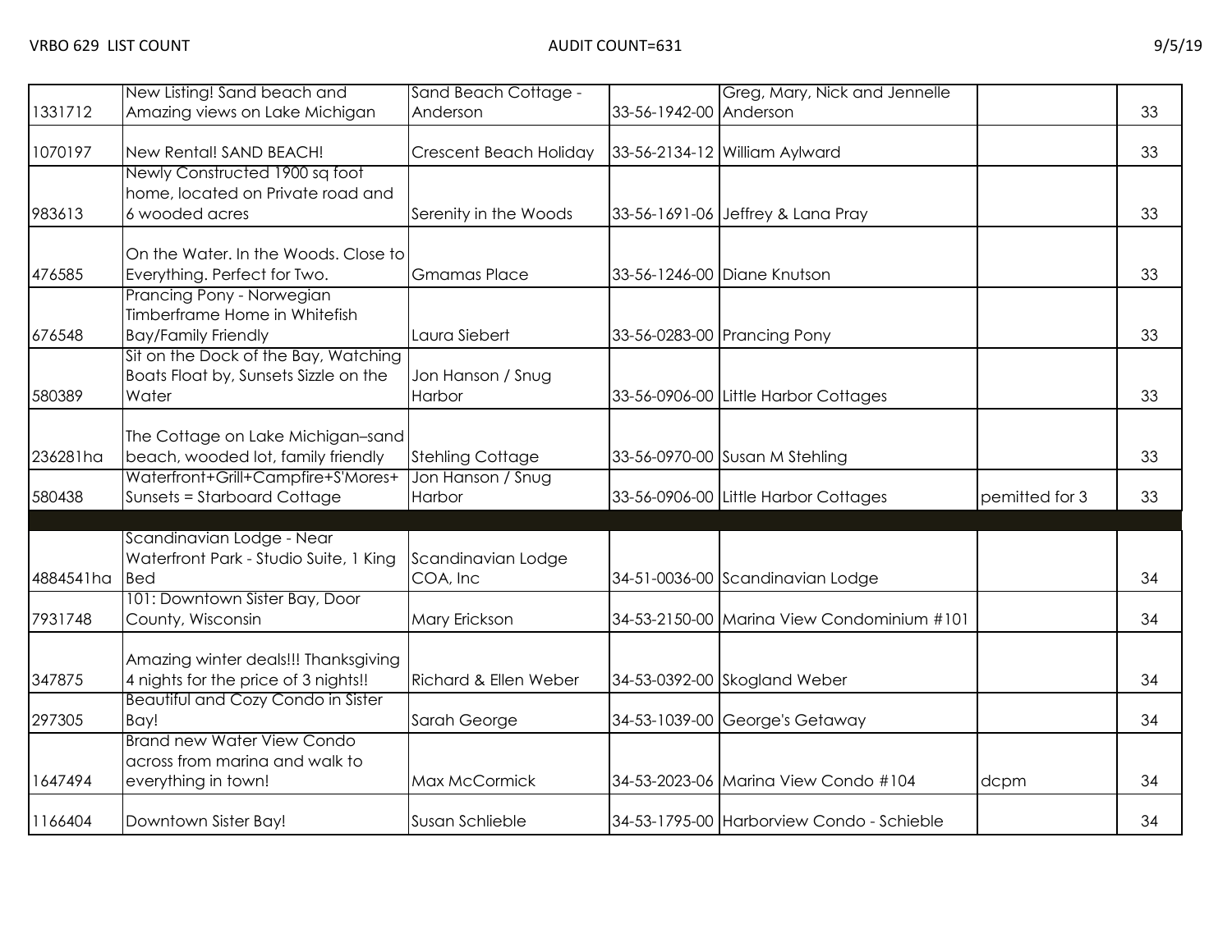VRBO 629 LIST COUNT AUDIT COUNT=631 9/5/19

| | | | | | | |
|---|---|---|---|---|---|---|
| 1331712 | New Listing! Sand beach and Amazing views on Lake Michigan | Sand Beach Cottage - Anderson | 33-56-1942-00 | Greg, Mary, Nick and Jennelle Anderson | | 33 |
| 1070197 | New Rental! SAND BEACH! | Crescent Beach Holiday | 33-56-2134-12 | William Aylward | | 33 |
| 983613 | Newly Constructed 1900 sq foot home, located on Private road and 6 wooded acres | Serenity in the Woods | 33-56-1691-06 | Jeffrey & Lana Pray | | 33 |
| 476585 | On the Water. In the Woods. Close to Everything. Perfect for Two. | Gmamas Place | 33-56-1246-00 | Diane Knutson | | 33 |
| 676548 | Prancing Pony - Norwegian Timberframe Home in Whitefish Bay/Family Friendly | Laura Siebert | 33-56-0283-00 | Prancing Pony | | 33 |
| 580389 | Sit on the Dock of the Bay, Watching Boats Float by, Sunsets Sizzle on the Water | Jon Hanson / Snug Harbor | 33-56-0906-00 | Little Harbor Cottages | | 33 |
| 236281ha | The Cottage on Lake Michigan–sand beach, wooded lot, family friendly | Stehling Cottage | 33-56-0970-00 | Susan M Stehling | | 33 |
| 580438 | Waterfront+Grill+Campfire+S'Mores+ Sunsets = Starboard Cottage | Jon Hanson / Snug Harbor | 33-56-0906-00 | Little Harbor Cottages | pemitted for 3 | 33 |
| | | | | | | |
| 4884541ha | Scandinavian Lodge - Near Waterfront Park - Studio Suite, 1 King Bed | Scandinavian Lodge COA, Inc | 34-51-0036-00 | Scandinavian Lodge | | 34 |
| 7931748 | 101: Downtown Sister Bay, Door County, Wisconsin | Mary Erickson | 34-53-2150-00 | Marina View Condominium #101 | | 34 |
| 347875 | Amazing winter deals!!! Thanksgiving 4 nights for the price of 3 nights!! | Richard & Ellen Weber | 34-53-0392-00 | Skogland Weber | | 34 |
| 297305 | Beautiful and Cozy Condo in Sister Bay! | Sarah George | 34-53-1039-00 | George's Getaway | | 34 |
| 1647494 | Brand new Water View Condo across from marina and walk to everything in town! | Max McCormick | 34-53-2023-06 | Marina View Condo #104 | dcpm | 34 |
| 1166404 | Downtown Sister Bay! | Susan Schlieble | 34-53-1795-00 | Harborview Condo - Schieble | | 34 |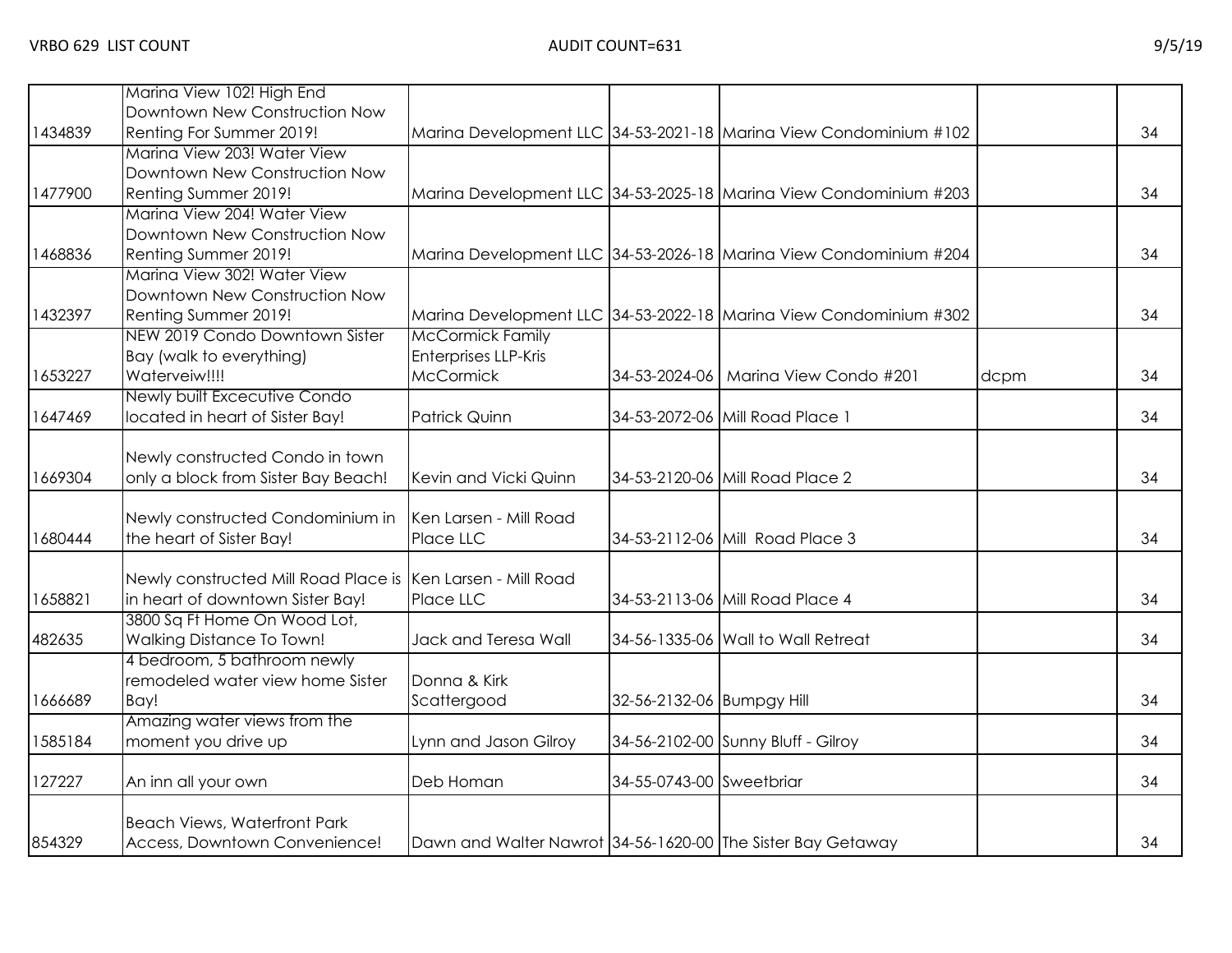| | | | | | | |
|---|---|---|---|---|---|---|
| 1434839 | Marina View 102! High End Downtown New Construction Now Renting For Summer 2019! | Marina Development LLC | 34-53-2021-18 | Marina View Condominium #102 | | 34 |
| 1477900 | Marina View 203! Water View Downtown New Construction Now Renting Summer 2019! | Marina Development LLC | 34-53-2025-18 | Marina View Condominium #203 | | 34 |
| 1468836 | Marina View 204! Water View Downtown New Construction Now Renting Summer 2019! | Marina Development LLC | 34-53-2026-18 | Marina View Condominium #204 | | 34 |
| 1432397 | Marina View 302! Water View Downtown New Construction Now Renting Summer 2019! | Marina Development LLC | 34-53-2022-18 | Marina View Condominium #302 | | 34 |
| 1653227 | NEW 2019 Condo Downtown Sister Bay (walk to everything) Waterveiw!!!! | McCormick Family Enterprises LLP-Kris McCormick | 34-53-2024-06 | Marina View Condo #201 | dcpm | 34 |
| 1647469 | Newly built Excecutive Condo located in heart of Sister Bay! | Patrick Quinn | 34-53-2072-06 | Mill Road Place 1 | | 34 |
| 1669304 | Newly constructed Condo in town only a block from Sister Bay Beach! | Kevin and Vicki Quinn | 34-53-2120-06 | Mill Road Place 2 | | 34 |
| 1680444 | Newly constructed Condominium in the heart of Sister Bay! | Ken Larsen - Mill Road Place LLC | 34-53-2112-06 | Mill Road Place 3 | | 34 |
| 1658821 | Newly constructed Mill Road Place is in heart of downtown Sister Bay! | Ken Larsen - Mill Road Place LLC | 34-53-2113-06 | Mill Road Place 4 | | 34 |
| 482635 | 3800 Sq Ft Home On Wood Lot, Walking Distance To Town! | Jack and Teresa Wall | 34-56-1335-06 | Wall to Wall Retreat | | 34 |
| 1666689 | 4 bedroom, 5 bathroom newly remodeled water view home Sister Bay! | Donna & Kirk Scattergood | 32-56-2132-06 | Bumpgy Hill | | 34 |
| 1585184 | Amazing water views from the moment you drive up | Lynn and Jason Gilroy | 34-56-2102-00 | Sunny Bluff - Gilroy | | 34 |
| 127227 | An inn all your own | Deb Homan | 34-55-0743-00 | Sweetbriar | | 34 |
| 854329 | Beach Views, Waterfront Park Access, Downtown Convenience! | Dawn and Walter Nawrot | 34-56-1620-00 | The Sister Bay Getaway | | 34 |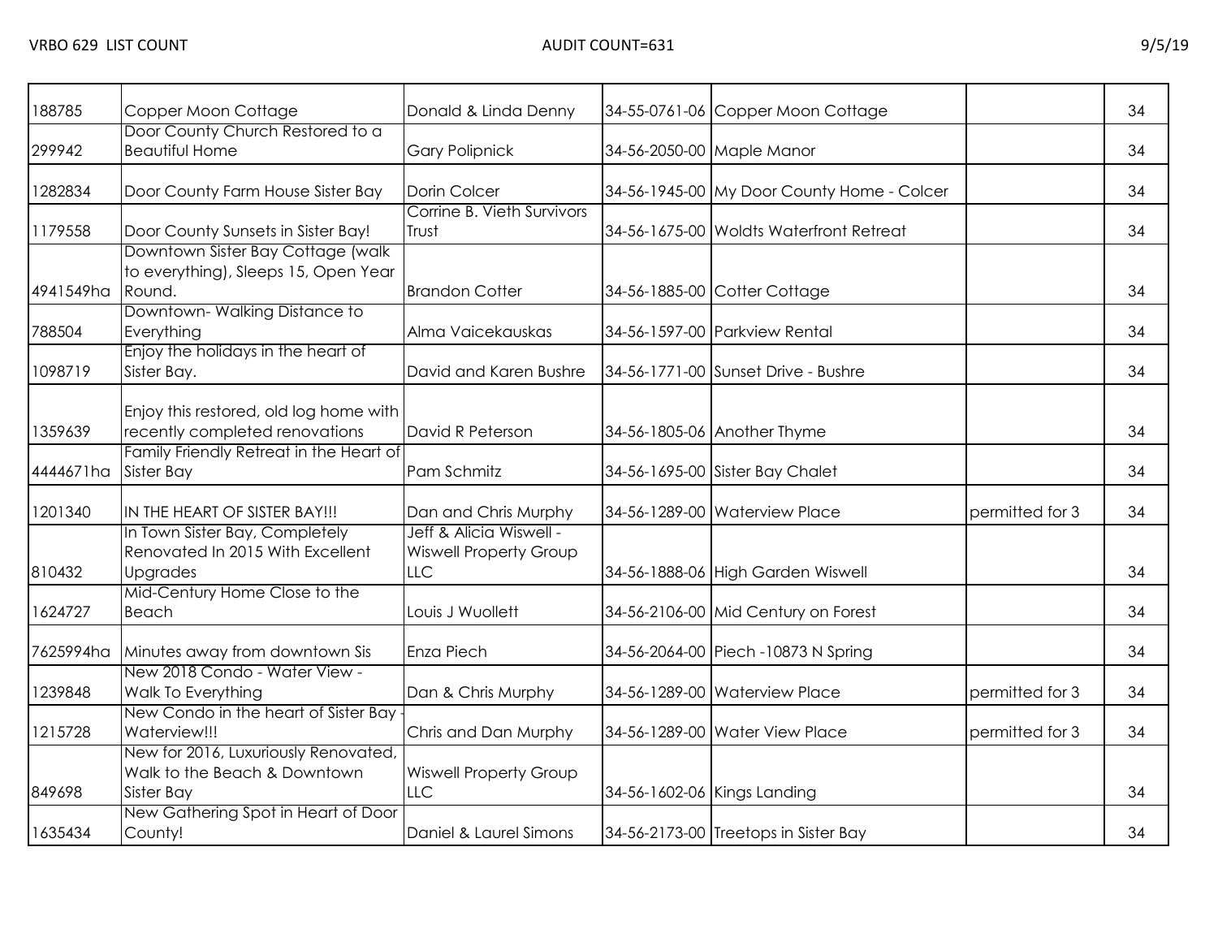| | | | | | | |
|---|---|---|---|---|---|---|
| 188785 | Copper Moon Cottage | Donald & Linda Denny | 34-55-0761-06 | Copper Moon Cottage | | 34 |
| 299942 | Door County Church Restored to a Beautiful Home | Gary Polipnick | 34-56-2050-00 | Maple Manor | | 34 |
| 1282834 | Door County Farm House Sister Bay | Dorin Colcer | 34-56-1945-00 | My Door County Home - Colcer | | 34 |
| 1179558 | Door County Sunsets in Sister Bay! | Corrine B. Vieth Survivors Trust | 34-56-1675-00 | Woldts Waterfront Retreat | | 34 |
| 4941549ha | Downtown Sister Bay Cottage (walk to everything), Sleeps 15, Open Year Round. | Brandon Cotter | 34-56-1885-00 | Cotter Cottage | | 34 |
| 788504 | Downtown- Walking Distance to Everything | Alma Vaicekauskas | 34-56-1597-00 | Parkview Rental | | 34 |
| 1098719 | Enjoy the holidays in the heart of Sister Bay. | David and Karen Bushre | 34-56-1771-00 | Sunset Drive - Bushre | | 34 |
| 1359639 | Enjoy this restored, old log home with recently completed renovations | David R Peterson | 34-56-1805-06 | Another Thyme | | 34 |
| 4444671ha | Family Friendly Retreat in the Heart of Sister Bay | Pam Schmitz | 34-56-1695-00 | Sister Bay Chalet | | 34 |
| 1201340 | IN THE HEART OF SISTER BAY!!! | Dan and Chris Murphy | 34-56-1289-00 | Waterview Place | permitted for 3 | 34 |
| 810432 | In Town Sister Bay, Completely Renovated In 2015 With Excellent Upgrades | Jeff & Alicia Wiswell - Wiswell Property Group LLC | 34-56-1888-06 | High Garden Wiswell | | 34 |
| 1624727 | Mid-Century Home Close to the Beach | Louis J Wuollett | 34-56-2106-00 | Mid Century on Forest | | 34 |
| 7625994ha | Minutes away from downtown Sis | Enza Piech | 34-56-2064-00 | Piech -10873 N Spring | | 34 |
| 1239848 | New 2018 Condo - Water View - Walk To Everything | Dan & Chris Murphy | 34-56-1289-00 | Waterview Place | permitted for 3 | 34 |
| 1215728 | New Condo in the heart of Sister Bay - Waterview!!! | Chris and Dan Murphy | 34-56-1289-00 | Water View Place | permitted for 3 | 34 |
| 849698 | New for 2016, Luxuriously Renovated, Walk to the Beach & Downtown Sister Bay | Wiswell Property Group LLC | 34-56-1602-06 | Kings Landing | | 34 |
| 1635434 | New Gathering Spot in Heart of Door County! | Daniel & Laurel Simons | 34-56-2173-00 | Treetops in Sister Bay | | 34 |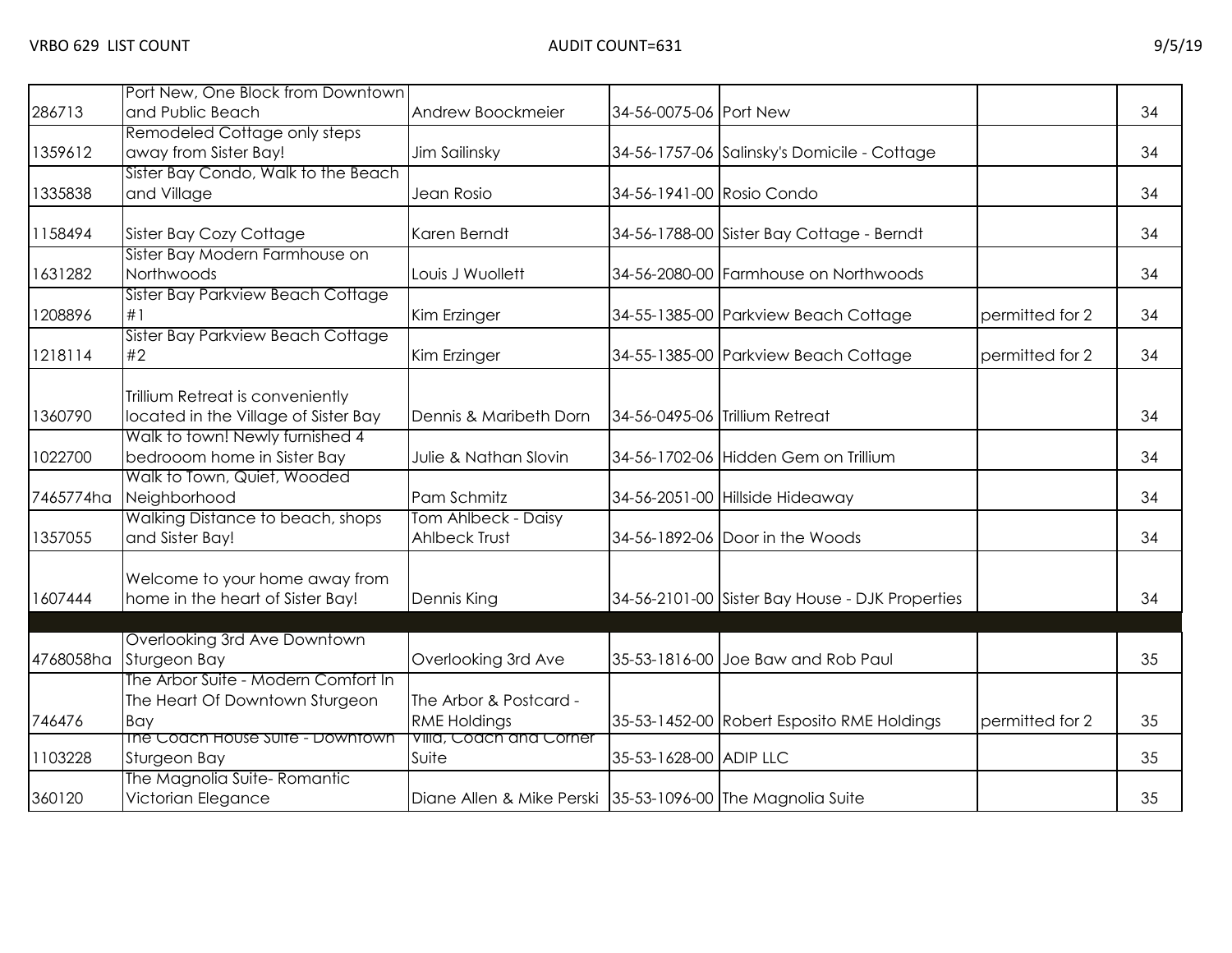| | | | | | | |
|---|---|---|---|---|---|---|
| 286713 | Port New, One Block from Downtown and Public Beach | Andrew Boockmeier | 34-56-0075-06 | Port New | | 34 |
| 1359612 | Remodeled Cottage only steps away from Sister Bay! | Jim Sailinsky | 34-56-1757-06 | Salinsky's Domicile - Cottage | | 34 |
| 1335838 | Sister Bay Condo, Walk to the Beach and Village | Jean Rosio | 34-56-1941-00 | Rosio Condo | | 34 |
| 1158494 | Sister Bay Cozy Cottage | Karen Berndt | 34-56-1788-00 | Sister Bay Cottage - Berndt | | 34 |
| 1631282 | Sister Bay Modern Farmhouse on Northwoods | Louis J Wuollett | 34-56-2080-00 | Farmhouse on Northwoods | | 34 |
| 1208896 | Sister Bay Parkview Beach Cottage #1 | Kim Erzinger | 34-55-1385-00 | Parkview Beach Cottage | permitted for 2 | 34 |
| 1218114 | Sister Bay Parkview Beach Cottage #2 | Kim Erzinger | 34-55-1385-00 | Parkview Beach Cottage | permitted for 2 | 34 |
| 1360790 | Trillium Retreat is conveniently located in the Village of Sister Bay | Dennis & Maribeth Dorn | 34-56-0495-06 | Trillium Retreat | | 34 |
| 1022700 | Walk to town! Newly furnished 4 bedrooom home in Sister Bay | Julie & Nathan Slovin | 34-56-1702-06 | Hidden Gem on Trillium | | 34 |
| 7465774ha | Walk to Town, Quiet, Wooded Neighborhood | Pam Schmitz | 34-56-2051-00 | Hillside Hideaway | | 34 |
| 1357055 | Walking Distance to beach, shops and Sister Bay! | Tom Ahlbeck - Daisy Ahlbeck Trust | 34-56-1892-06 | Door in the Woods | | 34 |
| 1607444 | Welcome to your home away from home in the heart of Sister Bay! | Dennis King | 34-56-2101-00 | Sister Bay House - DJK Properties | | 34 |
| | | | | | | |
| 4768058ha | Overlooking 3rd Ave Downtown Sturgeon Bay | Overlooking 3rd Ave | 35-53-1816-00 | Joe Baw and Rob Paul | | 35 |
| 746476 | The Arbor Suite - Modern Comfort In The Heart Of Downtown Sturgeon Bay | The Arbor & Postcard - RME Holdings | 35-53-1452-00 | Robert Esposito RME Holdings | permitted for 2 | 35 |
| 1103228 | The Coach House Suite - Downtown Sturgeon Bay | Villa, Coach and Corner Suite | 35-53-1628-00 | ADIP LLC | | 35 |
| 360120 | The Magnolia Suite- Romantic Victorian Elegance | Diane Allen & Mike Perski | 35-53-1096-00 | The Magnolia Suite | | 35 |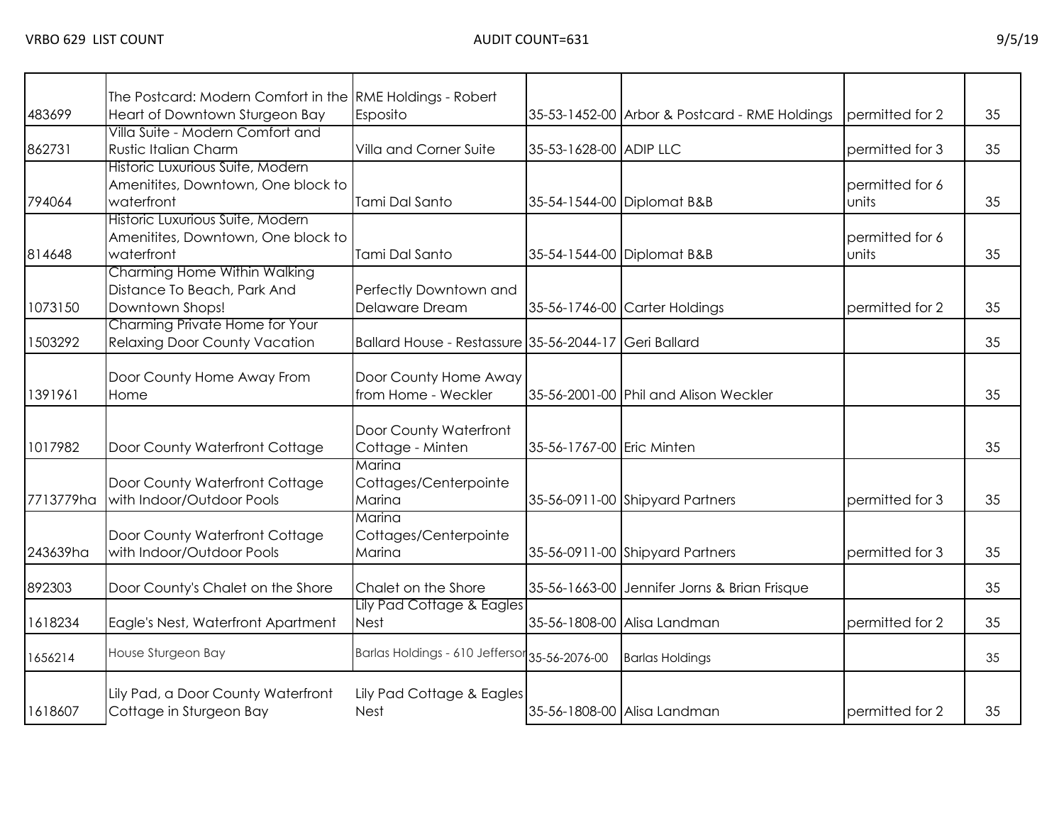| | | | | | | |
|---|---|---|---|---|---|---|
| 483699 | The Postcard: Modern Comfort in the Heart of Downtown Sturgeon Bay | RME Holdings - Robert Esposito | 35-53-1452-00 | Arbor & Postcard - RME Holdings | permitted for 2 | 35 |
| 862731 | Villa Suite - Modern Comfort and Rustic Italian Charm | Villa and Corner Suite | 35-53-1628-00 | ADIP LLC | permitted for 3 | 35 |
| 794064 | Historic Luxurious Suite, Modern Amenitites, Downtown, One block to waterfront | Tami Dal Santo | 35-54-1544-00 | Diplomat B&B | permitted for 6 units | 35 |
| 814648 | Historic Luxurious Suite, Modern Amenitites, Downtown, One block to waterfront | Tami Dal Santo | 35-54-1544-00 | Diplomat B&B | permitted for 6 units | 35 |
| 1073150 | Charming Home Within Walking Distance To Beach, Park And Downtown Shops! | Perfectly Downtown and Delaware Dream | 35-56-1746-00 | Carter Holdings | permitted for 2 | 35 |
| 1503292 | Charming Private Home for Your Relaxing Door County Vacation | Ballard House - Restassure | 35-56-2044-17 | Geri Ballard | | 35 |
| 1391961 | Door County Home Away From Home | Door County Home Away from Home - Weckler | 35-56-2001-00 | Phil and Alison Weckler | | 35 |
| 1017982 | Door County Waterfront Cottage | Door County Waterfront Cottage - Minten | 35-56-1767-00 | Eric Minten | | 35 |
| 7713779ha | Door County Waterfront Cottage with Indoor/Outdoor Pools | Marina Cottages/Centerpointe Marina | 35-56-0911-00 | Shipyard Partners | permitted for 3 | 35 |
| 243639ha | Door County Waterfront Cottage with Indoor/Outdoor Pools | Marina Cottages/Centerpointe Marina | 35-56-0911-00 | Shipyard Partners | permitted for 3 | 35 |
| 892303 | Door County's Chalet on the Shore | Chalet on the Shore | 35-56-1663-00 | Jennifer Jorns & Brian Frisque | | 35 |
| 1618234 | Eagle's Nest, Waterfront Apartment | Lily Pad Cottage & Eagles Nest | 35-56-1808-00 | Alisa Landman | permitted for 2 | 35 |
| 1656214 | House Sturgeon Bay | Barlas Holdings - 610 Jefferson | 35-56-2076-00 | Barlas Holdings | | 35 |
| 1618607 | Lily Pad, a Door County Waterfront Cottage in Sturgeon Bay | Lily Pad Cottage & Eagles Nest | 35-56-1808-00 | Alisa Landman | permitted for 2 | 35 |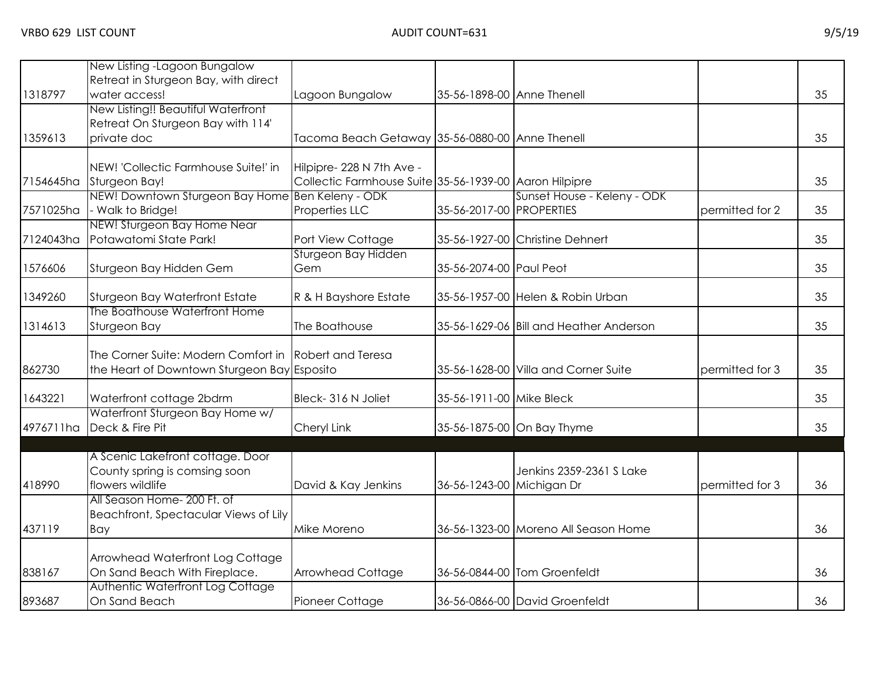VRBO 629 LIST COUNT AUDIT COUNT=631 9/5/19

| | | | | | | |
|---|---|---|---|---|---|---|
| 1318797 | New Listing -Lagoon Bungalow Retreat in Sturgeon Bay, with direct water access! | Lagoon Bungalow | 35-56-1898-00 | Anne Thenell | | 35 |
| 1359613 | New Listing!! Beautiful Waterfront Retreat On Sturgeon Bay with 114' private doc | Tacoma Beach Getaway | 35-56-0880-00 | Anne Thenell | | 35 |
| 7154645ha | NEW! 'Collectic Farmhouse Suite!' in Sturgeon Bay! | Hilpipre- 228 N 7th Ave - Collectic Farmhouse Suite | 35-56-1939-00 | Aaron Hilpipre | | 35 |
| 7571025ha | NEW! Downtown Sturgeon Bay Home - Walk to Bridge! | Ben Keleny - ODK Properties LLC | 35-56-2017-00 | Sunset House - Keleny - ODK PROPERTIES | permitted for 2 | 35 |
| 7124043ha | NEW! Sturgeon Bay Home Near Potawatomi State Park! | Port View Cottage | 35-56-1927-00 | Christine Dehnert | | 35 |
| 1576606 | Sturgeon Bay Hidden Gem | Sturgeon Bay Hidden Gem | 35-56-2074-00 | Paul Peot | | 35 |
| 1349260 | Sturgeon Bay Waterfront Estate | R & H Bayshore Estate | 35-56-1957-00 | Helen & Robin Urban | | 35 |
| 1314613 | The Boathouse Waterfront Home Sturgeon Bay | The Boathouse | 35-56-1629-06 | Bill and Heather Anderson | | 35 |
| 862730 | The Corner Suite: Modern Comfort in the Heart of Downtown Sturgeon Bay | Robert and Teresa Esposito | 35-56-1628-00 | Villa and Corner Suite | permitted for 3 | 35 |
| 1643221 | Waterfront cottage 2bdrm | Bleck- 316 N Joliet | 35-56-1911-00 | Mike Bleck | | 35 |
| 4976711ha | Waterfront Sturgeon Bay Home w/ Deck & Fire Pit | Cheryl Link | 35-56-1875-00 | On Bay Thyme | | 35 |
| | | | | | | |
| 418990 | A Scenic Lakefront cottage. Door County spring is comsing soon flowers wildlife | David & Kay Jenkins | 36-56-1243-00 | Jenkins 2359-2361 S Lake Michigan Dr | permitted for 3 | 36 |
| 437119 | All Season Home- 200 Ft. of Beachfront, Spectacular Views of Lily Bay | Mike Moreno | 36-56-1323-00 | Moreno All Season Home | | 36 |
| 838167 | Arrowhead Waterfront Log Cottage On Sand Beach With Fireplace. | Arrowhead Cottage | 36-56-0844-00 | Tom Groenfeldt | | 36 |
| 893687 | Authentic Waterfront Log Cottage On Sand Beach | Pioneer Cottage | 36-56-0866-00 | David Groenfeldt | | 36 |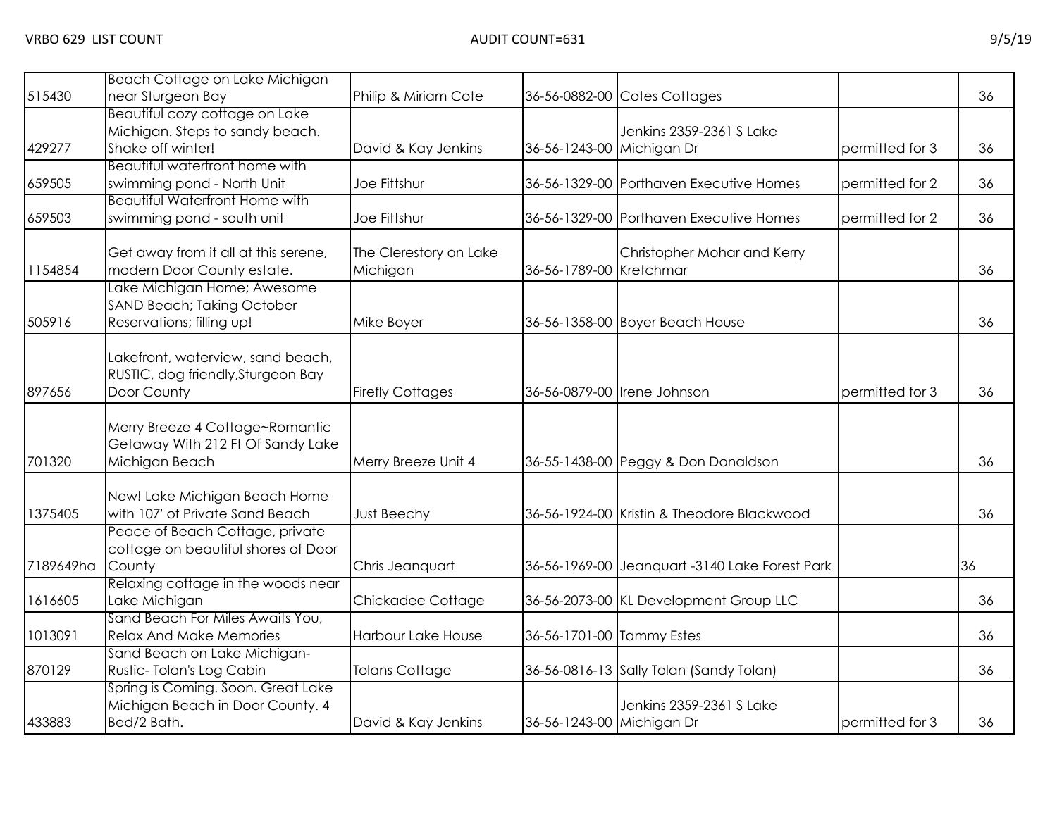| | | | | | | |
|---|---|---|---|---|---|---|
| 515430 | Beach Cottage on Lake Michigan near Sturgeon Bay | Philip & Miriam Cote | 36-56-0882-00 | Cotes Cottages | | 36 |
| 429277 | Beautiful cozy cottage on Lake Michigan. Steps to sandy beach. Shake off winter! | David & Kay Jenkins | 36-56-1243-00 | Jenkins 2359-2361 S Lake Michigan Dr | permitted for 3 | 36 |
| 659505 | Beautiful waterfront home with swimming pond - North Unit | Joe Fittshur | 36-56-1329-00 | Porthaven Executive Homes | permitted for 2 | 36 |
| 659503 | Beautiful Waterfront Home with swimming pond - south unit | Joe Fittshur | 36-56-1329-00 | Porthaven Executive Homes | permitted for 2 | 36 |
| 1154854 | Get away from it all at this serene, modern Door County estate. | The Clerestory on Lake Michigan | 36-56-1789-00 | Christopher Mohar and Kerry Kretchmar | | 36 |
| 505916 | Lake Michigan Home; Awesome SAND Beach; Taking October Reservations; filling up! | Mike Boyer | 36-56-1358-00 | Boyer Beach House | | 36 |
| 897656 | Lakefront, waterview, sand beach, RUSTIC, dog friendly,Sturgeon Bay Door County | Firefly Cottages | 36-56-0879-00 | Irene Johnson | permitted for 3 | 36 |
| 701320 | Merry Breeze 4 Cottage~Romantic Getaway With 212 Ft Of Sandy Lake Michigan Beach | Merry Breeze Unit 4 | 36-55-1438-00 | Peggy & Don Donaldson | | 36 |
| 1375405 | New! Lake Michigan Beach Home with 107' of Private Sand Beach | Just Beechy | 36-56-1924-00 | Kristin & Theodore Blackwood | | 36 |
| 7189649ha | Peace of Beach Cottage, private cottage on beautiful shores of Door County | Chris Jeanquart | 36-56-1969-00 | Jeanquart -3140 Lake Forest Park | | 36 |
| 1616605 | Relaxing cottage in the woods near Lake Michigan | Chickadee Cottage | 36-56-2073-00 | KL Development Group LLC | | 36 |
| 1013091 | Sand Beach For Miles Awaits You, Relax And Make Memories | Harbour Lake House | 36-56-1701-00 | Tammy Estes | | 36 |
| 870129 | Sand Beach on Lake Michigan- Rustic- Tolan's Log Cabin | Tolans Cottage | 36-56-0816-13 | Sally Tolan (Sandy Tolan) | | 36 |
| 433883 | Spring is Coming. Soon. Great Lake Michigan Beach in Door County. 4 Bed/2 Bath. | David & Kay Jenkins | 36-56-1243-00 | Jenkins 2359-2361 S Lake Michigan Dr | permitted for 3 | 36 |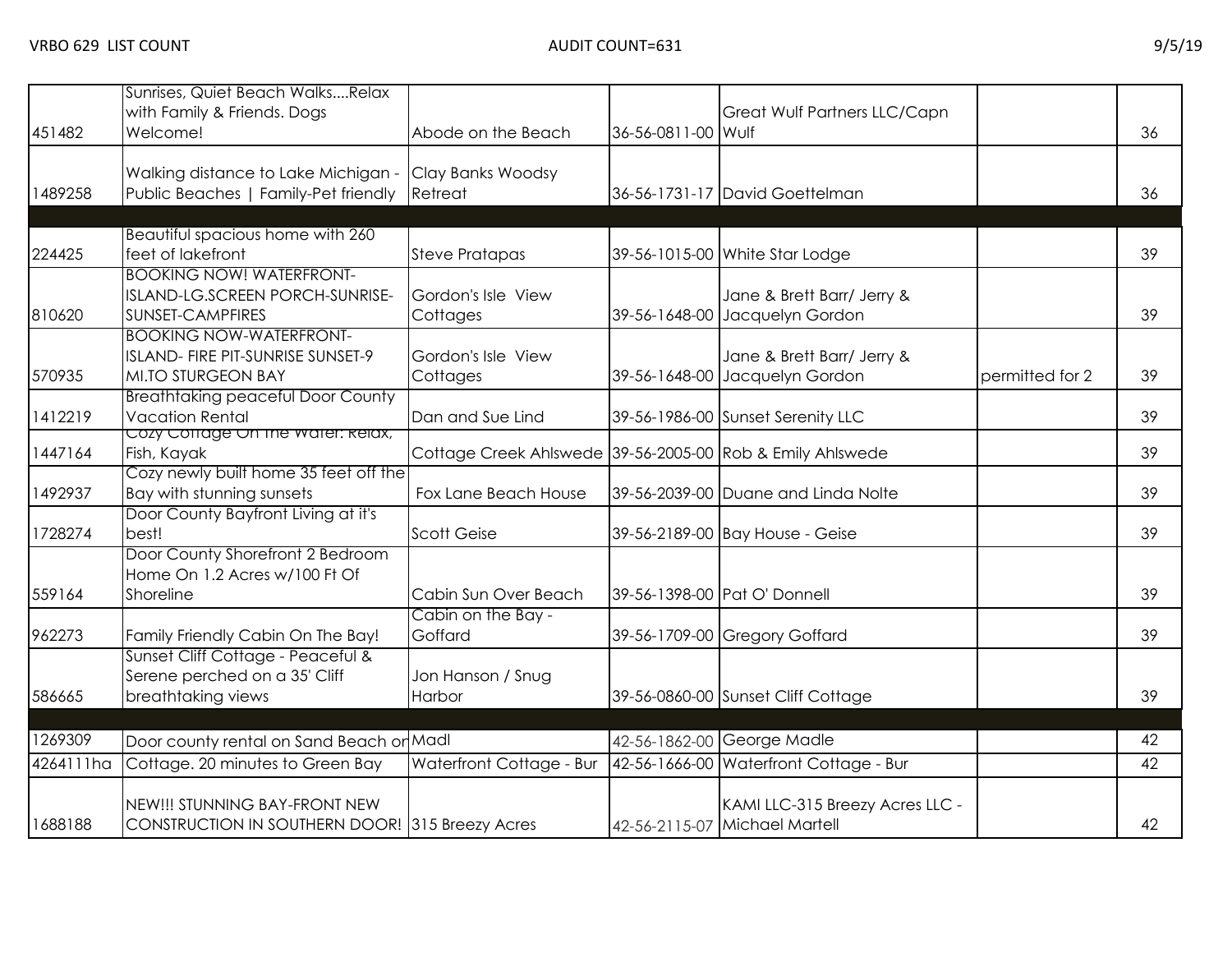| | | | | | | |
|---|---|---|---|---|---|---|
| 451482 | Sunrises, Quiet Beach Walks....Relax with Family & Friends. Dogs Welcome! | Abode on the Beach | 36-56-0811-00 | Great Wulf Partners LLC/Capn Wulf | | 36 |
| 1489258 | Walking distance to Lake Michigan - Public Beaches \| Family-Pet friendly | Clay Banks Woodsy Retreat | 36-56-1731-17 | David Goettelman | | 36 |
| | | | | | | |
| 224425 | Beautiful spacious home with 260 feet of lakefront | Steve Pratapas | 39-56-1015-00 | White Star Lodge | | 39 |
| 810620 | BOOKING NOW! WATERFRONT-ISLAND-LG.SCREEN PORCH-SUNRISE-SUNSET-CAMPFIRES | Gordon's Isle View Cottages | 39-56-1648-00 | Jane & Brett Barr/ Jerry & Jacquelyn Gordon | | 39 |
| 570935 | BOOKING NOW-WATERFRONT-ISLAND- FIRE PIT-SUNRISE SUNSET-9 MI.TO STURGEON BAY | Gordon's Isle View Cottages | 39-56-1648-00 | Jane & Brett Barr/ Jerry & Jacquelyn Gordon | permitted for 2 | 39 |
| 1412219 | Breathtaking peaceful Door County Vacation Rental | Dan and Sue Lind | 39-56-1986-00 | Sunset Serenity LLC | | 39 |
| 1447164 | Cozy Cottage On The Water: Relax, Fish, Kayak | Cottage Creek Ahlswede | 39-56-2005-00 | Rob & Emily Ahlswede | | 39 |
| 1492937 | Cozy newly built home 35 feet off the Bay with stunning sunsets | Fox Lane Beach House | 39-56-2039-00 | Duane and Linda Nolte | | 39 |
| 1728274 | Door County Bayfront Living at it's best! | Scott Geise | 39-56-2189-00 | Bay House - Geise | | 39 |
| 559164 | Door County Shorefront 2 Bedroom Home On 1.2 Acres w/100 Ft Of Shoreline | Cabin Sun Over Beach | 39-56-1398-00 | Pat O' Donnell | | 39 |
| 962273 | Family Friendly Cabin On The Bay! | Cabin on the Bay - Goffard | 39-56-1709-00 | Gregory Goffard | | 39 |
| 586665 | Sunset Cliff Cottage - Peaceful & Serene perched on a 35' Cliff breathtaking views | Jon Hanson / Snug Harbor | 39-56-0860-00 | Sunset Cliff Cottage | | 39 |
| | | | | | | |
| 1269309 | Door county rental on Sand Beach or | Madl | 42-56-1862-00 | George Madle | | 42 |
| 4264111ha | Cottage. 20 minutes to Green Bay | Waterfront Cottage - Bur | 42-56-1666-00 | Waterfront Cottage - Bur | | 42 |
| 1688188 | NEW!!! STUNNING BAY-FRONT NEW CONSTRUCTION IN SOUTHERN DOOR! | 315 Breezy Acres | 42-56-2115-07 | KAMI LLC-315 Breezy Acres LLC - Michael Martell | | 42 |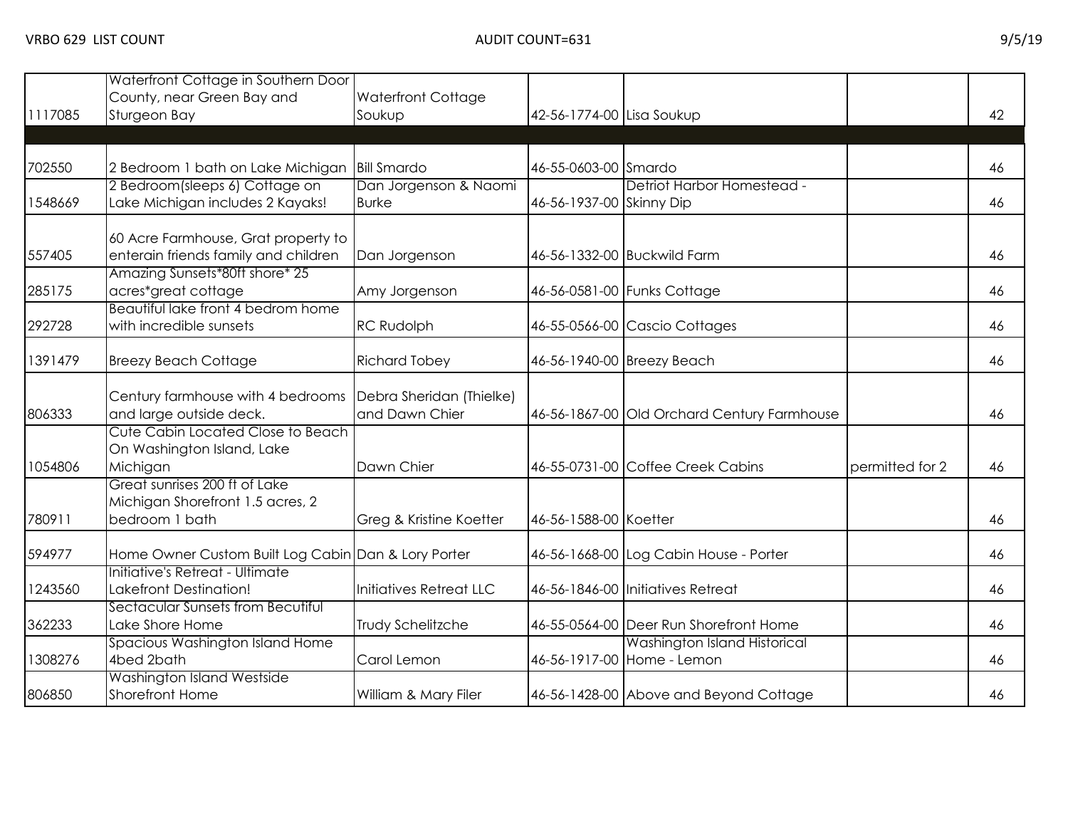VRBO 629 LIST COUNT AUDIT COUNT=631 9/5/19

| | | | | | | |
|---|---|---|---|---|---|---|
| 1117085 | Waterfront Cottage in Southern Door County, near Green Bay and Sturgeon Bay | Waterfront Cottage Soukup | 42-56-1774-00 | Lisa Soukup | | 42 |
| | | | | | | |
| 702550 | 2 Bedroom 1 bath on Lake Michigan | Bill Smardo | 46-55-0603-00 | Smardo | | 46 |
| 1548669 | 2 Bedroom(sleeps 6) Cottage on Lake Michigan includes 2 Kayaks! | Dan Jorgenson & Naomi Burke | 46-56-1937-00 | Detriot Harbor Homestead - Skinny Dip | | 46 |
| 557405 | 60 Acre Farmhouse, Grat property to enterain friends family and children | Dan Jorgenson | 46-56-1332-00 | Buckwild Farm | | 46 |
| 285175 | Amazing Sunsets*80ft shore* 25 acres*great cottage | Amy Jorgenson | 46-56-0581-00 | Funks Cottage | | 46 |
| 292728 | Beautiful lake front 4 bedrom home with incredible sunsets | RC Rudolph | 46-55-0566-00 | Cascio Cottages | | 46 |
| 1391479 | Breezy Beach Cottage | Richard Tobey | 46-56-1940-00 | Breezy Beach | | 46 |
| 806333 | Century farmhouse with 4 bedrooms and large outside deck. | Debra Sheridan (Thielke) and Dawn Chier | 46-56-1867-00 | Old Orchard Century Farmhouse | | 46 |
| 1054806 | Cute Cabin Located Close to Beach On Washington Island, Lake Michigan | Dawn Chier | 46-55-0731-00 | Coffee Creek Cabins | permitted for 2 | 46 |
| 780911 | Great sunrises 200 ft of Lake Michigan Shorefront 1.5 acres, 2 bedroom 1 bath | Greg & Kristine Koetter | 46-56-1588-00 | Koetter | | 46 |
| 594977 | Home Owner Custom Built Log Cabin | Dan & Lory Porter | 46-56-1668-00 | Log Cabin House - Porter | | 46 |
| 1243560 | Initiative's Retreat - Ultimate Lakefront Destination! | Initiatives Retreat LLC | 46-56-1846-00 | Initiatives Retreat | | 46 |
| 362233 | Sectacular Sunsets from Becutiful Lake Shore Home | Trudy Schelitzche | 46-55-0564-00 | Deer Run Shorefront Home | | 46 |
| 1308276 | Spacious Washington Island Home 4bed 2bath | Carol Lemon | 46-56-1917-00 | Washington Island Historical Home - Lemon | | 46 |
| 806850 | Washington Island Westside Shorefront Home | William & Mary Filer | 46-56-1428-00 | Above and Beyond Cottage | | 46 |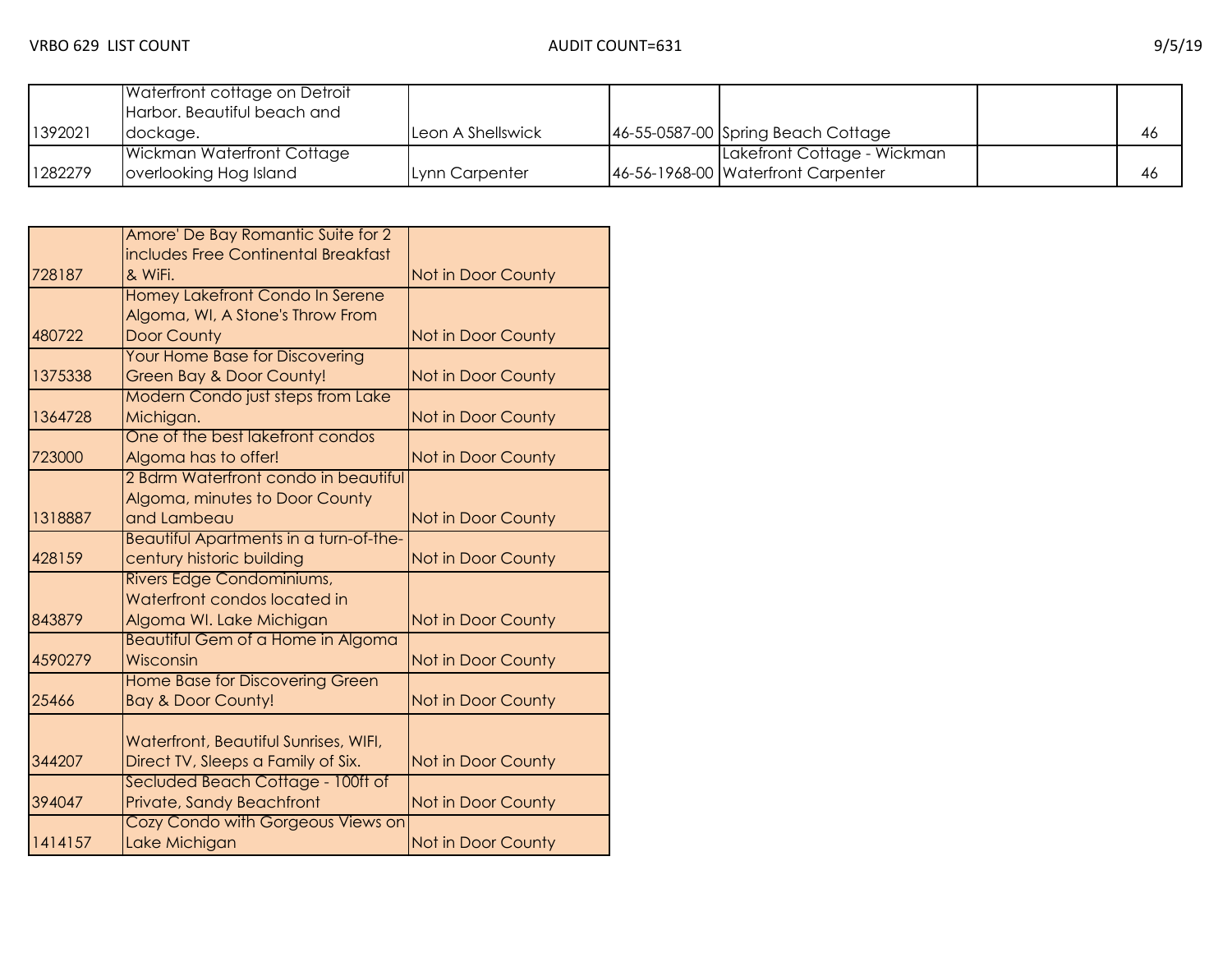VRBO 629 LIST COUNT AUDIT COUNT=631 9/5/19

| | | | | | | |
|---|---|---|---|---|---|---|
| 1392021 | Waterfront cottage on Detroit Harbor. Beautiful beach and dockage. | Leon A Shellswick | 46-55-0587-00 | Spring Beach Cottage | | 46 |
| 1282279 | Wickman Waterfront Cottage overlooking Hog Island | Lynn Carpenter | 46-56-1968-00 | Lakefront Cottage - Wickman Waterfront Carpenter | | 46 |

| | | |
|---|---|---|
| 728187 | Amore' De Bay Romantic Suite for 2 includes Free Continental Breakfast & WiFi. | Not in Door County |
| 480722 | Homey Lakefront Condo In Serene Algoma, WI, A Stone's Throw From Door County | Not in Door County |
| 1375338 | Your Home Base for Discovering Green Bay & Door County! | Not in Door County |
| 1364728 | Modern Condo just steps from Lake Michigan. | Not in Door County |
| 723000 | One of the best lakefront condos Algoma has to offer! | Not in Door County |
| 1318887 | 2 Bdrm Waterfront condo in beautiful Algoma, minutes to Door County and Lambeau | Not in Door County |
| 428159 | Beautiful Apartments in a turn-of-the-century historic building | Not in Door County |
| 843879 | Rivers Edge Condominiums, Waterfront condos located in Algoma WI. Lake Michigan | Not in Door County |
| 4590279 | Beautiful Gem of a Home in Algoma Wisconsin | Not in Door County |
| 25466 | Home Base for Discovering Green Bay & Door County! | Not in Door County |
| 344207 | Waterfront, Beautiful Sunrises, WIFI, Direct TV, Sleeps a Family of Six. | Not in Door County |
| 394047 | Secluded Beach Cottage - 100ft of Private, Sandy Beachfront | Not in Door County |
| 1414157 | Cozy Condo with Gorgeous Views on Lake Michigan | Not in Door County |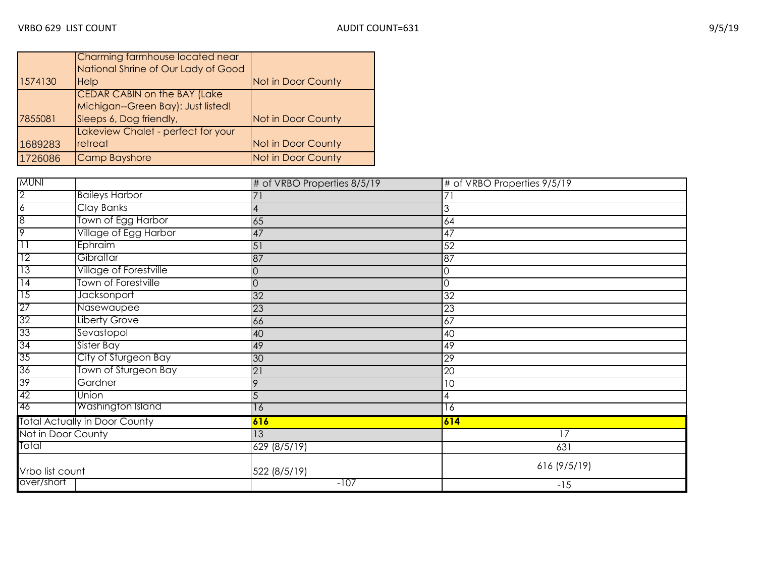VRBO 629 LIST COUNT AUDIT COUNT=631 9/5/19

| | | |
|---|---|---|
| 1574130 | Charming farmhouse located near National Shrine of Our Lady of Good Help | Not in Door County |
| 7855081 | CEDAR CABIN on the BAY (Lake Michigan--Green Bay): Just listed! Sleeps 6, Dog friendly, | Not in Door County |
| 1689283 | Lakeview Chalet - perfect for your retreat | Not in Door County |
| 1726086 | Camp Bayshore | Not in Door County |

| MUNI | | # of VRBO Properties 8/5/19 | # of VRBO Properties 9/5/19 |
|---|---|---|---|
| 2 | Baileys Harbor | 71 | 71 |
| 6 | Clay Banks | 4 | 3 |
| 8 | Town of Egg Harbor | 65 | 64 |
| 9 | Village of Egg Harbor | 47 | 47 |
| 11 | Ephraim | 51 | 52 |
| 12 | Gibraltar | 87 | 87 |
| 13 | Village of Forestville | 0 | 0 |
| 14 | Town of Forestville | 0 | 0 |
| 15 | Jacksonport | 32 | 32 |
| 27 | Nasewaupee | 23 | 23 |
| 32 | Liberty Grove | 66 | 67 |
| 33 | Sevastopol | 40 | 40 |
| 34 | Sister Bay | 49 | 49 |
| 35 | City of Sturgeon Bay | 30 | 29 |
| 36 | Town of Sturgeon Bay | 21 | 20 |
| 39 | Gardner | 9 | 10 |
| 42 | Union | 5 | 4 |
| 46 | Washington Island | 16 | 16 |
| Total Actually in Door County | | **616** | **614** |
| Not in Door County | | 13 | 17 |
| Total | | 629 (8/5/19) | 631 |
| Vrbo list count | | 522 (8/5/19) | 616 (9/5/19) |
| over/short | | -107 | -15 |